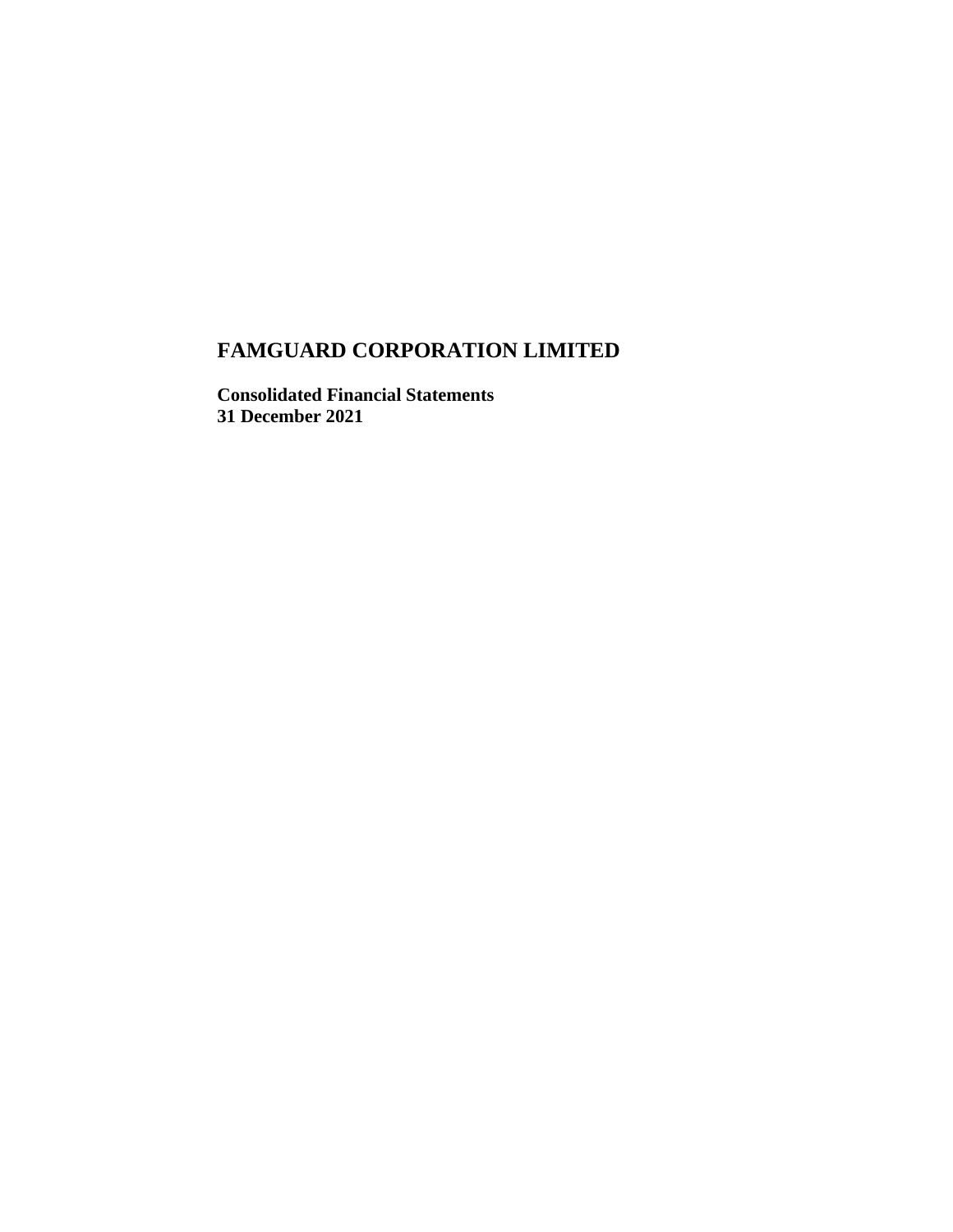# FAMGUARD CORPORATION LIMITED

**Consolidated Financial Statements**
**31 December 2021**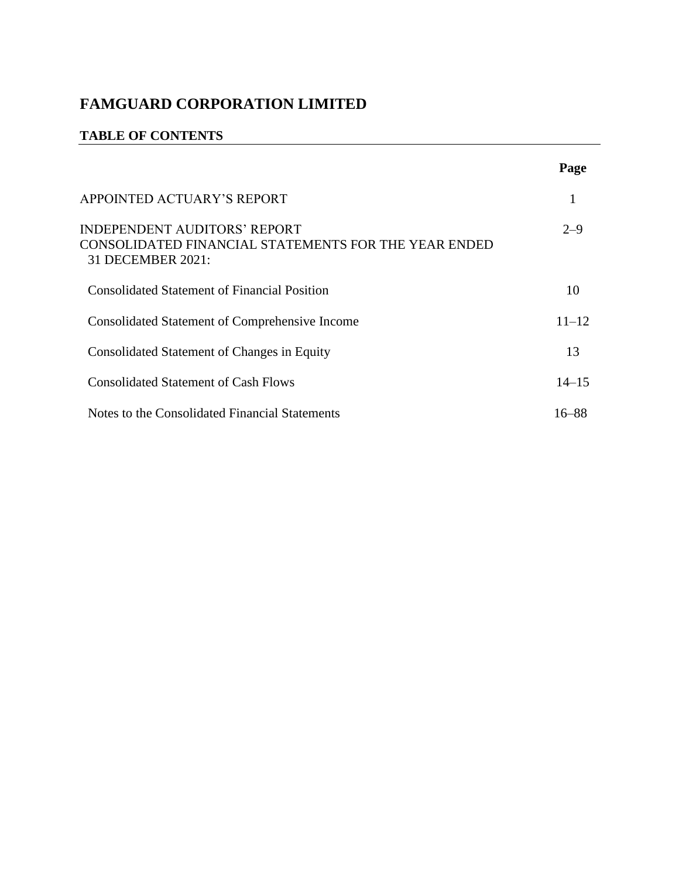# FAMGUARD CORPORATION LIMITED

## TABLE OF CONTENTS

| | Page |
|---|---|
| APPOINTED ACTUARY'S REPORT | 1 |
| INDEPENDENT AUDITORS' REPORT | 2–9 |
| CONSOLIDATED FINANCIAL STATEMENTS FOR THE YEAR ENDED 31 DECEMBER 2021: | |
| Consolidated Statement of Financial Position | 10 |
| Consolidated Statement of Comprehensive Income | 11–12 |
| Consolidated Statement of Changes in Equity | 13 |
| Consolidated Statement of Cash Flows | 14–15 |
| Notes to the Consolidated Financial Statements | 16–88 |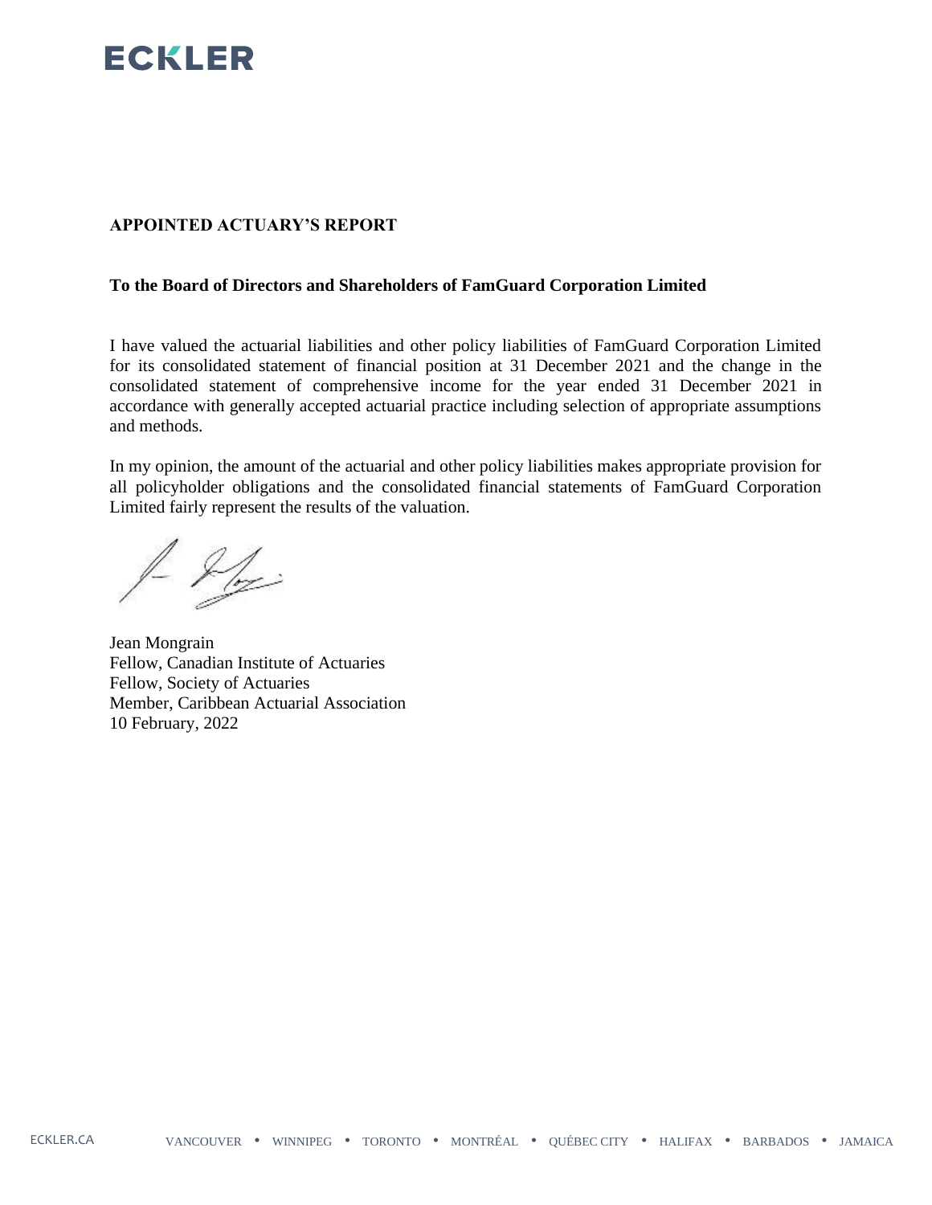ECKLER

## APPOINTED ACTUARY'S REPORT

**To the Board of Directors and Shareholders of FamGuard Corporation Limited**

I have valued the actuarial liabilities and other policy liabilities of FamGuard Corporation Limited for its consolidated statement of financial position at 31 December 2021 and the change in the consolidated statement of comprehensive income for the year ended 31 December 2021 in accordance with generally accepted actuarial practice including selection of appropriate assumptions and methods.

In my opinion, the amount of the actuarial and other policy liabilities makes appropriate provision for all policyholder obligations and the consolidated financial statements of FamGuard Corporation Limited fairly represent the results of the valuation.

Jean Mongrain
Fellow, Canadian Institute of Actuaries
Fellow, Society of Actuaries
Member, Caribbean Actuarial Association
10 February, 2022

ECKLER.CA VANCOUVER • WINNIPEG • TORONTO • MONTRÉAL • QUÉBEC CITY • HALIFAX • BARBADOS • JAMAICA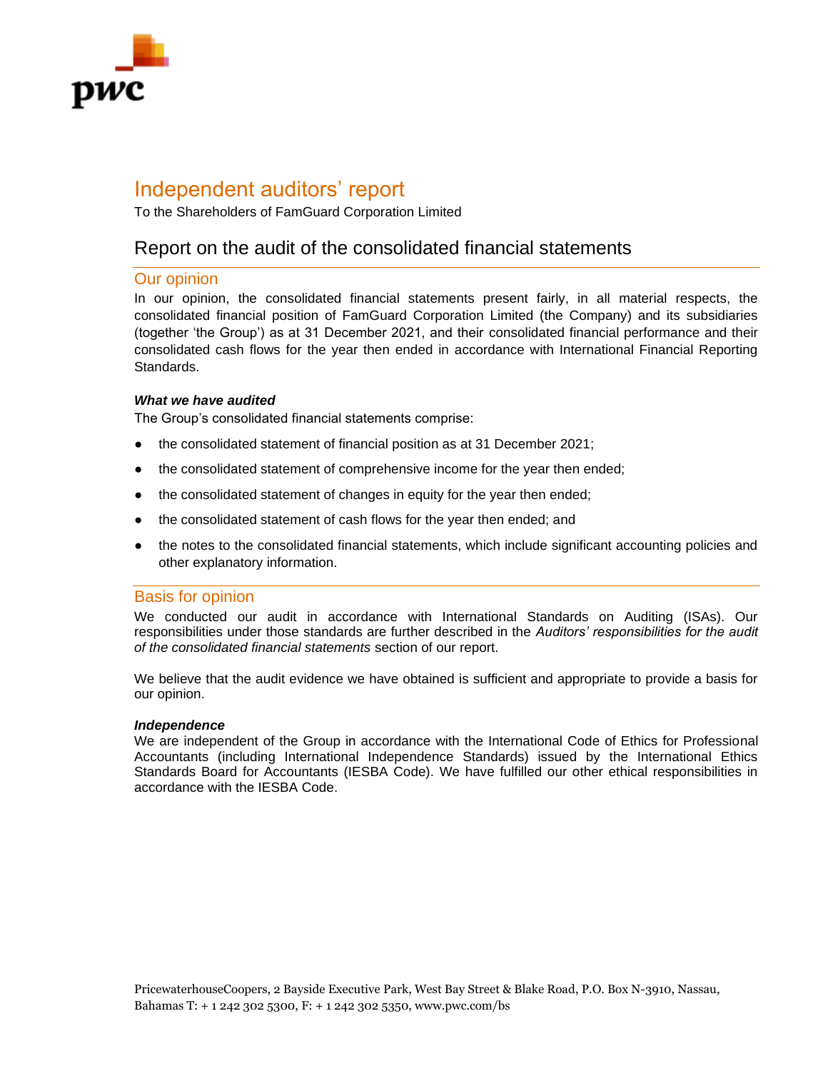# Independent auditors' report

To the Shareholders of FamGuard Corporation Limited

## Report on the audit of the consolidated financial statements

### Our opinion

In our opinion, the consolidated financial statements present fairly, in all material respects, the consolidated financial position of FamGuard Corporation Limited (the Company) and its subsidiaries (together 'the Group') as at 31 December 2021, and their consolidated financial performance and their consolidated cash flows for the year then ended in accordance with International Financial Reporting Standards.

***What we have audited***

The Group's consolidated financial statements comprise:

- the consolidated statement of financial position as at 31 December 2021;
- the consolidated statement of comprehensive income for the year then ended;
- the consolidated statement of changes in equity for the year then ended;
- the consolidated statement of cash flows for the year then ended; and
- the notes to the consolidated financial statements, which include significant accounting policies and other explanatory information.

### Basis for opinion

We conducted our audit in accordance with International Standards on Auditing (ISAs). Our responsibilities under those standards are further described in the *Auditors' responsibilities for the audit of the consolidated financial statements* section of our report.

We believe that the audit evidence we have obtained is sufficient and appropriate to provide a basis for our opinion.

***Independence***

We are independent of the Group in accordance with the International Code of Ethics for Professional Accountants (including International Independence Standards) issued by the International Ethics Standards Board for Accountants (IESBA Code). We have fulfilled our other ethical responsibilities in accordance with the IESBA Code.

PricewaterhouseCoopers, 2 Bayside Executive Park, West Bay Street & Blake Road, P.O. Box N-3910, Nassau, Bahamas T: + 1 242 302 5300, F: + 1 242 302 5350, www.pwc.com/bs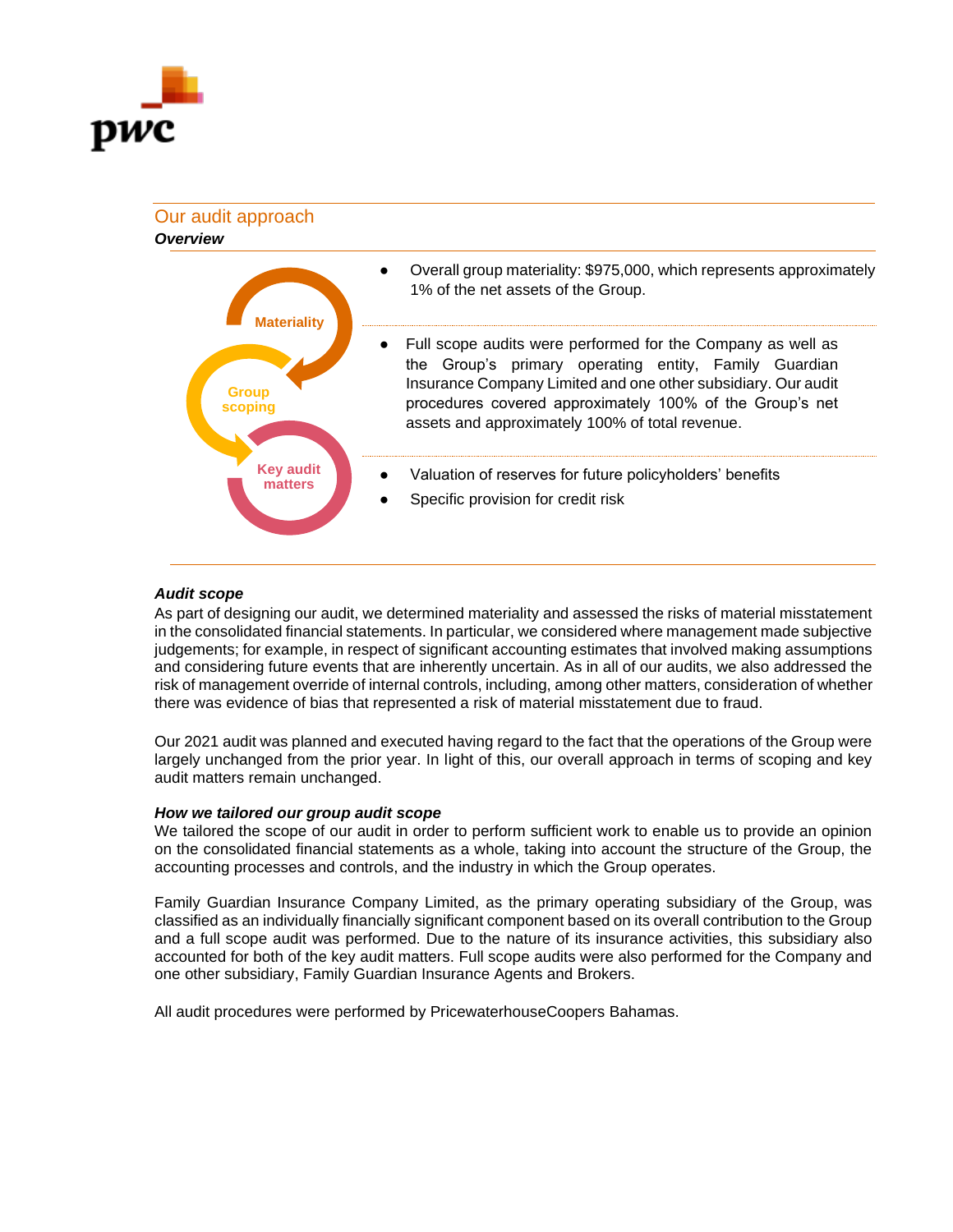## Our audit approach

***Overview***

| | |
|---|---|
| Materiality | • Overall group materiality: $975,000, which represents approximately 1% of the net assets of the Group. |
| Group scoping | • Full scope audits were performed for the Company as well as the Group's primary operating entity, Family Guardian Insurance Company Limited and one other subsidiary. Our audit procedures covered approximately 100% of the Group's net assets and approximately 100% of total revenue. |
| Key audit matters | • Valuation of reserves for future policyholders' benefits<br>• Specific provision for credit risk |

***Audit scope***

As part of designing our audit, we determined materiality and assessed the risks of material misstatement in the consolidated financial statements. In particular, we considered where management made subjective judgements; for example, in respect of significant accounting estimates that involved making assumptions and considering future events that are inherently uncertain. As in all of our audits, we also addressed the risk of management override of internal controls, including, among other matters, consideration of whether there was evidence of bias that represented a risk of material misstatement due to fraud.

Our 2021 audit was planned and executed having regard to the fact that the operations of the Group were largely unchanged from the prior year. In light of this, our overall approach in terms of scoping and key audit matters remain unchanged.

***How we tailored our group audit scope***

We tailored the scope of our audit in order to perform sufficient work to enable us to provide an opinion on the consolidated financial statements as a whole, taking into account the structure of the Group, the accounting processes and controls, and the industry in which the Group operates.

Family Guardian Insurance Company Limited, as the primary operating subsidiary of the Group, was classified as an individually financially significant component based on its overall contribution to the Group and a full scope audit was performed. Due to the nature of its insurance activities, this subsidiary also accounted for both of the key audit matters. Full scope audits were also performed for the Company and one other subsidiary, Family Guardian Insurance Agents and Brokers.

All audit procedures were performed by PricewaterhouseCoopers Bahamas.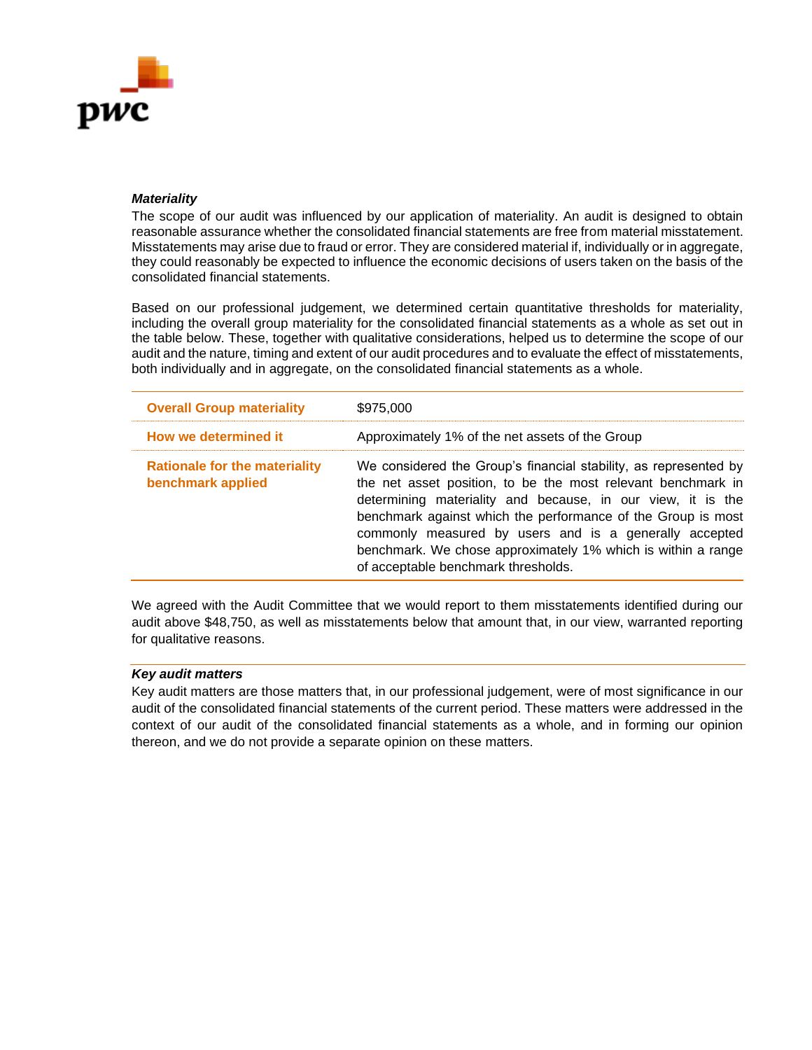***Materiality***

The scope of our audit was influenced by our application of materiality. An audit is designed to obtain reasonable assurance whether the consolidated financial statements are free from material misstatement. Misstatements may arise due to fraud or error. They are considered material if, individually or in aggregate, they could reasonably be expected to influence the economic decisions of users taken on the basis of the consolidated financial statements.

Based on our professional judgement, we determined certain quantitative thresholds for materiality, including the overall group materiality for the consolidated financial statements as a whole as set out in the table below. These, together with qualitative considerations, helped us to determine the scope of our audit and the nature, timing and extent of our audit procedures and to evaluate the effect of misstatements, both individually and in aggregate, on the consolidated financial statements as a whole.

| | |
|---|---|
| **Overall Group materiality** | $975,000 |
| **How we determined it** | Approximately 1% of the net assets of the Group |
| **Rationale for the materiality benchmark applied** | We considered the Group's financial stability, as represented by the net asset position, to be the most relevant benchmark in determining materiality and because, in our view, it is the benchmark against which the performance of the Group is most commonly measured by users and is a generally accepted benchmark. We chose approximately 1% which is within a range of acceptable benchmark thresholds. |

We agreed with the Audit Committee that we would report to them misstatements identified during our audit above $48,750, as well as misstatements below that amount that, in our view, warranted reporting for qualitative reasons.

***Key audit matters***

Key audit matters are those matters that, in our professional judgement, were of most significance in our audit of the consolidated financial statements of the current period. These matters were addressed in the context of our audit of the consolidated financial statements as a whole, and in forming our opinion thereon, and we do not provide a separate opinion on these matters.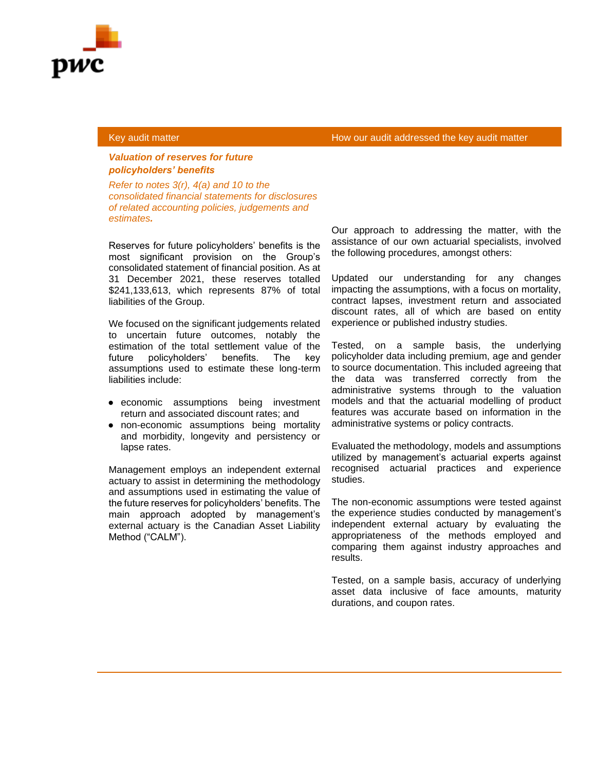| Key audit matter | How our audit addressed the key audit matter |
|---|---|
| ***Valuation of reserves for future policyholders' benefits*** <br><br> *Refer to notes 3(r), 4(a) and 10 to the consolidated financial statements for disclosures of related accounting policies, judgements and estimates.* <br><br> Reserves for future policyholders' benefits is the most significant provision on the Group's consolidated statement of financial position. As at 31 December 2021, these reserves totalled $241,133,613, which represents 87% of total liabilities of the Group. <br><br> We focused on the significant judgements related to uncertain future outcomes, notably the estimation of the total settlement value of the future policyholders' benefits. The key assumptions used to estimate these long-term liabilities include: <br><br> • economic assumptions being investment return and associated discount rates; and <br> • non-economic assumptions being mortality and morbidity, longevity and persistency or lapse rates. <br><br> Management employs an independent external actuary to assist in determining the methodology and assumptions used in estimating the value of the future reserves for policyholders' benefits. The main approach adopted by management's external actuary is the Canadian Asset Liability Method ("CALM"). | Our approach to addressing the matter, with the assistance of our own actuarial specialists, involved the following procedures, amongst others: <br><br> Updated our understanding for any changes impacting the assumptions, with a focus on mortality, contract lapses, investment return and associated discount rates, all of which are based on entity experience or published industry studies. <br><br> Tested, on a sample basis, the underlying policyholder data including premium, age and gender to source documentation. This included agreeing that the data was transferred correctly from the administrative systems through to the valuation models and that the actuarial modelling of product features was accurate based on information in the administrative systems or policy contracts. <br><br> Evaluated the methodology, models and assumptions utilized by management's actuarial experts against recognised actuarial practices and experience studies. <br><br> The non-economic assumptions were tested against the experience studies conducted by management's independent external actuary by evaluating the appropriateness of the methods employed and comparing them against industry approaches and results. <br><br> Tested, on a sample basis, accuracy of underlying asset data inclusive of face amounts, maturity durations, and coupon rates. |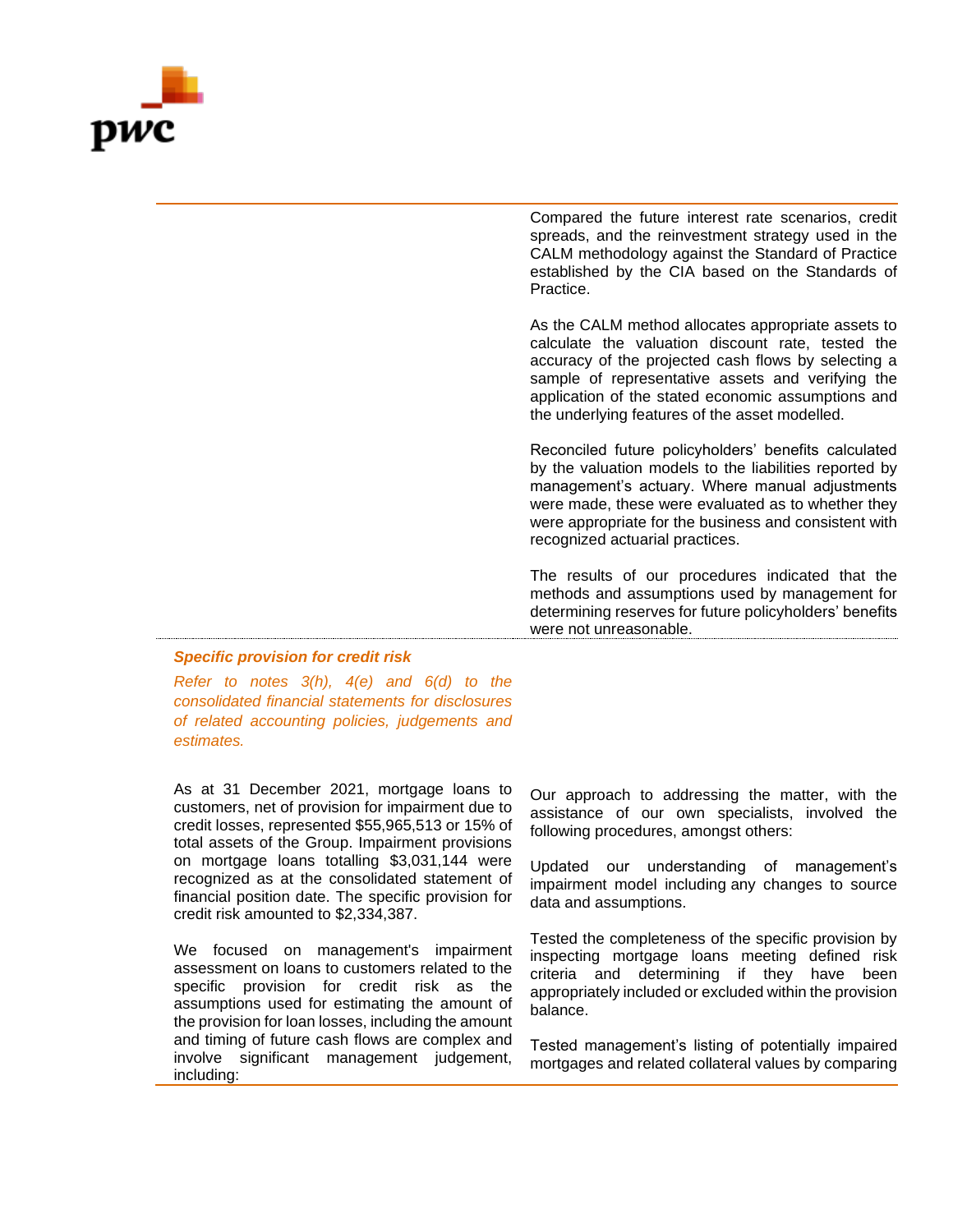Compared the future interest rate scenarios, credit spreads, and the reinvestment strategy used in the CALM methodology against the Standard of Practice established by the CIA based on the Standards of Practice.

As the CALM method allocates appropriate assets to calculate the valuation discount rate, tested the accuracy of the projected cash flows by selecting a sample of representative assets and verifying the application of the stated economic assumptions and the underlying features of the asset modelled.

Reconciled future policyholders' benefits calculated by the valuation models to the liabilities reported by management's actuary. Where manual adjustments were made, these were evaluated as to whether they were appropriate for the business and consistent with recognized actuarial practices.

The results of our procedures indicated that the methods and assumptions used by management for determining reserves for future policyholders' benefits were not unreasonable.

***Specific provision for credit risk***

*Refer to notes 3(h), 4(e) and 6(d) to the consolidated financial statements for disclosures of related accounting policies, judgements and estimates.*

As at 31 December 2021, mortgage loans to customers, net of provision for impairment due to credit losses, represented $55,965,513 or 15% of total assets of the Group. Impairment provisions on mortgage loans totalling $3,031,144 were recognized as at the consolidated statement of financial position date. The specific provision for credit risk amounted to $2,334,387.

We focused on management's impairment assessment on loans to customers related to the specific provision for credit risk as the assumptions used for estimating the amount of the provision for loan losses, including the amount and timing of future cash flows are complex and involve significant management judgement, including:

Our approach to addressing the matter, with the assistance of our own specialists, involved the following procedures, amongst others:

Updated our understanding of management's impairment model including any changes to source data and assumptions.

Tested the completeness of the specific provision by inspecting mortgage loans meeting defined risk criteria and determining if they have been appropriately included or excluded within the provision balance.

Tested management's listing of potentially impaired mortgages and related collateral values by comparing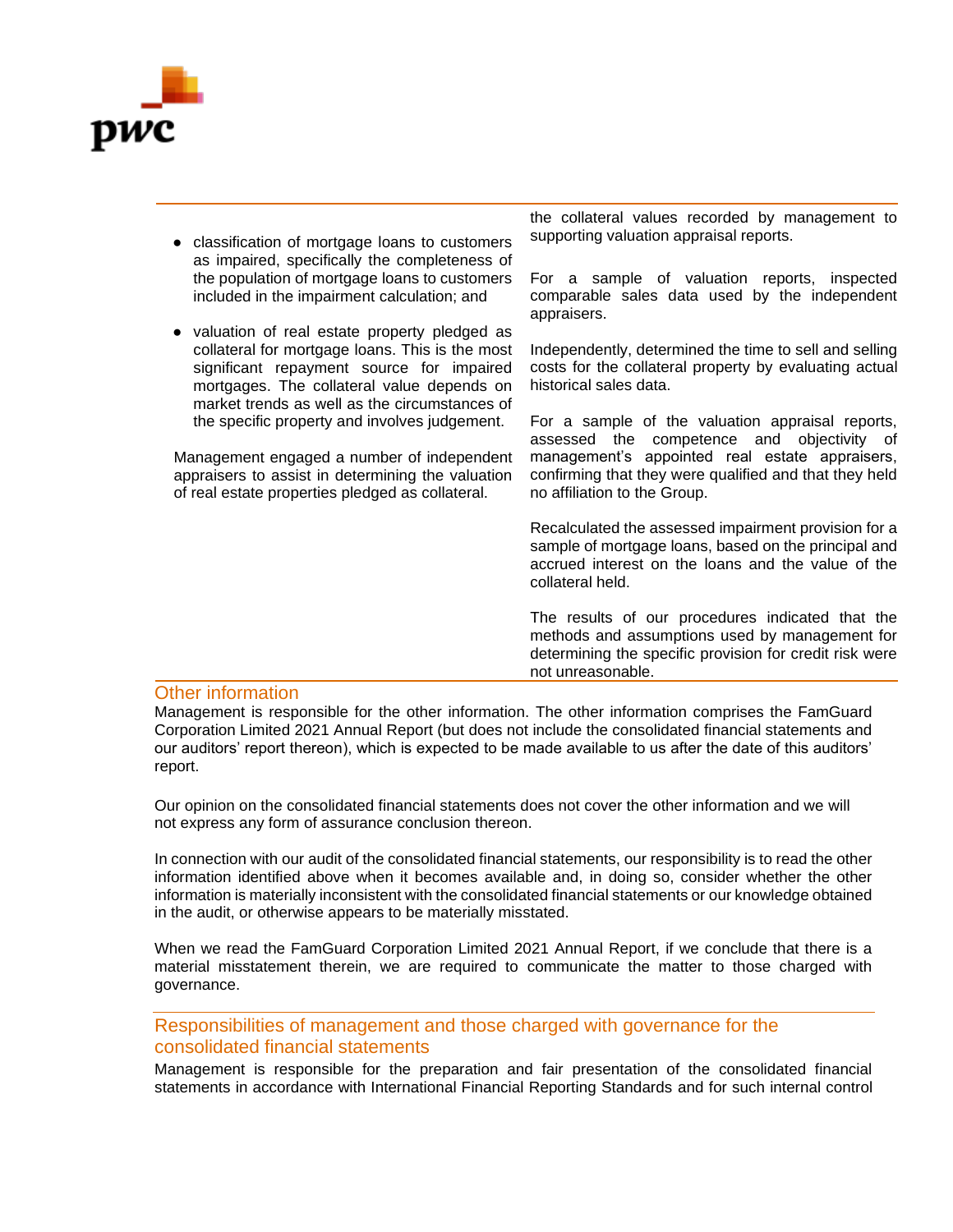| | |
|---|---|
| • classification of mortgage loans to customers as impaired, specifically the completeness of the population of mortgage loans to customers included in the impairment calculation; and<br><br>• valuation of real estate property pledged as collateral for mortgage loans. This is the most significant repayment source for impaired mortgages. The collateral value depends on market trends as well as the circumstances of the specific property and involves judgement.<br><br>Management engaged a number of independent appraisers to assist in determining the valuation of real estate properties pledged as collateral. | the collateral values recorded by management to supporting valuation appraisal reports.<br><br>For a sample of valuation reports, inspected comparable sales data used by the independent appraisers.<br><br>Independently, determined the time to sell and selling costs for the collateral property by evaluating actual historical sales data.<br><br>For a sample of the valuation appraisal reports, assessed the competence and objectivity of management's appointed real estate appraisers, confirming that they were qualified and that they held no affiliation to the Group.<br><br>Recalculated the assessed impairment provision for a sample of mortgage loans, based on the principal and accrued interest on the loans and the value of the collateral held.<br><br>The results of our procedures indicated that the methods and assumptions used by management for determining the specific provision for credit risk were not unreasonable. |

## Other information

Management is responsible for the other information. The other information comprises the FamGuard Corporation Limited 2021 Annual Report (but does not include the consolidated financial statements and our auditors' report thereon), which is expected to be made available to us after the date of this auditors' report.

Our opinion on the consolidated financial statements does not cover the other information and we will not express any form of assurance conclusion thereon.

In connection with our audit of the consolidated financial statements, our responsibility is to read the other information identified above when it becomes available and, in doing so, consider whether the other information is materially inconsistent with the consolidated financial statements or our knowledge obtained in the audit, or otherwise appears to be materially misstated.

When we read the FamGuard Corporation Limited 2021 Annual Report, if we conclude that there is a material misstatement therein, we are required to communicate the matter to those charged with governance.

## Responsibilities of management and those charged with governance for the consolidated financial statements

Management is responsible for the preparation and fair presentation of the consolidated financial statements in accordance with International Financial Reporting Standards and for such internal control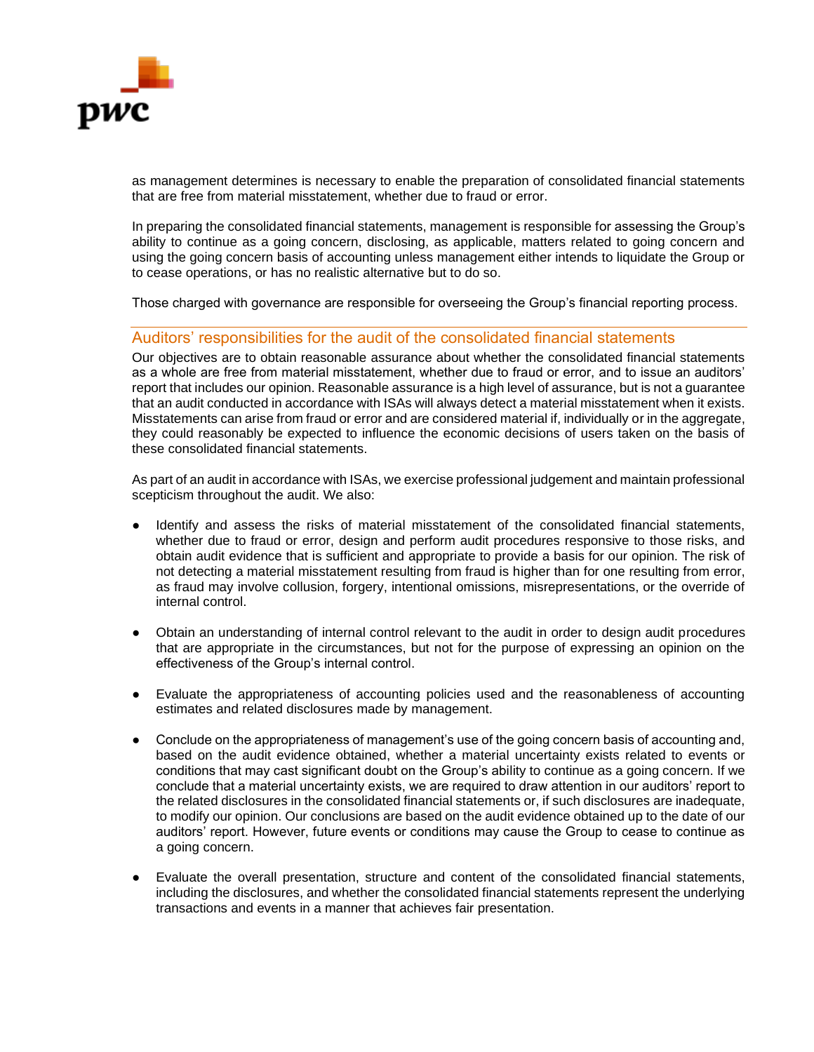as management determines is necessary to enable the preparation of consolidated financial statements that are free from material misstatement, whether due to fraud or error.

In preparing the consolidated financial statements, management is responsible for assessing the Group's ability to continue as a going concern, disclosing, as applicable, matters related to going concern and using the going concern basis of accounting unless management either intends to liquidate the Group or to cease operations, or has no realistic alternative but to do so.

Those charged with governance are responsible for overseeing the Group's financial reporting process.

## Auditors' responsibilities for the audit of the consolidated financial statements

Our objectives are to obtain reasonable assurance about whether the consolidated financial statements as a whole are free from material misstatement, whether due to fraud or error, and to issue an auditors' report that includes our opinion. Reasonable assurance is a high level of assurance, but is not a guarantee that an audit conducted in accordance with ISAs will always detect a material misstatement when it exists. Misstatements can arise from fraud or error and are considered material if, individually or in the aggregate, they could reasonably be expected to influence the economic decisions of users taken on the basis of these consolidated financial statements.

As part of an audit in accordance with ISAs, we exercise professional judgement and maintain professional scepticism throughout the audit. We also:

- Identify and assess the risks of material misstatement of the consolidated financial statements, whether due to fraud or error, design and perform audit procedures responsive to those risks, and obtain audit evidence that is sufficient and appropriate to provide a basis for our opinion. The risk of not detecting a material misstatement resulting from fraud is higher than for one resulting from error, as fraud may involve collusion, forgery, intentional omissions, misrepresentations, or the override of internal control.

- Obtain an understanding of internal control relevant to the audit in order to design audit procedures that are appropriate in the circumstances, but not for the purpose of expressing an opinion on the effectiveness of the Group's internal control.

- Evaluate the appropriateness of accounting policies used and the reasonableness of accounting estimates and related disclosures made by management.

- Conclude on the appropriateness of management's use of the going concern basis of accounting and, based on the audit evidence obtained, whether a material uncertainty exists related to events or conditions that may cast significant doubt on the Group's ability to continue as a going concern. If we conclude that a material uncertainty exists, we are required to draw attention in our auditors' report to the related disclosures in the consolidated financial statements or, if such disclosures are inadequate, to modify our opinion. Our conclusions are based on the audit evidence obtained up to the date of our auditors' report. However, future events or conditions may cause the Group to cease to continue as a going concern.

- Evaluate the overall presentation, structure and content of the consolidated financial statements, including the disclosures, and whether the consolidated financial statements represent the underlying transactions and events in a manner that achieves fair presentation.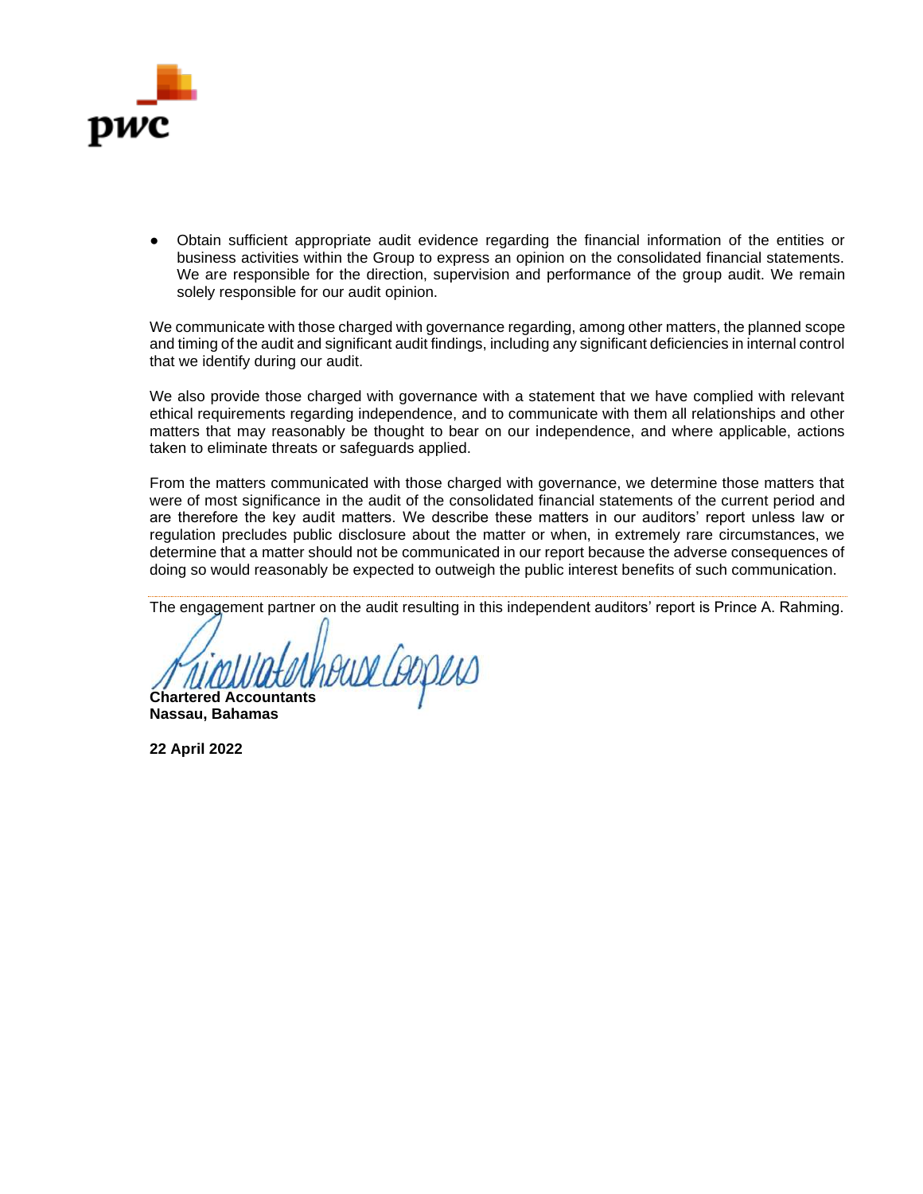- Obtain sufficient appropriate audit evidence regarding the financial information of the entities or business activities within the Group to express an opinion on the consolidated financial statements. We are responsible for the direction, supervision and performance of the group audit. We remain solely responsible for our audit opinion.

We communicate with those charged with governance regarding, among other matters, the planned scope and timing of the audit and significant audit findings, including any significant deficiencies in internal control that we identify during our audit.

We also provide those charged with governance with a statement that we have complied with relevant ethical requirements regarding independence, and to communicate with them all relationships and other matters that may reasonably be thought to bear on our independence, and where applicable, actions taken to eliminate threats or safeguards applied.

From the matters communicated with those charged with governance, we determine those matters that were of most significance in the audit of the consolidated financial statements of the current period and are therefore the key audit matters. We describe these matters in our auditors' report unless law or regulation precludes public disclosure about the matter or when, in extremely rare circumstances, we determine that a matter should not be communicated in our report because the adverse consequences of doing so would reasonably be expected to outweigh the public interest benefits of such communication.

The engagement partner on the audit resulting in this independent auditors' report is Prince A. Rahming.

**Chartered Accountants**
**Nassau, Bahamas**

**22 April 2022**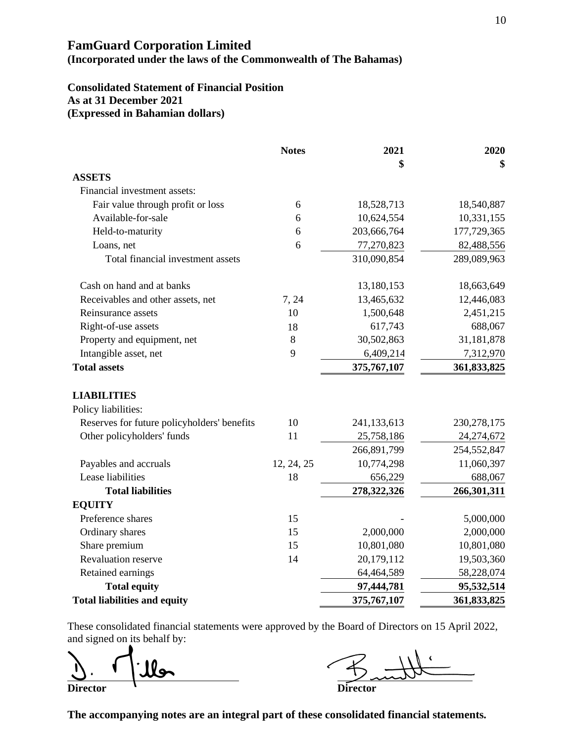# FamGuard Corporation Limited

**(Incorporated under the laws of the Commonwealth of The Bahamas)**

**Consolidated Statement of Financial Position**
**As at 31 December 2021**
**(Expressed in Bahamian dollars)**

| | Notes | 2021 $ | 2020 $ |
|---|---|---|---|
| **ASSETS** | | | |
| Financial investment assets: | | | |
| Fair value through profit or loss | 6 | 18,528,713 | 18,540,887 |
| Available-for-sale | 6 | 10,624,554 | 10,331,155 |
| Held-to-maturity | 6 | 203,666,764 | 177,729,365 |
| Loans, net | 6 | 77,270,823 | 82,488,556 |
| Total financial investment assets | | 310,090,854 | 289,089,963 |
| Cash on hand and at banks | | 13,180,153 | 18,663,649 |
| Receivables and other assets, net | 7, 24 | 13,465,632 | 12,446,083 |
| Reinsurance assets | 10 | 1,500,648 | 2,451,215 |
| Right-of-use assets | 18 | 617,743 | 688,067 |
| Property and equipment, net | 8 | 30,502,863 | 31,181,878 |
| Intangible asset, net | 9 | 6,409,214 | 7,312,970 |
| **Total assets** | | **375,767,107** | **361,833,825** |
| **LIABILITIES** | | | |
| Policy liabilities: | | | |
| Reserves for future policyholders' benefits | 10 | 241,133,613 | 230,278,175 |
| Other policyholders' funds | 11 | 25,758,186 | 24,274,672 |
| | | 266,891,799 | 254,552,847 |
| Payables and accruals | 12, 24, 25 | 10,774,298 | 11,060,397 |
| Lease liabilities | 18 | 656,229 | 688,067 |
| **Total liabilities** | | **278,322,326** | **266,301,311** |
| **EQUITY** | | | |
| Preference shares | 15 | - | 5,000,000 |
| Ordinary shares | 15 | 2,000,000 | 2,000,000 |
| Share premium | 15 | 10,801,080 | 10,801,080 |
| Revaluation reserve | 14 | 20,179,112 | 19,503,360 |
| Retained earnings | | 64,464,589 | 58,228,074 |
| **Total equity** | | **97,444,781** | **95,532,514** |
| **Total liabilities and equity** | | **375,767,107** | **361,833,825** |

These consolidated financial statements were approved by the Board of Directors on 15 April 2022, and signed on its behalf by:

**Director** **Director**

**The accompanying notes are an integral part of these consolidated financial statements.**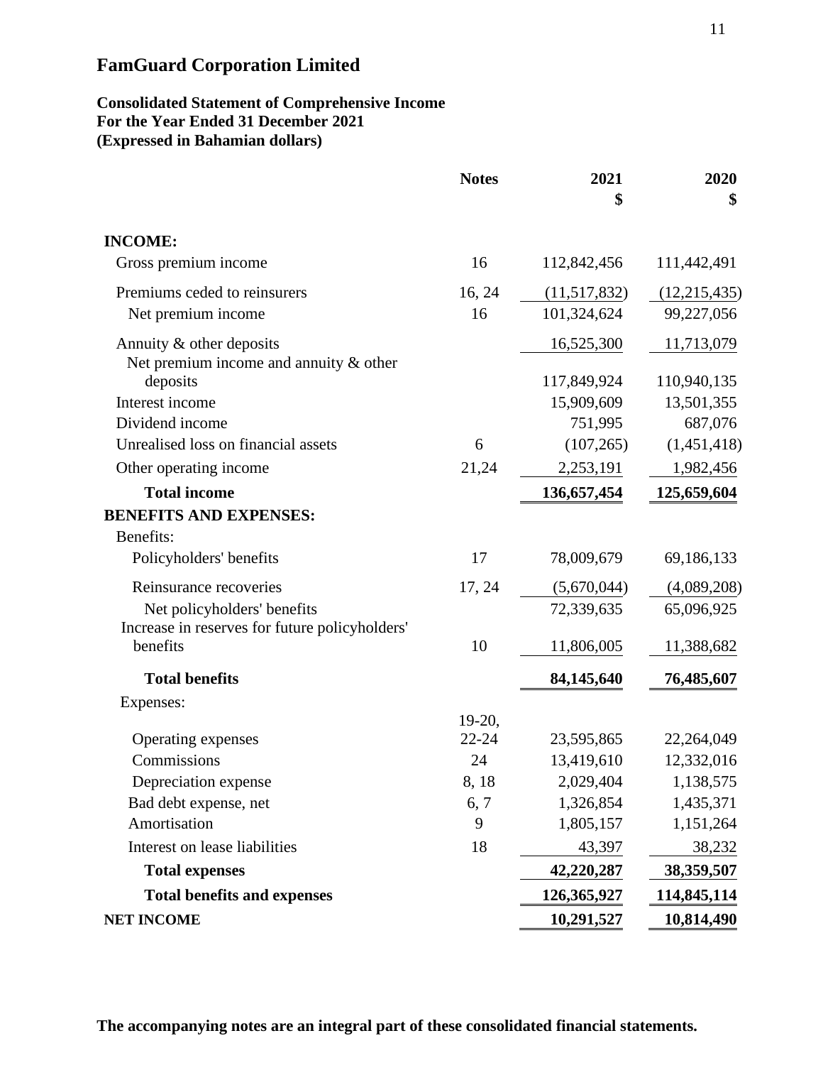# FamGuard Corporation Limited

**Consolidated Statement of Comprehensive Income**
**For the Year Ended 31 December 2021**
**(Expressed in Bahamian dollars)**

| | Notes | 2021 $ | 2020 $ |
|---|---|---|---|
| **INCOME:** | | | |
| Gross premium income | 16 | 112,842,456 | 111,442,491 |
| Premiums ceded to reinsurers | 16, 24 | (11,517,832) | (12,215,435) |
| Net premium income | 16 | 101,324,624 | 99,227,056 |
| Annuity & other deposits | | 16,525,300 | 11,713,079 |
| Net premium income and annuity & other deposits | | 117,849,924 | 110,940,135 |
| Interest income | | 15,909,609 | 13,501,355 |
| Dividend income | | 751,995 | 687,076 |
| Unrealised loss on financial assets | 6 | (107,265) | (1,451,418) |
| Other operating income | 21,24 | 2,253,191 | 1,982,456 |
| **Total income** | | **136,657,454** | **125,659,604** |
| **BENEFITS AND EXPENSES:** | | | |
| Benefits: | | | |
| Policyholders' benefits | 17 | 78,009,679 | 69,186,133 |
| Reinsurance recoveries | 17, 24 | (5,670,044) | (4,089,208) |
| Net policyholders' benefits | | 72,339,635 | 65,096,925 |
| Increase in reserves for future policyholders' benefits | 10 | 11,806,005 | 11,388,682 |
| **Total benefits** | | **84,145,640** | **76,485,607** |
| Expenses: | | | |
| Operating expenses | 19-20, 22-24 | 23,595,865 | 22,264,049 |
| Commissions | 24 | 13,419,610 | 12,332,016 |
| Depreciation expense | 8, 18 | 2,029,404 | 1,138,575 |
| Bad debt expense, net | 6, 7 | 1,326,854 | 1,435,371 |
| Amortisation | 9 | 1,805,157 | 1,151,264 |
| Interest on lease liabilities | 18 | 43,397 | 38,232 |
| **Total expenses** | | **42,220,287** | **38,359,507** |
| **Total benefits and expenses** | | **126,365,927** | **114,845,114** |
| **NET INCOME** | | **10,291,527** | **10,814,490** |

**The accompanying notes are an integral part of these consolidated financial statements.**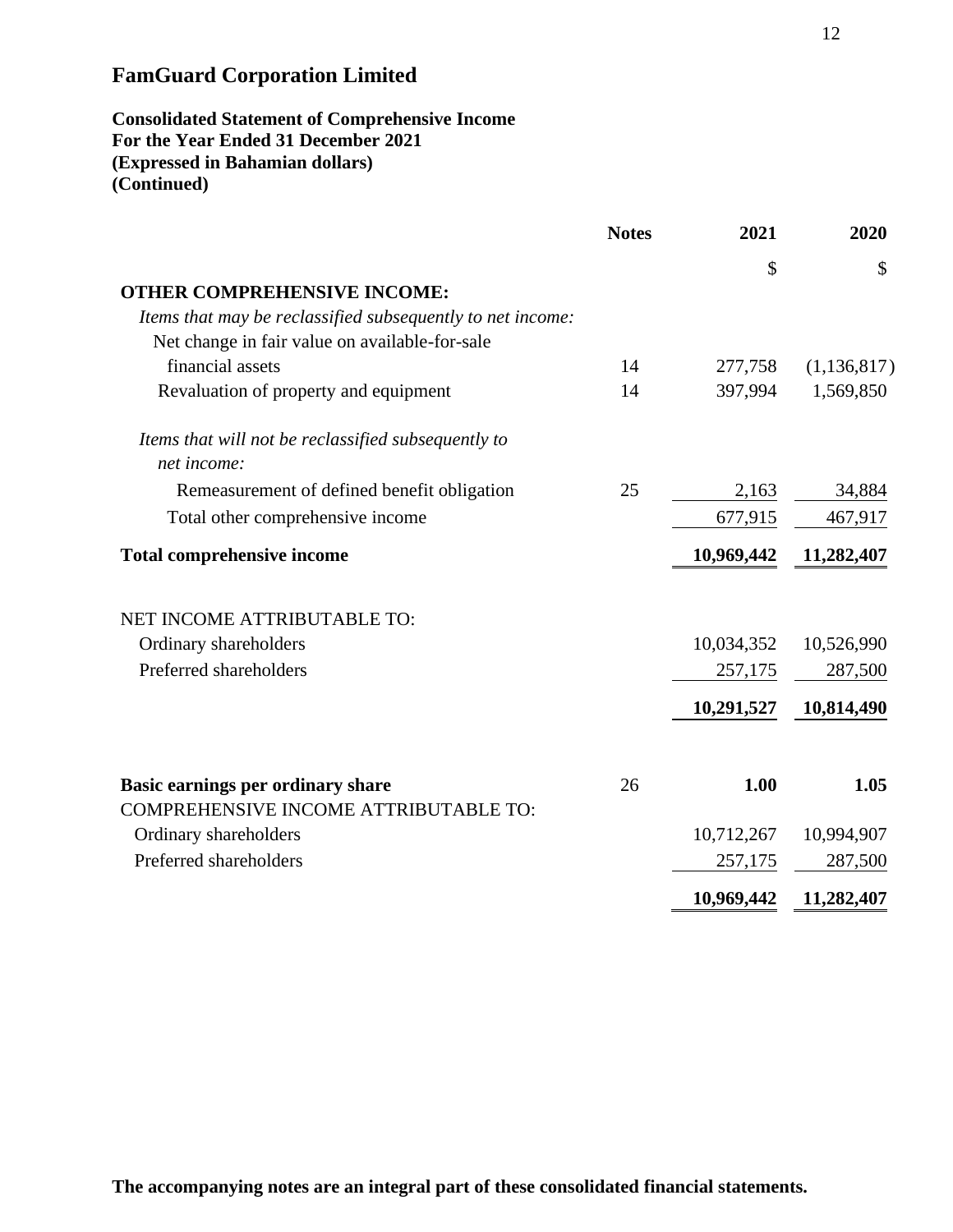# FamGuard Corporation Limited

**Consolidated Statement of Comprehensive Income**
**For the Year Ended 31 December 2021**
**(Expressed in Bahamian dollars)**
**(Continued)**

| | Notes | 2021 | 2020 |
|---|---|---|---|
| | | $ | $ |
| **OTHER COMPREHENSIVE INCOME:** | | | |
| *Items that may be reclassified subsequently to net income:* | | | |
| Net change in fair value on available-for-sale financial assets | 14 | 277,758 | (1,136,817) |
| Revaluation of property and equipment | 14 | 397,994 | 1,569,850 |
| *Items that will not be reclassified subsequently to net income:* | | | |
| Remeasurement of defined benefit obligation | 25 | 2,163 | 34,884 |
| Total other comprehensive income | | 677,915 | 467,917 |
| **Total comprehensive income** | | **10,969,442** | **11,282,407** |
| NET INCOME ATTRIBUTABLE TO: | | | |
| Ordinary shareholders | | 10,034,352 | 10,526,990 |
| Preferred shareholders | | 257,175 | 287,500 |
| | | **10,291,527** | **10,814,490** |
| **Basic earnings per ordinary share** | 26 | **1.00** | **1.05** |
| COMPREHENSIVE INCOME ATTRIBUTABLE TO: | | | |
| Ordinary shareholders | | 10,712,267 | 10,994,907 |
| Preferred shareholders | | 257,175 | 287,500 |
| | | **10,969,442** | **11,282,407** |

**The accompanying notes are an integral part of these consolidated financial statements.**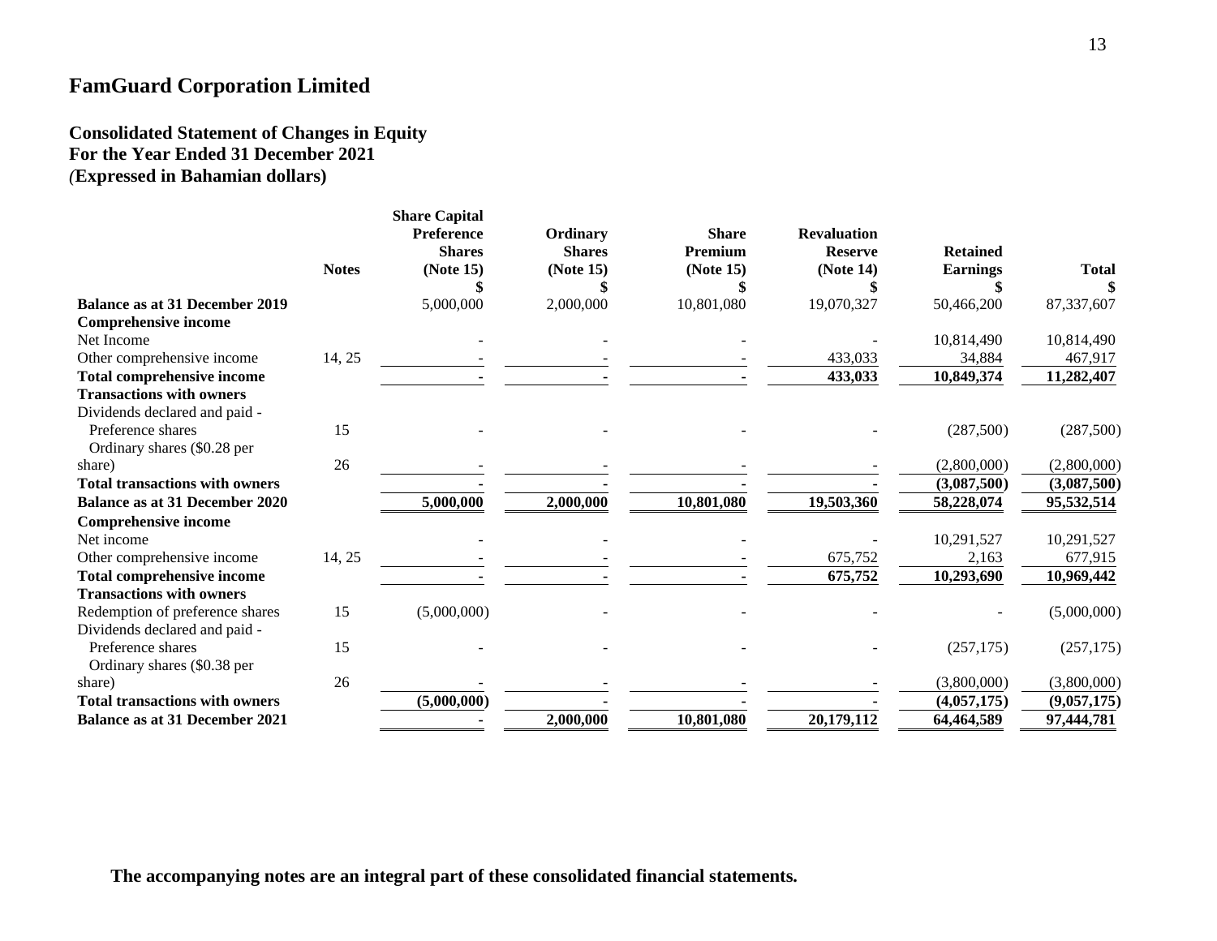# FamGuard Corporation Limited

## Consolidated Statement of Changes in Equity
## For the Year Ended 31 December 2021
## (Expressed in Bahamian dollars)

| | Notes | Share Capital Preference Shares (Note 15) | Ordinary Shares (Note 15) | Share Premium (Note 15) | Revaluation Reserve (Note 14) | Retained Earnings | Total |
|---|---|---|---|---|---|---|---|
| | | $ | $ | $ | $ | $ | $ |
| **Balance as at 31 December 2019** | | 5,000,000 | 2,000,000 | 10,801,080 | 19,070,327 | 50,466,200 | 87,337,607 |
| **Comprehensive income** | | | | | | | |
| Net Income | | - | - | - | - | 10,814,490 | 10,814,490 |
| Other comprehensive income | 14, 25 | - | - | - | 433,033 | 34,884 | 467,917 |
| **Total comprehensive income** | | **-** | **-** | **-** | **433,033** | **10,849,374** | **11,282,407** |
| **Transactions with owners** | | | | | | | |
| Dividends declared and paid - | | | | | | | |
| Preference shares | 15 | - | - | - | - | (287,500) | (287,500) |
| Ordinary shares ($0.28 per share) | 26 | - | - | - | - | (2,800,000) | (2,800,000) |
| **Total transactions with owners** | | **-** | **-** | **-** | **-** | **(3,087,500)** | **(3,087,500)** |
| **Balance as at 31 December 2020** | | **5,000,000** | **2,000,000** | **10,801,080** | **19,503,360** | **58,228,074** | **95,532,514** |
| **Comprehensive income** | | | | | | | |
| Net income | | - | - | - | - | 10,291,527 | 10,291,527 |
| Other comprehensive income | 14, 25 | - | - | - | 675,752 | 2,163 | 677,915 |
| **Total comprehensive income** | | **-** | **-** | **-** | **675,752** | **10,293,690** | **10,969,442** |
| **Transactions with owners** | | | | | | | |
| Redemption of preference shares | 15 | (5,000,000) | - | - | - | - | (5,000,000) |
| Dividends declared and paid - | | | | | | | |
| Preference shares | 15 | - | - | - | - | (257,175) | (257,175) |
| Ordinary shares ($0.38 per share) | 26 | - | - | - | - | (3,800,000) | (3,800,000) |
| **Total transactions with owners** | | **(5,000,000)** | **-** | **-** | **-** | **(4,057,175)** | **(9,057,175)** |
| **Balance as at 31 December 2021** | | **-** | **2,000,000** | **10,801,080** | **20,179,112** | **64,464,589** | **97,444,781** |

**The accompanying notes are an integral part of these consolidated financial statements.**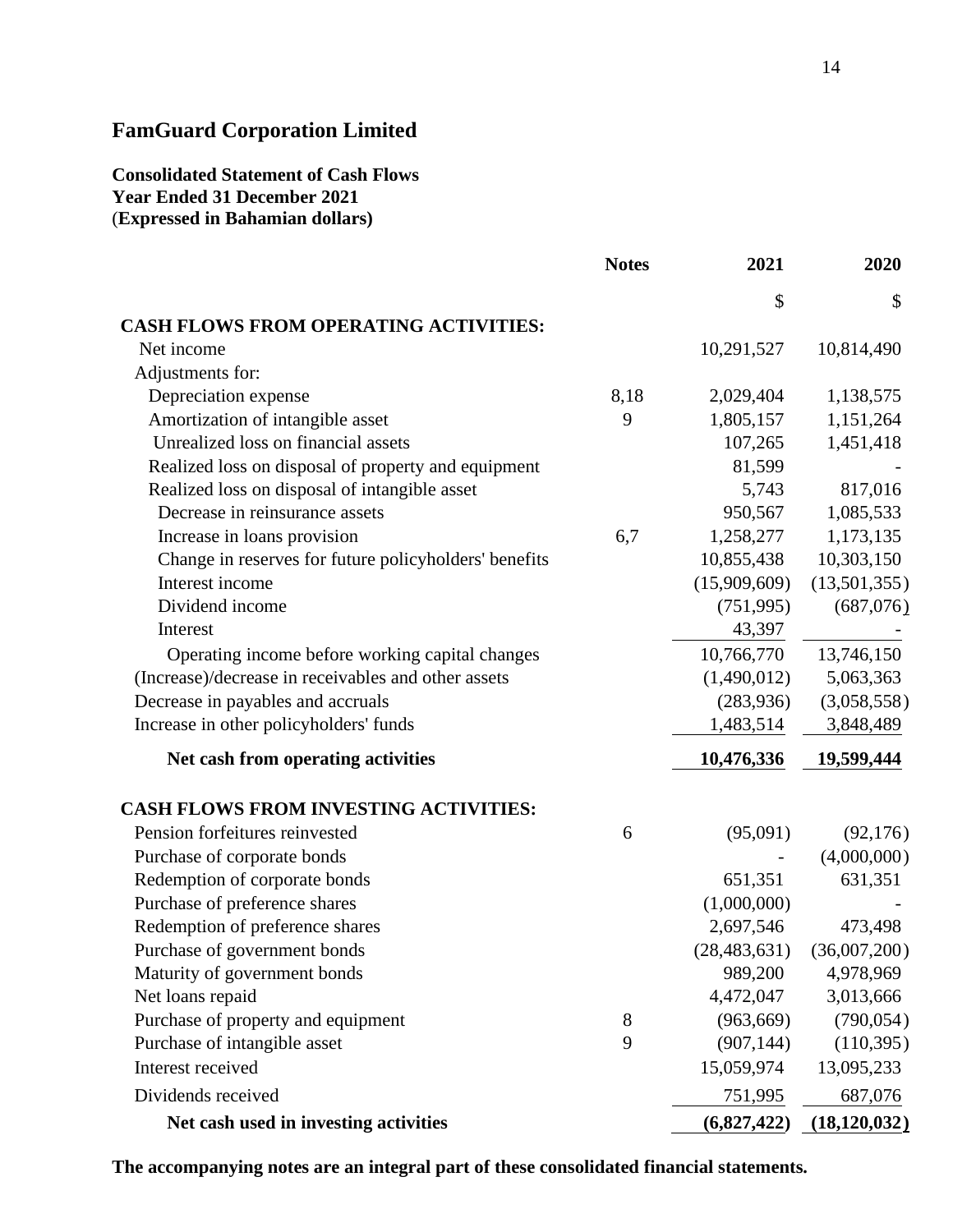# FamGuard Corporation Limited

**Consolidated Statement of Cash Flows**
**Year Ended 31 December 2021**
**(Expressed in Bahamian dollars)**

| | Notes | 2021 | 2020 |
|---|---|---|---|
| | | $ | $ |
| **CASH FLOWS FROM OPERATING ACTIVITIES:** | | | |
| Net income | | 10,291,527 | 10,814,490 |
| Adjustments for: | | | |
| Depreciation expense | 8,18 | 2,029,404 | 1,138,575 |
| Amortization of intangible asset | 9 | 1,805,157 | 1,151,264 |
| Unrealized loss on financial assets | | 107,265 | 1,451,418 |
| Realized loss on disposal of property and equipment | | 81,599 | - |
| Realized loss on disposal of intangible asset | | 5,743 | 817,016 |
| Decrease in reinsurance assets | | 950,567 | 1,085,533 |
| Increase in loans provision | 6,7 | 1,258,277 | 1,173,135 |
| Change in reserves for future policyholders' benefits | | 10,855,438 | 10,303,150 |
| Interest income | | (15,909,609) | (13,501,355) |
| Dividend income | | (751,995) | (687,076) |
| Interest | | 43,397 | - |
| Operating income before working capital changes | | 10,766,770 | 13,746,150 |
| (Increase)/decrease in receivables and other assets | | (1,490,012) | 5,063,363 |
| Decrease in payables and accruals | | (283,936) | (3,058,558) |
| Increase in other policyholders' funds | | 1,483,514 | 3,848,489 |
| **Net cash from operating activities** | | **10,476,336** | **19,599,444** |
| **CASH FLOWS FROM INVESTING ACTIVITIES:** | | | |
| Pension forfeitures reinvested | 6 | (95,091) | (92,176) |
| Purchase of corporate bonds | | - | (4,000,000) |
| Redemption of corporate bonds | | 651,351 | 631,351 |
| Purchase of preference shares | | (1,000,000) | - |
| Redemption of preference shares | | 2,697,546 | 473,498 |
| Purchase of government bonds | | (28,483,631) | (36,007,200) |
| Maturity of government bonds | | 989,200 | 4,978,969 |
| Net loans repaid | | 4,472,047 | 3,013,666 |
| Purchase of property and equipment | 8 | (963,669) | (790,054) |
| Purchase of intangible asset | 9 | (907,144) | (110,395) |
| Interest received | | 15,059,974 | 13,095,233 |
| Dividends received | | 751,995 | 687,076 |
| **Net cash used in investing activities** | | **(6,827,422)** | **(18,120,032)** |

**The accompanying notes are an integral part of these consolidated financial statements.**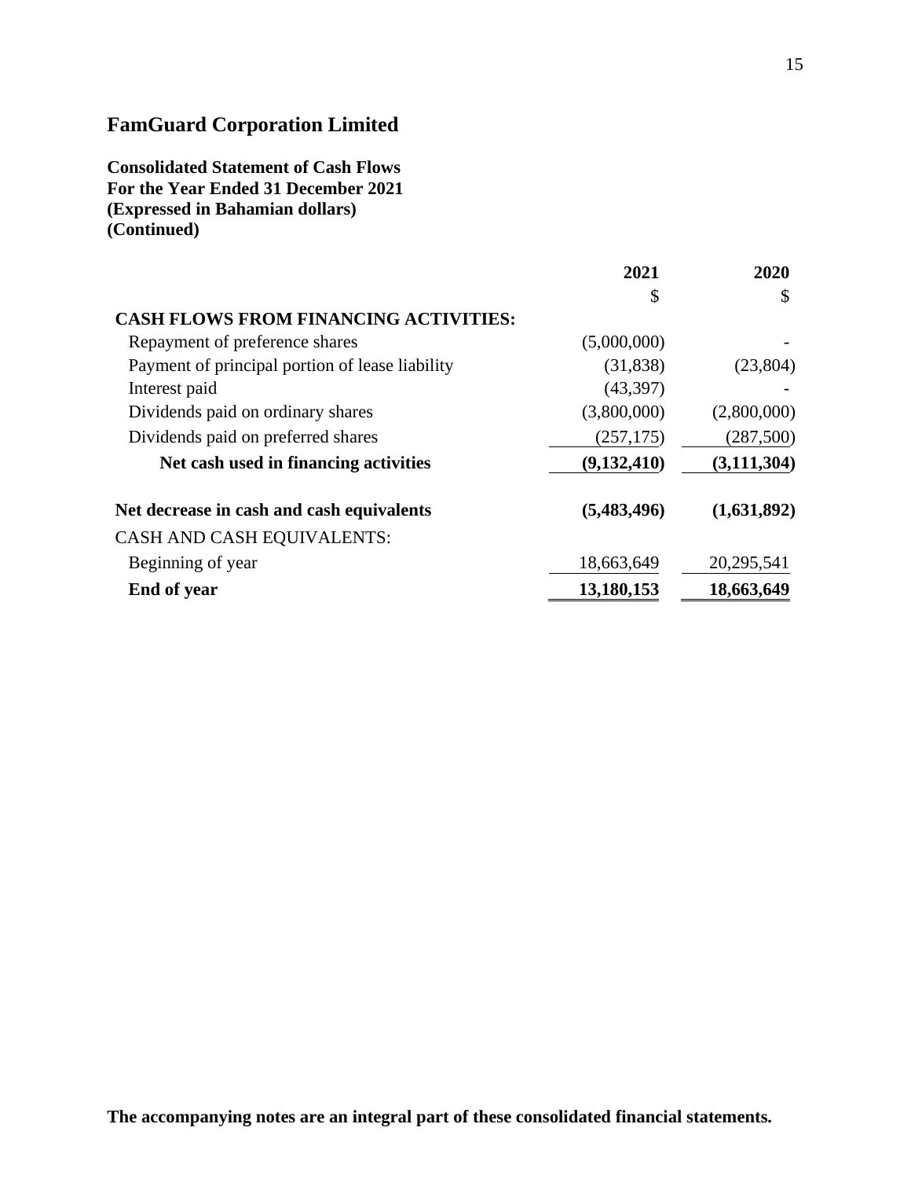## FamGuard Corporation Limited

**Consolidated Statement of Cash Flows**
**For the Year Ended 31 December 2021**
**(Expressed in Bahamian dollars)**
**(Continued)**

| | 2021 | 2020 |
|---|---|---|
| | $ | $ |
| **CASH FLOWS FROM FINANCING ACTIVITIES:** | | |
| Repayment of preference shares | (5,000,000) | - |
| Payment of principal portion of lease liability | (31,838) | (23,804) |
| Interest paid | (43,397) | - |
| Dividends paid on ordinary shares | (3,800,000) | (2,800,000) |
| Dividends paid on preferred shares | (257,175) | (287,500) |
| **Net cash used in financing activities** | **(9,132,410)** | **(3,111,304)** |
| **Net decrease in cash and cash equivalents** | **(5,483,496)** | **(1,631,892)** |
| CASH AND CASH EQUIVALENTS: | | |
| Beginning of year | 18,663,649 | 20,295,541 |
| **End of year** | **13,180,153** | **18,663,649** |

**The accompanying notes are an integral part of these consolidated financial statements.**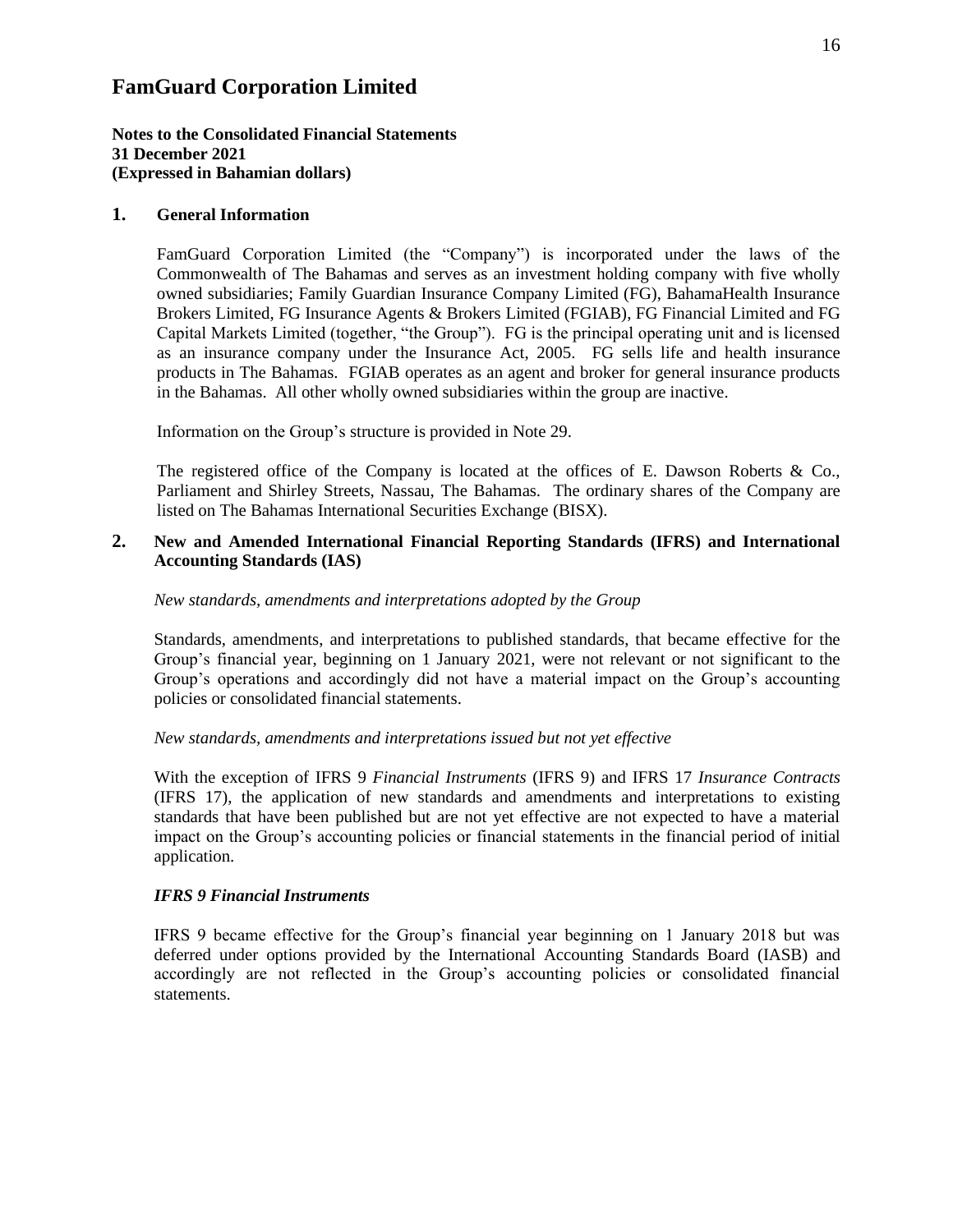# FamGuard Corporation Limited

**Notes to the Consolidated Financial Statements**
**31 December 2021**
**(Expressed in Bahamian dollars)**

## 1. General Information

FamGuard Corporation Limited (the "Company") is incorporated under the laws of the Commonwealth of The Bahamas and serves as an investment holding company with five wholly owned subsidiaries; Family Guardian Insurance Company Limited (FG), BahamaHealth Insurance Brokers Limited, FG Insurance Agents & Brokers Limited (FGIAB), FG Financial Limited and FG Capital Markets Limited (together, "the Group"). FG is the principal operating unit and is licensed as an insurance company under the Insurance Act, 2005. FG sells life and health insurance products in The Bahamas. FGIAB operates as an agent and broker for general insurance products in the Bahamas. All other wholly owned subsidiaries within the group are inactive.

Information on the Group's structure is provided in Note 29.

The registered office of the Company is located at the offices of E. Dawson Roberts & Co., Parliament and Shirley Streets, Nassau, The Bahamas. The ordinary shares of the Company are listed on The Bahamas International Securities Exchange (BISX).

## 2. New and Amended International Financial Reporting Standards (IFRS) and International Accounting Standards (IAS)

*New standards, amendments and interpretations adopted by the Group*

Standards, amendments, and interpretations to published standards, that became effective for the Group's financial year, beginning on 1 January 2021, were not relevant or not significant to the Group's operations and accordingly did not have a material impact on the Group's accounting policies or consolidated financial statements.

*New standards, amendments and interpretations issued but not yet effective*

With the exception of IFRS 9 *Financial Instruments* (IFRS 9) and IFRS 17 *Insurance Contracts* (IFRS 17), the application of new standards and amendments and interpretations to existing standards that have been published but are not yet effective are not expected to have a material impact on the Group's accounting policies or financial statements in the financial period of initial application.

***IFRS 9 Financial Instruments***

IFRS 9 became effective for the Group's financial year beginning on 1 January 2018 but was deferred under options provided by the International Accounting Standards Board (IASB) and accordingly are not reflected in the Group's accounting policies or consolidated financial statements.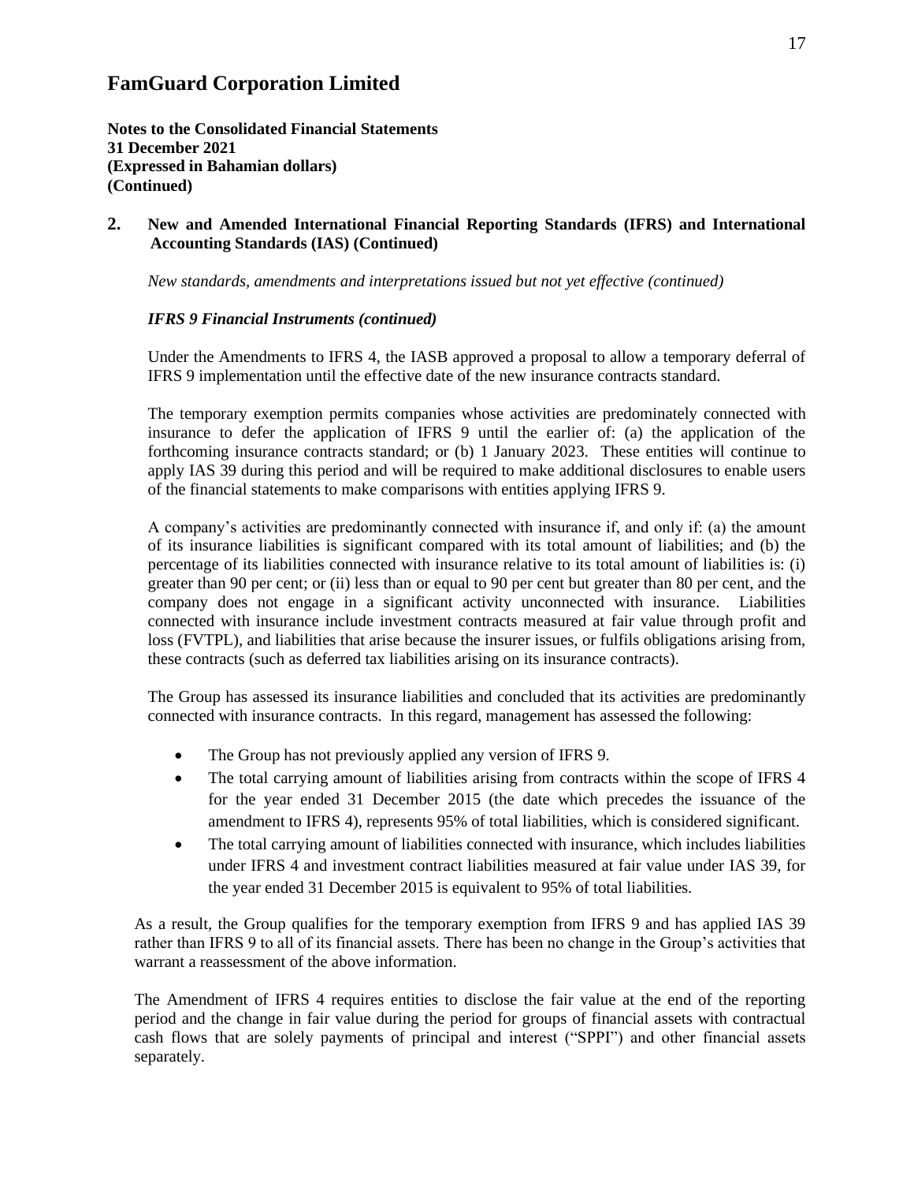# FamGuard Corporation Limited

**Notes to the Consolidated Financial Statements**
**31 December 2021**
**(Expressed in Bahamian dollars)**
**(Continued)**

## 2. New and Amended International Financial Reporting Standards (IFRS) and International Accounting Standards (IAS) (Continued)

*New standards, amendments and interpretations issued but not yet effective (continued)*

***IFRS 9 Financial Instruments (continued)***

Under the Amendments to IFRS 4, the IASB approved a proposal to allow a temporary deferral of IFRS 9 implementation until the effective date of the new insurance contracts standard.

The temporary exemption permits companies whose activities are predominately connected with insurance to defer the application of IFRS 9 until the earlier of: (a) the application of the forthcoming insurance contracts standard; or (b) 1 January 2023. These entities will continue to apply IAS 39 during this period and will be required to make additional disclosures to enable users of the financial statements to make comparisons with entities applying IFRS 9.

A company's activities are predominantly connected with insurance if, and only if: (a) the amount of its insurance liabilities is significant compared with its total amount of liabilities; and (b) the percentage of its liabilities connected with insurance relative to its total amount of liabilities is: (i) greater than 90 per cent; or (ii) less than or equal to 90 per cent but greater than 80 per cent, and the company does not engage in a significant activity unconnected with insurance. Liabilities connected with insurance include investment contracts measured at fair value through profit and loss (FVTPL), and liabilities that arise because the insurer issues, or fulfils obligations arising from, these contracts (such as deferred tax liabilities arising on its insurance contracts).

The Group has assessed its insurance liabilities and concluded that its activities are predominantly connected with insurance contracts. In this regard, management has assessed the following:

- The Group has not previously applied any version of IFRS 9.
- The total carrying amount of liabilities arising from contracts within the scope of IFRS 4 for the year ended 31 December 2015 (the date which precedes the issuance of the amendment to IFRS 4), represents 95% of total liabilities, which is considered significant.
- The total carrying amount of liabilities connected with insurance, which includes liabilities under IFRS 4 and investment contract liabilities measured at fair value under IAS 39, for the year ended 31 December 2015 is equivalent to 95% of total liabilities.

As a result, the Group qualifies for the temporary exemption from IFRS 9 and has applied IAS 39 rather than IFRS 9 to all of its financial assets. There has been no change in the Group's activities that warrant a reassessment of the above information.

The Amendment of IFRS 4 requires entities to disclose the fair value at the end of the reporting period and the change in fair value during the period for groups of financial assets with contractual cash flows that are solely payments of principal and interest ("SPPI") and other financial assets separately.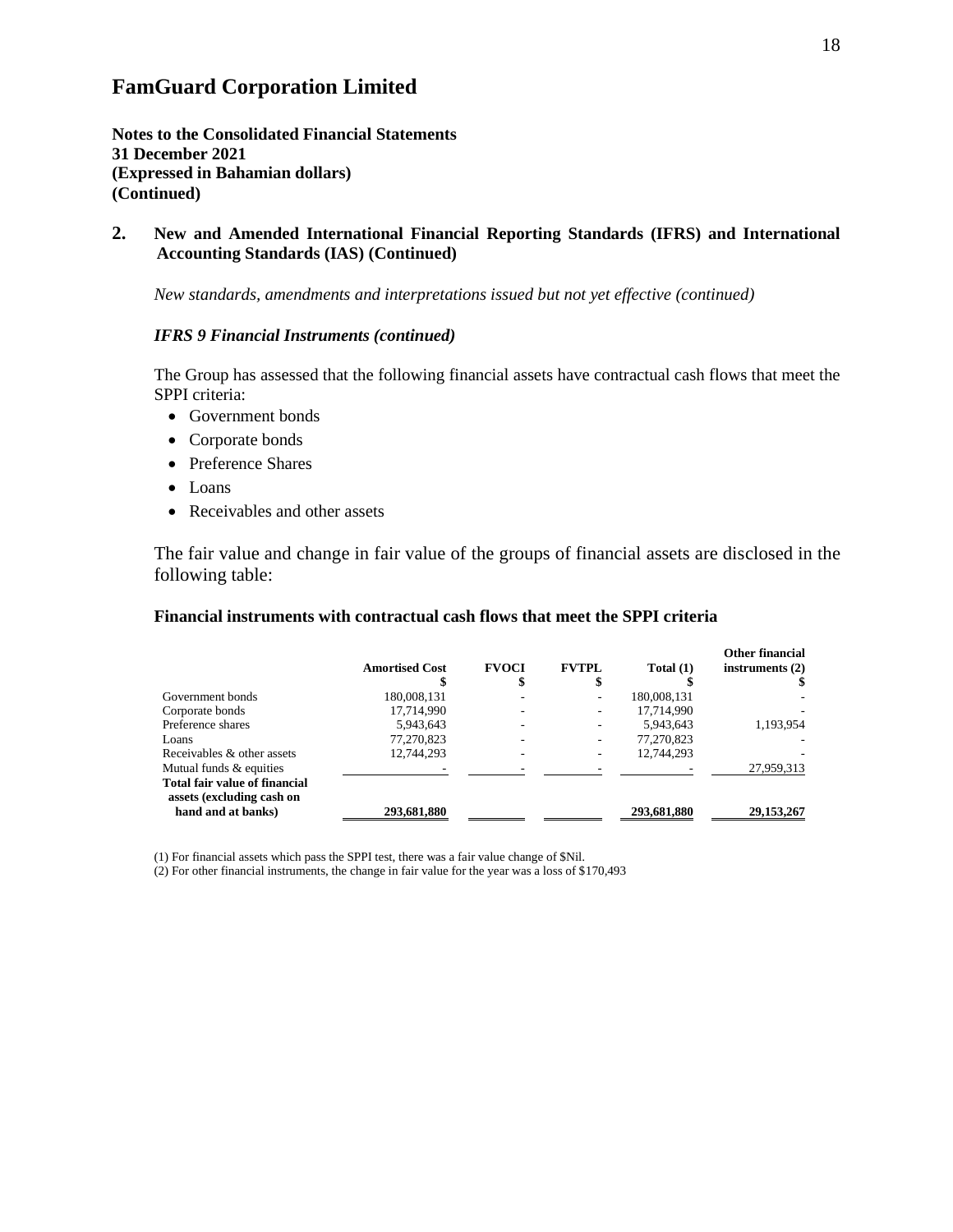# FamGuard Corporation Limited

**Notes to the Consolidated Financial Statements**
**31 December 2021**
**(Expressed in Bahamian dollars)**
**(Continued)**

## 2. New and Amended International Financial Reporting Standards (IFRS) and International Accounting Standards (IAS) (Continued)

*New standards, amendments and interpretations issued but not yet effective (continued)*

***IFRS 9 Financial Instruments (continued)***

The Group has assessed that the following financial assets have contractual cash flows that meet the SPPI criteria:

- Government bonds
- Corporate bonds
- Preference Shares
- Loans
- Receivables and other assets

The fair value and change in fair value of the groups of financial assets are disclosed in the following table:

**Financial instruments with contractual cash flows that meet the SPPI criteria**

| | Amortised Cost<br>$ | FVOCI<br>$ | FVTPL<br>$ | Total (1)<br>$ | Other financial instruments (2)<br>$ |
|---|---|---|---|---|---|
| Government bonds | 180,008,131 | - | - | 180,008,131 | - |
| Corporate bonds | 17,714,990 | - | - | 17,714,990 | - |
| Preference shares | 5,943,643 | - | - | 5,943,643 | 1,193,954 |
| Loans | 77,270,823 | - | - | 77,270,823 | - |
| Receivables & other assets | 12,744,293 | - | - | 12,744,293 | - |
| Mutual funds & equities | - | - | - | - | 27,959,313 |
| **Total fair value of financial assets (excluding cash on hand and at banks)** | **293,681,880** | | | **293,681,880** | **29,153,267** |

(1) For financial assets which pass the SPPI test, there was a fair value change of $Nil.
(2) For other financial instruments, the change in fair value for the year was a loss of $170,493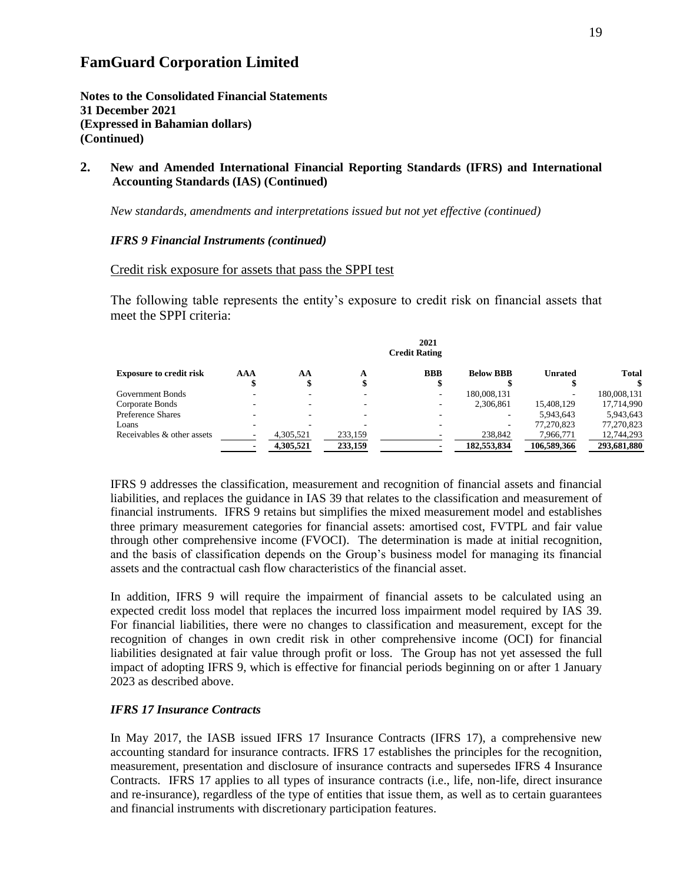# FamGuard Corporation Limited

**Notes to the Consolidated Financial Statements**
**31 December 2021**
**(Expressed in Bahamian dollars)**
**(Continued)**

## 2. New and Amended International Financial Reporting Standards (IFRS) and International Accounting Standards (IAS) (Continued)

*New standards, amendments and interpretations issued but not yet effective (continued)*

***IFRS 9 Financial Instruments (continued)***

Credit risk exposure for assets that pass the SPPI test

The following table represents the entity's exposure to credit risk on financial assets that meet the SPPI criteria:

| | 2021 Credit Rating | | | | | | |
|---|---|---|---|---|---|---|---|
| **Exposure to credit risk** | **AAA $** | **AA $** | **A $** | **BBB $** | **Below BBB $** | **Unrated $** | **Total $** |
| Government Bonds | - | - | - | - | 180,008,131 | - | 180,008,131 |
| Corporate Bonds | - | - | - | - | 2,306,861 | 15,408,129 | 17,714,990 |
| Preference Shares | - | - | - | - | - | 5,943,643 | 5,943,643 |
| Loans | - | - | - | - | - | 77,270,823 | 77,270,823 |
| Receivables & other assets | - | 4,305,521 | 233,159 | - | 238,842 | 7,966,771 | 12,744,293 |
| | **-** | **4,305,521** | **233,159** | **-** | **182,553,834** | **106,589,366** | **293,681,880** |

IFRS 9 addresses the classification, measurement and recognition of financial assets and financial liabilities, and replaces the guidance in IAS 39 that relates to the classification and measurement of financial instruments. IFRS 9 retains but simplifies the mixed measurement model and establishes three primary measurement categories for financial assets: amortised cost, FVTPL and fair value through other comprehensive income (FVOCI). The determination is made at initial recognition, and the basis of classification depends on the Group's business model for managing its financial assets and the contractual cash flow characteristics of the financial asset.

In addition, IFRS 9 will require the impairment of financial assets to be calculated using an expected credit loss model that replaces the incurred loss impairment model required by IAS 39. For financial liabilities, there were no changes to classification and measurement, except for the recognition of changes in own credit risk in other comprehensive income (OCI) for financial liabilities designated at fair value through profit or loss. The Group has not yet assessed the full impact of adopting IFRS 9, which is effective for financial periods beginning on or after 1 January 2023 as described above.

***IFRS 17 Insurance Contracts***

In May 2017, the IASB issued IFRS 17 Insurance Contracts (IFRS 17), a comprehensive new accounting standard for insurance contracts. IFRS 17 establishes the principles for the recognition, measurement, presentation and disclosure of insurance contracts and supersedes IFRS 4 Insurance Contracts. IFRS 17 applies to all types of insurance contracts (i.e., life, non-life, direct insurance and re-insurance), regardless of the type of entities that issue them, as well as to certain guarantees and financial instruments with discretionary participation features.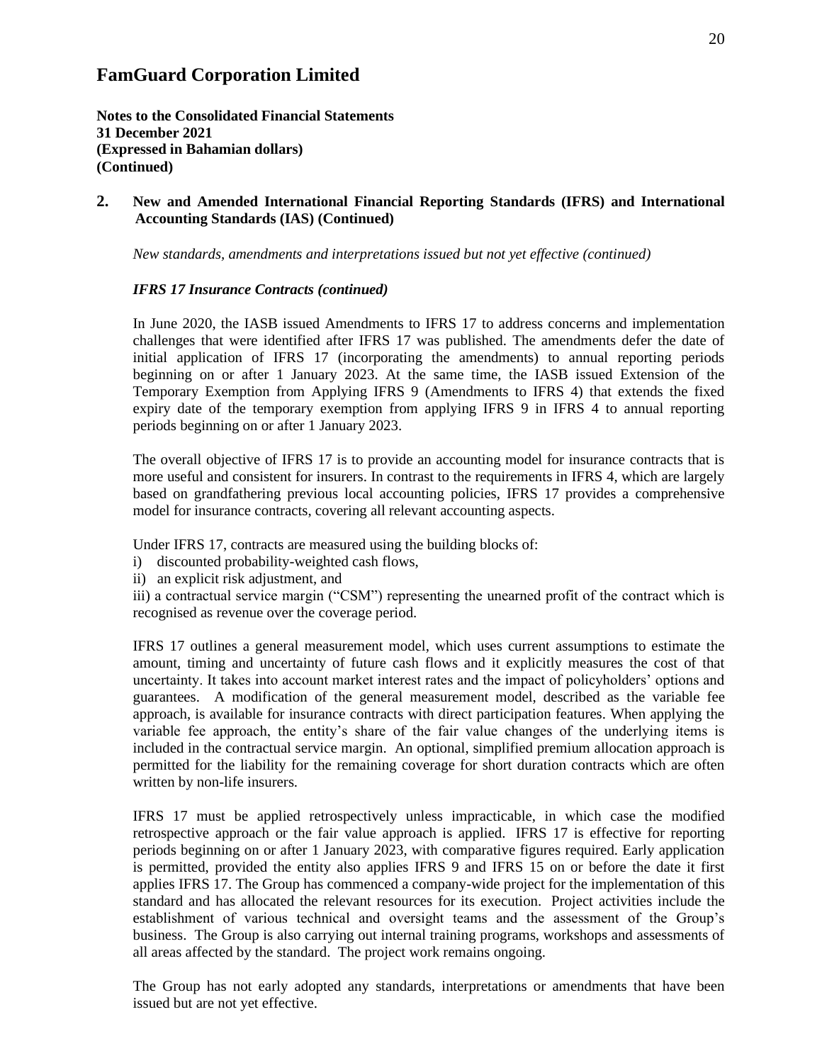# FamGuard Corporation Limited

**Notes to the Consolidated Financial Statements**
**31 December 2021**
**(Expressed in Bahamian dollars)**
**(Continued)**

## 2. New and Amended International Financial Reporting Standards (IFRS) and International Accounting Standards (IAS) (Continued)

*New standards, amendments and interpretations issued but not yet effective (continued)*

***IFRS 17 Insurance Contracts (continued)***

In June 2020, the IASB issued Amendments to IFRS 17 to address concerns and implementation challenges that were identified after IFRS 17 was published. The amendments defer the date of initial application of IFRS 17 (incorporating the amendments) to annual reporting periods beginning on or after 1 January 2023. At the same time, the IASB issued Extension of the Temporary Exemption from Applying IFRS 9 (Amendments to IFRS 4) that extends the fixed expiry date of the temporary exemption from applying IFRS 9 in IFRS 4 to annual reporting periods beginning on or after 1 January 2023.

The overall objective of IFRS 17 is to provide an accounting model for insurance contracts that is more useful and consistent for insurers. In contrast to the requirements in IFRS 4, which are largely based on grandfathering previous local accounting policies, IFRS 17 provides a comprehensive model for insurance contracts, covering all relevant accounting aspects.

Under IFRS 17, contracts are measured using the building blocks of:

i) discounted probability-weighted cash flows,
ii) an explicit risk adjustment, and
iii) a contractual service margin ("CSM") representing the unearned profit of the contract which is recognised as revenue over the coverage period.

IFRS 17 outlines a general measurement model, which uses current assumptions to estimate the amount, timing and uncertainty of future cash flows and it explicitly measures the cost of that uncertainty. It takes into account market interest rates and the impact of policyholders' options and guarantees. A modification of the general measurement model, described as the variable fee approach, is available for insurance contracts with direct participation features. When applying the variable fee approach, the entity's share of the fair value changes of the underlying items is included in the contractual service margin. An optional, simplified premium allocation approach is permitted for the liability for the remaining coverage for short duration contracts which are often written by non-life insurers.

IFRS 17 must be applied retrospectively unless impracticable, in which case the modified retrospective approach or the fair value approach is applied. IFRS 17 is effective for reporting periods beginning on or after 1 January 2023, with comparative figures required. Early application is permitted, provided the entity also applies IFRS 9 and IFRS 15 on or before the date it first applies IFRS 17. The Group has commenced a company-wide project for the implementation of this standard and has allocated the relevant resources for its execution. Project activities include the establishment of various technical and oversight teams and the assessment of the Group's business. The Group is also carrying out internal training programs, workshops and assessments of all areas affected by the standard. The project work remains ongoing.

The Group has not early adopted any standards, interpretations or amendments that have been issued but are not yet effective.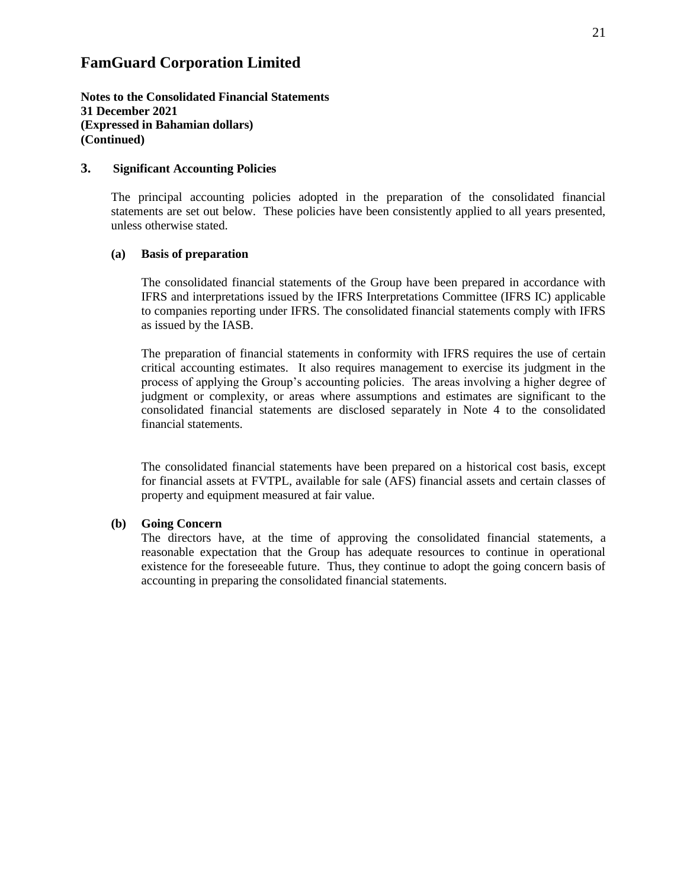# FamGuard Corporation Limited

**Notes to the Consolidated Financial Statements**
**31 December 2021**
**(Expressed in Bahamian dollars)**
**(Continued)**

## 3. Significant Accounting Policies

The principal accounting policies adopted in the preparation of the consolidated financial statements are set out below. These policies have been consistently applied to all years presented, unless otherwise stated.

### (a) Basis of preparation

The consolidated financial statements of the Group have been prepared in accordance with IFRS and interpretations issued by the IFRS Interpretations Committee (IFRS IC) applicable to companies reporting under IFRS. The consolidated financial statements comply with IFRS as issued by the IASB.

The preparation of financial statements in conformity with IFRS requires the use of certain critical accounting estimates. It also requires management to exercise its judgment in the process of applying the Group's accounting policies. The areas involving a higher degree of judgment or complexity, or areas where assumptions and estimates are significant to the consolidated financial statements are disclosed separately in Note 4 to the consolidated financial statements.

The consolidated financial statements have been prepared on a historical cost basis, except for financial assets at FVTPL, available for sale (AFS) financial assets and certain classes of property and equipment measured at fair value.

### (b) Going Concern

The directors have, at the time of approving the consolidated financial statements, a reasonable expectation that the Group has adequate resources to continue in operational existence for the foreseeable future. Thus, they continue to adopt the going concern basis of accounting in preparing the consolidated financial statements.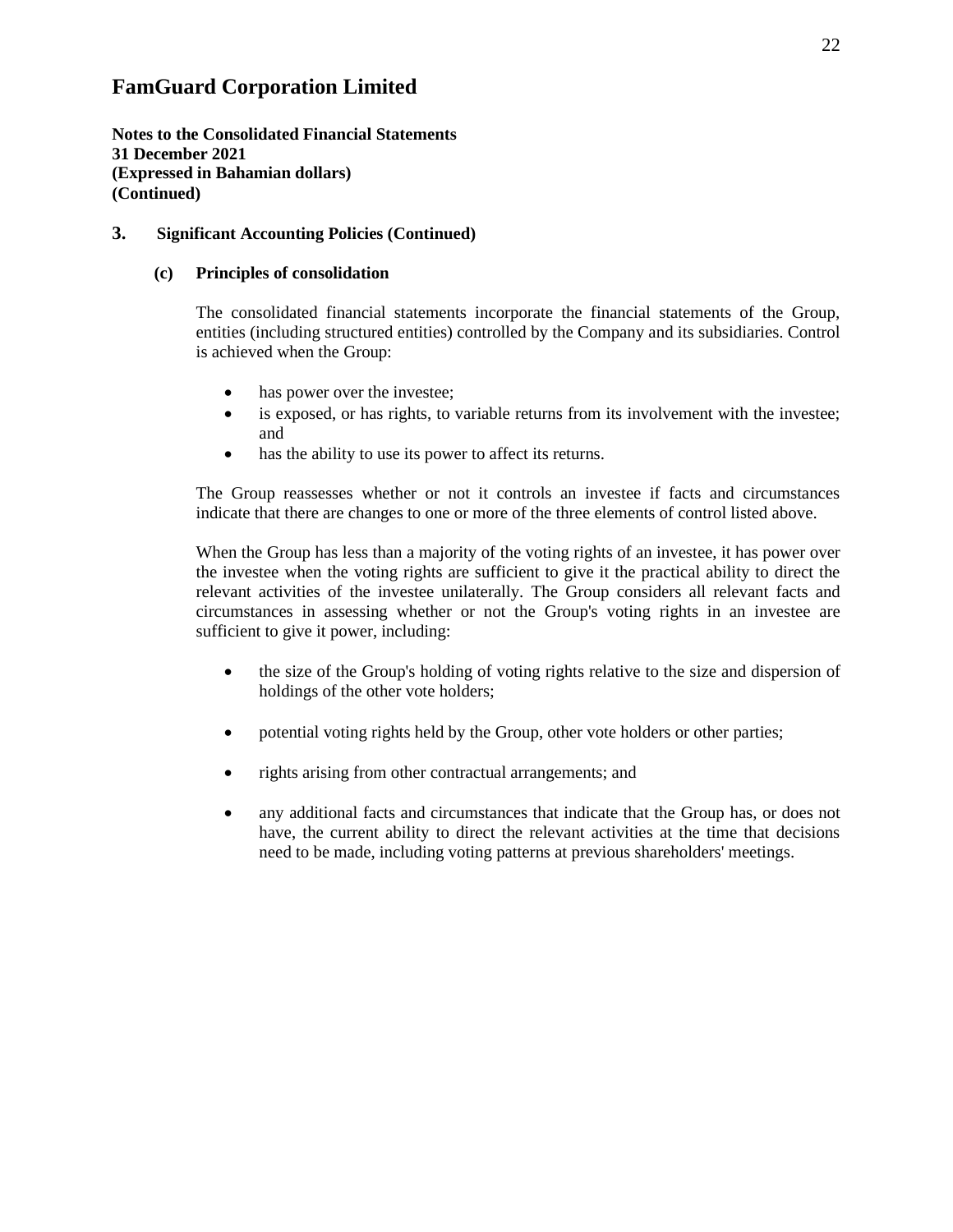# FamGuard Corporation Limited

**Notes to the Consolidated Financial Statements**
**31 December 2021**
**(Expressed in Bahamian dollars)**
**(Continued)**

## 3. Significant Accounting Policies (Continued)

### (c) Principles of consolidation

The consolidated financial statements incorporate the financial statements of the Group, entities (including structured entities) controlled by the Company and its subsidiaries. Control is achieved when the Group:

- has power over the investee;
- is exposed, or has rights, to variable returns from its involvement with the investee; and
- has the ability to use its power to affect its returns.

The Group reassesses whether or not it controls an investee if facts and circumstances indicate that there are changes to one or more of the three elements of control listed above.

When the Group has less than a majority of the voting rights of an investee, it has power over the investee when the voting rights are sufficient to give it the practical ability to direct the relevant activities of the investee unilaterally. The Group considers all relevant facts and circumstances in assessing whether or not the Group's voting rights in an investee are sufficient to give it power, including:

- the size of the Group's holding of voting rights relative to the size and dispersion of holdings of the other vote holders;
- potential voting rights held by the Group, other vote holders or other parties;
- rights arising from other contractual arrangements; and
- any additional facts and circumstances that indicate that the Group has, or does not have, the current ability to direct the relevant activities at the time that decisions need to be made, including voting patterns at previous shareholders' meetings.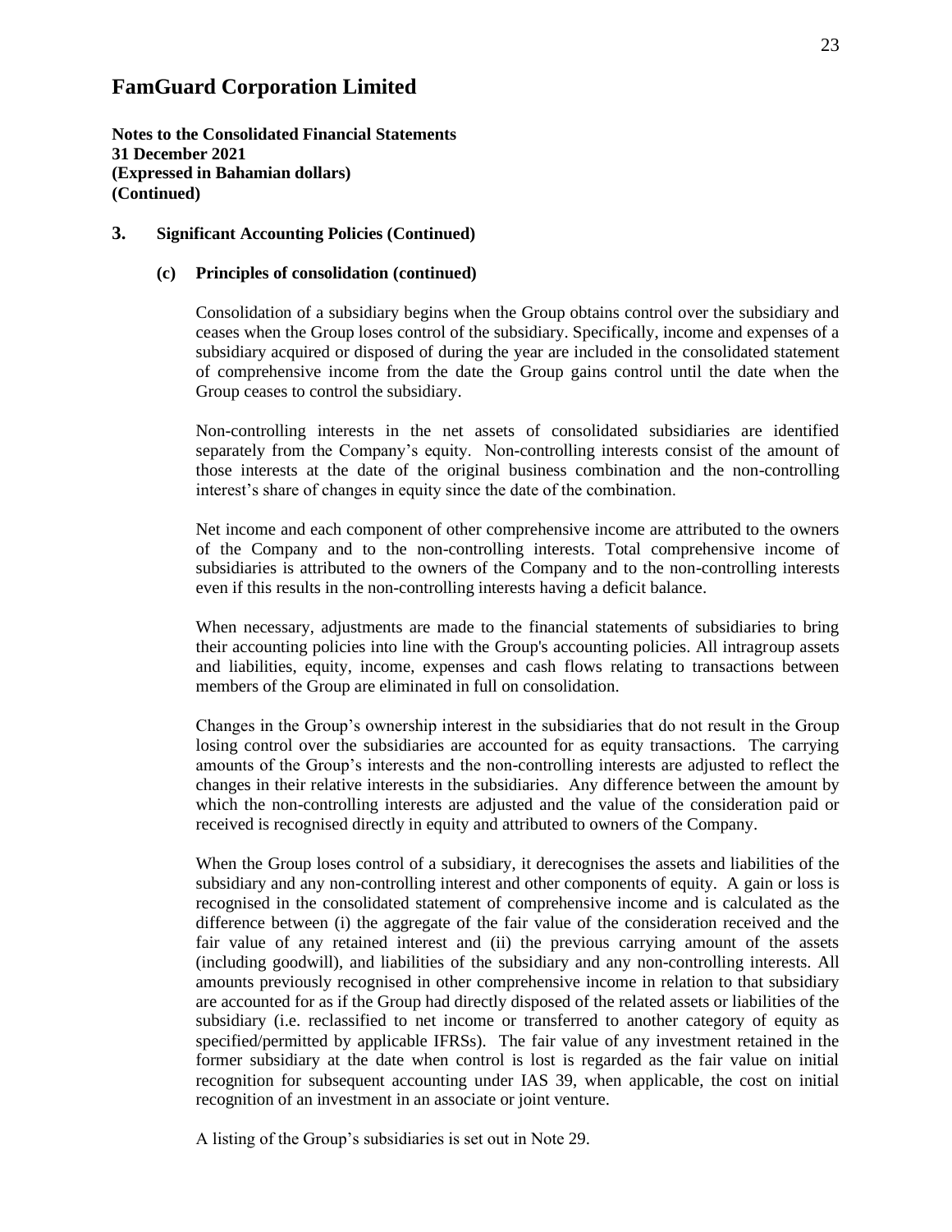# FamGuard Corporation Limited

**Notes to the Consolidated Financial Statements**
**31 December 2021**
**(Expressed in Bahamian dollars)**
**(Continued)**

## 3. Significant Accounting Policies (Continued)

### (c) Principles of consolidation (continued)

Consolidation of a subsidiary begins when the Group obtains control over the subsidiary and ceases when the Group loses control of the subsidiary. Specifically, income and expenses of a subsidiary acquired or disposed of during the year are included in the consolidated statement of comprehensive income from the date the Group gains control until the date when the Group ceases to control the subsidiary.

Non-controlling interests in the net assets of consolidated subsidiaries are identified separately from the Company's equity. Non-controlling interests consist of the amount of those interests at the date of the original business combination and the non-controlling interest's share of changes in equity since the date of the combination.

Net income and each component of other comprehensive income are attributed to the owners of the Company and to the non-controlling interests. Total comprehensive income of subsidiaries is attributed to the owners of the Company and to the non-controlling interests even if this results in the non-controlling interests having a deficit balance.

When necessary, adjustments are made to the financial statements of subsidiaries to bring their accounting policies into line with the Group's accounting policies. All intragroup assets and liabilities, equity, income, expenses and cash flows relating to transactions between members of the Group are eliminated in full on consolidation.

Changes in the Group's ownership interest in the subsidiaries that do not result in the Group losing control over the subsidiaries are accounted for as equity transactions. The carrying amounts of the Group's interests and the non-controlling interests are adjusted to reflect the changes in their relative interests in the subsidiaries. Any difference between the amount by which the non-controlling interests are adjusted and the value of the consideration paid or received is recognised directly in equity and attributed to owners of the Company.

When the Group loses control of a subsidiary, it derecognises the assets and liabilities of the subsidiary and any non-controlling interest and other components of equity. A gain or loss is recognised in the consolidated statement of comprehensive income and is calculated as the difference between (i) the aggregate of the fair value of the consideration received and the fair value of any retained interest and (ii) the previous carrying amount of the assets (including goodwill), and liabilities of the subsidiary and any non-controlling interests. All amounts previously recognised in other comprehensive income in relation to that subsidiary are accounted for as if the Group had directly disposed of the related assets or liabilities of the subsidiary (i.e. reclassified to net income or transferred to another category of equity as specified/permitted by applicable IFRSs). The fair value of any investment retained in the former subsidiary at the date when control is lost is regarded as the fair value on initial recognition for subsequent accounting under IAS 39, when applicable, the cost on initial recognition of an investment in an associate or joint venture.

A listing of the Group's subsidiaries is set out in Note 29.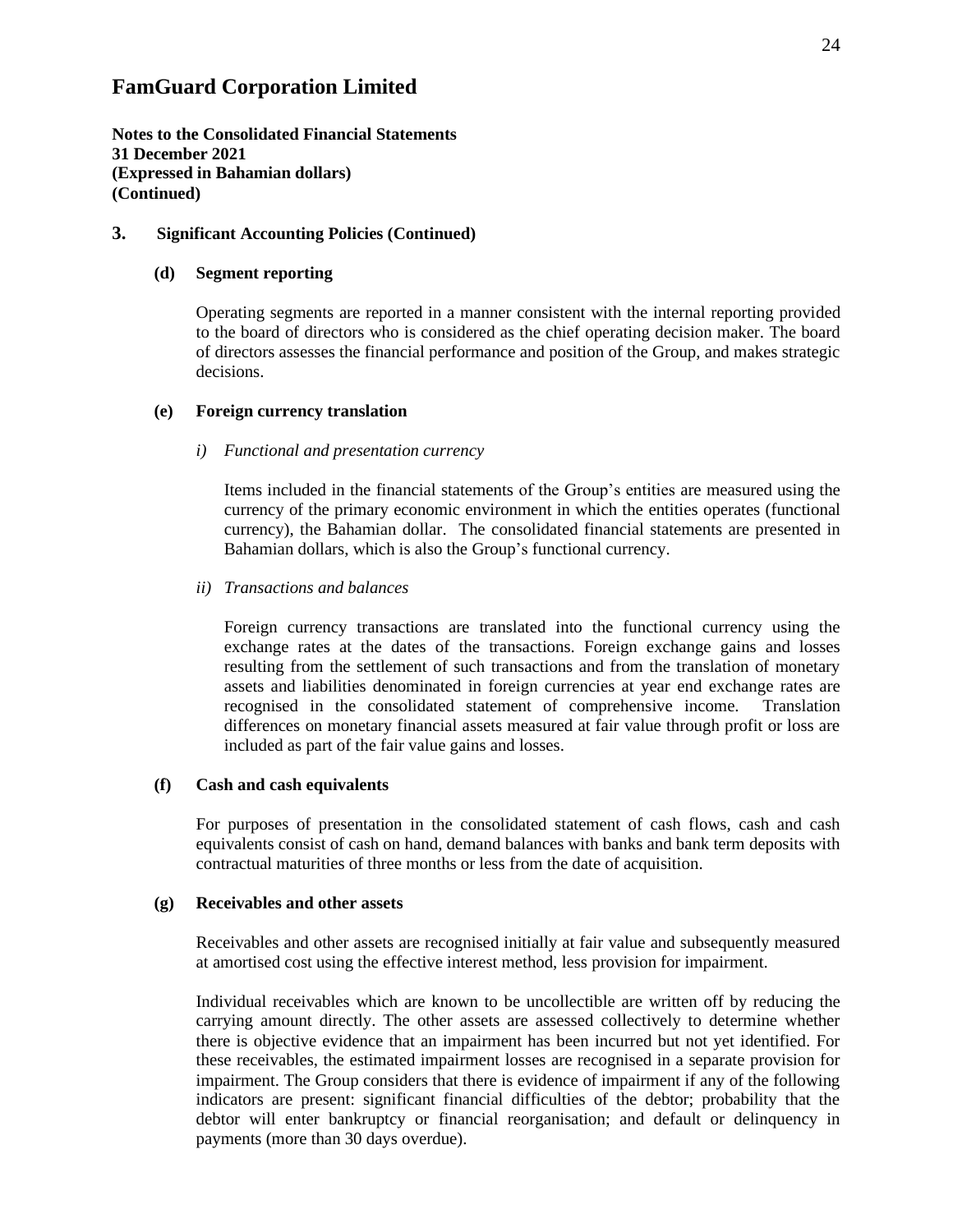# FamGuard Corporation Limited

**Notes to the Consolidated Financial Statements**
**31 December 2021**
**(Expressed in Bahamian dollars)**
**(Continued)**

## 3. Significant Accounting Policies (Continued)

### (d) Segment reporting

Operating segments are reported in a manner consistent with the internal reporting provided to the board of directors who is considered as the chief operating decision maker. The board of directors assesses the financial performance and position of the Group, and makes strategic decisions.

### (e) Foreign currency translation

*i) Functional and presentation currency*

Items included in the financial statements of the Group's entities are measured using the currency of the primary economic environment in which the entities operates (functional currency), the Bahamian dollar. The consolidated financial statements are presented in Bahamian dollars, which is also the Group's functional currency.

*ii) Transactions and balances*

Foreign currency transactions are translated into the functional currency using the exchange rates at the dates of the transactions. Foreign exchange gains and losses resulting from the settlement of such transactions and from the translation of monetary assets and liabilities denominated in foreign currencies at year end exchange rates are recognised in the consolidated statement of comprehensive income. Translation differences on monetary financial assets measured at fair value through profit or loss are included as part of the fair value gains and losses.

### (f) Cash and cash equivalents

For purposes of presentation in the consolidated statement of cash flows, cash and cash equivalents consist of cash on hand, demand balances with banks and bank term deposits with contractual maturities of three months or less from the date of acquisition.

### (g) Receivables and other assets

Receivables and other assets are recognised initially at fair value and subsequently measured at amortised cost using the effective interest method, less provision for impairment.

Individual receivables which are known to be uncollectible are written off by reducing the carrying amount directly. The other assets are assessed collectively to determine whether there is objective evidence that an impairment has been incurred but not yet identified. For these receivables, the estimated impairment losses are recognised in a separate provision for impairment. The Group considers that there is evidence of impairment if any of the following indicators are present: significant financial difficulties of the debtor; probability that the debtor will enter bankruptcy or financial reorganisation; and default or delinquency in payments (more than 30 days overdue).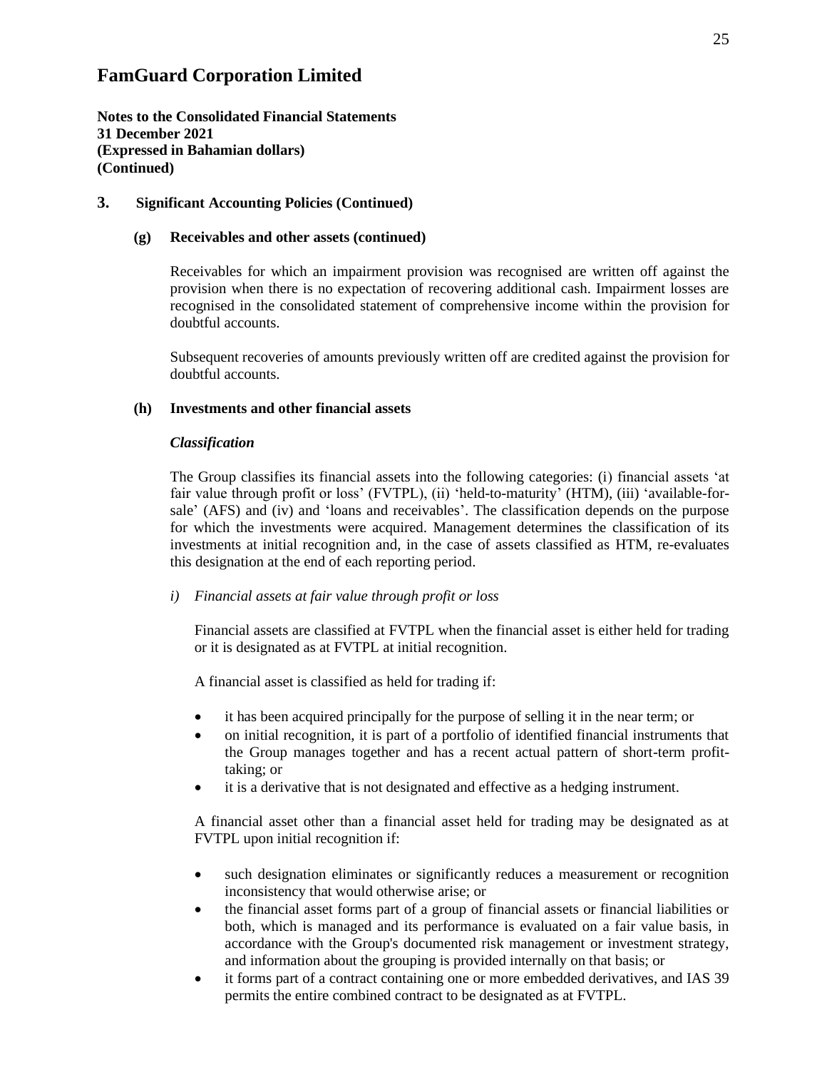# FamGuard Corporation Limited

**Notes to the Consolidated Financial Statements**
**31 December 2021**
**(Expressed in Bahamian dollars)**
**(Continued)**

## 3. Significant Accounting Policies (Continued)

### (g) Receivables and other assets (continued)

Receivables for which an impairment provision was recognised are written off against the provision when there is no expectation of recovering additional cash. Impairment losses are recognised in the consolidated statement of comprehensive income within the provision for doubtful accounts.

Subsequent recoveries of amounts previously written off are credited against the provision for doubtful accounts.

### (h) Investments and other financial assets

***Classification***

The Group classifies its financial assets into the following categories: (i) financial assets 'at fair value through profit or loss' (FVTPL), (ii) 'held-to-maturity' (HTM), (iii) 'available-for-sale' (AFS) and (iv) and 'loans and receivables'. The classification depends on the purpose for which the investments were acquired. Management determines the classification of its investments at initial recognition and, in the case of assets classified as HTM, re-evaluates this designation at the end of each reporting period.

*i) Financial assets at fair value through profit or loss*

Financial assets are classified at FVTPL when the financial asset is either held for trading or it is designated as at FVTPL at initial recognition.

A financial asset is classified as held for trading if:

- it has been acquired principally for the purpose of selling it in the near term; or
- on initial recognition, it is part of a portfolio of identified financial instruments that the Group manages together and has a recent actual pattern of short-term profit-taking; or
- it is a derivative that is not designated and effective as a hedging instrument.

A financial asset other than a financial asset held for trading may be designated as at FVTPL upon initial recognition if:

- such designation eliminates or significantly reduces a measurement or recognition inconsistency that would otherwise arise; or
- the financial asset forms part of a group of financial assets or financial liabilities or both, which is managed and its performance is evaluated on a fair value basis, in accordance with the Group's documented risk management or investment strategy, and information about the grouping is provided internally on that basis; or
- it forms part of a contract containing one or more embedded derivatives, and IAS 39 permits the entire combined contract to be designated as at FVTPL.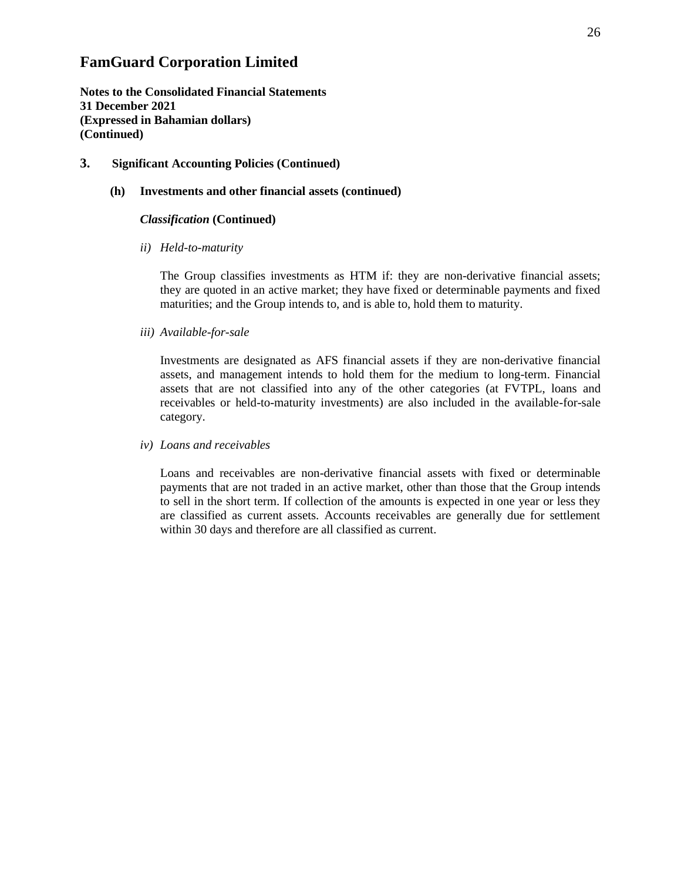# FamGuard Corporation Limited

**Notes to the Consolidated Financial Statements**
**31 December 2021**
**(Expressed in Bahamian dollars)**
**(Continued)**

## 3. Significant Accounting Policies (Continued)

### (h) Investments and other financial assets (continued)

***Classification* (Continued)**

*ii) Held-to-maturity*

The Group classifies investments as HTM if: they are non-derivative financial assets; they are quoted in an active market; they have fixed or determinable payments and fixed maturities; and the Group intends to, and is able to, hold them to maturity.

*iii) Available-for-sale*

Investments are designated as AFS financial assets if they are non-derivative financial assets, and management intends to hold them for the medium to long-term. Financial assets that are not classified into any of the other categories (at FVTPL, loans and receivables or held-to-maturity investments) are also included in the available-for-sale category.

*iv) Loans and receivables*

Loans and receivables are non-derivative financial assets with fixed or determinable payments that are not traded in an active market, other than those that the Group intends to sell in the short term. If collection of the amounts is expected in one year or less they are classified as current assets. Accounts receivables are generally due for settlement within 30 days and therefore are all classified as current.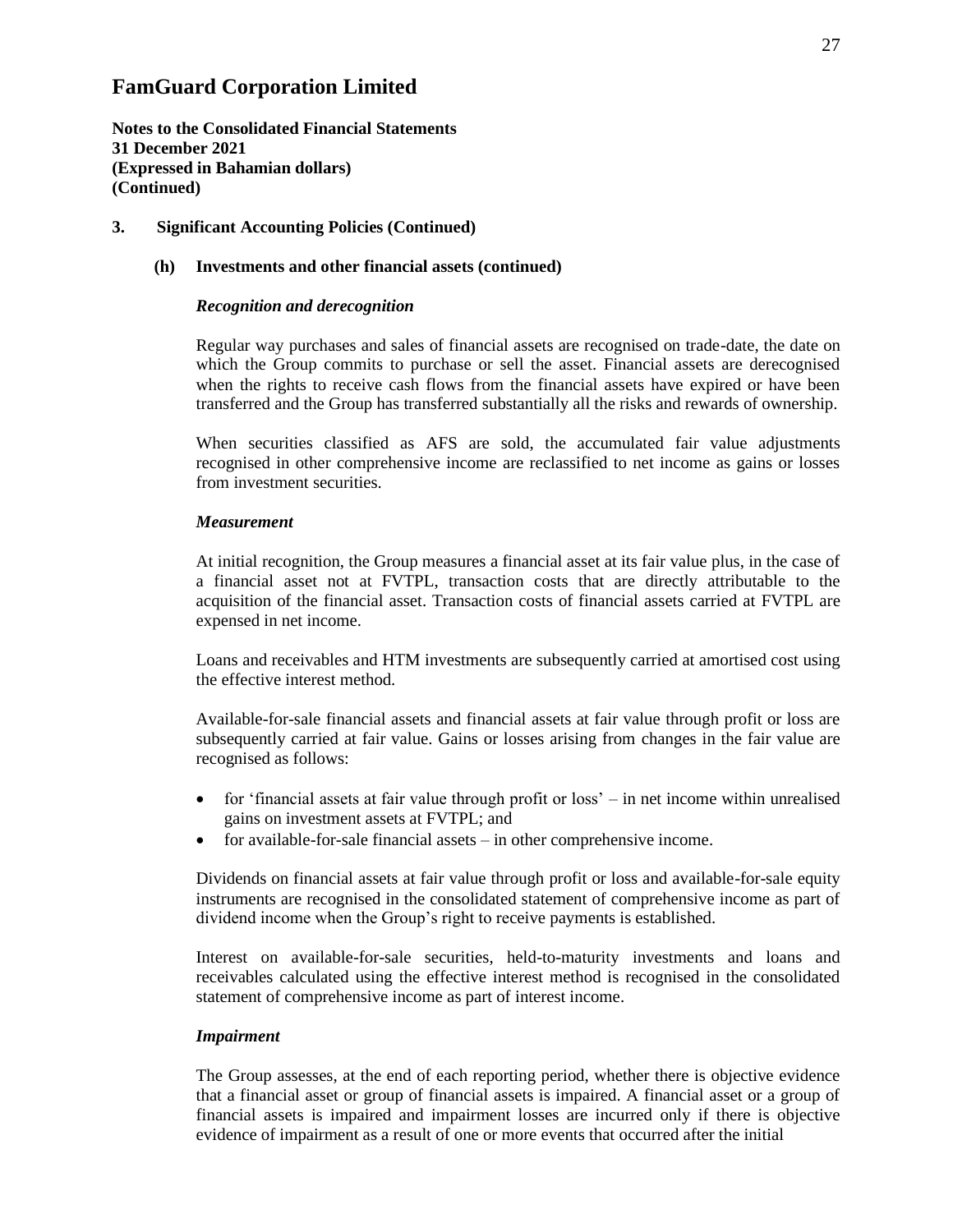# FamGuard Corporation Limited

**Notes to the Consolidated Financial Statements**
**31 December 2021**
**(Expressed in Bahamian dollars)**
**(Continued)**

## 3. Significant Accounting Policies (Continued)

### (h) Investments and other financial assets (continued)

***Recognition and derecognition***

Regular way purchases and sales of financial assets are recognised on trade-date, the date on which the Group commits to purchase or sell the asset. Financial assets are derecognised when the rights to receive cash flows from the financial assets have expired or have been transferred and the Group has transferred substantially all the risks and rewards of ownership.

When securities classified as AFS are sold, the accumulated fair value adjustments recognised in other comprehensive income are reclassified to net income as gains or losses from investment securities.

***Measurement***

At initial recognition, the Group measures a financial asset at its fair value plus, in the case of a financial asset not at FVTPL, transaction costs that are directly attributable to the acquisition of the financial asset. Transaction costs of financial assets carried at FVTPL are expensed in net income.

Loans and receivables and HTM investments are subsequently carried at amortised cost using the effective interest method.

Available-for-sale financial assets and financial assets at fair value through profit or loss are subsequently carried at fair value. Gains or losses arising from changes in the fair value are recognised as follows:

- for 'financial assets at fair value through profit or loss' – in net income within unrealised gains on investment assets at FVTPL; and
- for available-for-sale financial assets – in other comprehensive income.

Dividends on financial assets at fair value through profit or loss and available-for-sale equity instruments are recognised in the consolidated statement of comprehensive income as part of dividend income when the Group's right to receive payments is established.

Interest on available-for-sale securities, held-to-maturity investments and loans and receivables calculated using the effective interest method is recognised in the consolidated statement of comprehensive income as part of interest income.

***Impairment***

The Group assesses, at the end of each reporting period, whether there is objective evidence that a financial asset or group of financial assets is impaired. A financial asset or a group of financial assets is impaired and impairment losses are incurred only if there is objective evidence of impairment as a result of one or more events that occurred after the initial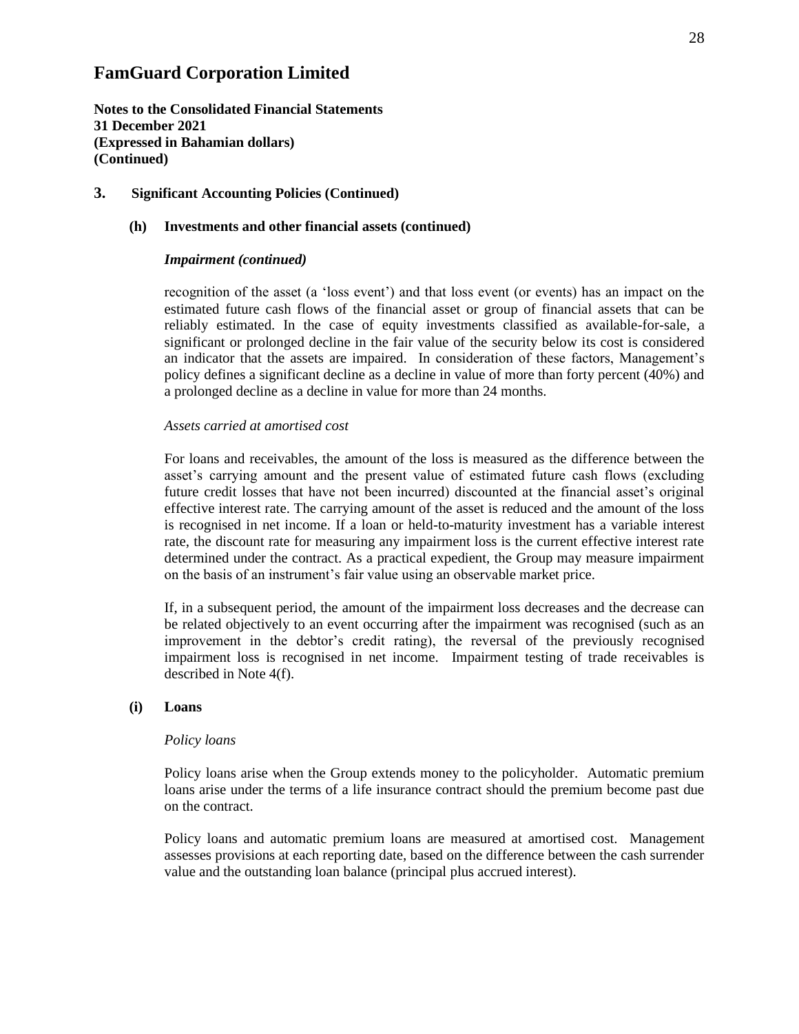# FamGuard Corporation Limited

**Notes to the Consolidated Financial Statements**
**31 December 2021**
**(Expressed in Bahamian dollars)**
**(Continued)**

## 3. Significant Accounting Policies (Continued)

### (h) Investments and other financial assets (continued)

***Impairment (continued)***

recognition of the asset (a 'loss event') and that loss event (or events) has an impact on the estimated future cash flows of the financial asset or group of financial assets that can be reliably estimated. In the case of equity investments classified as available-for-sale, a significant or prolonged decline in the fair value of the security below its cost is considered an indicator that the assets are impaired. In consideration of these factors, Management's policy defines a significant decline as a decline in value of more than forty percent (40%) and a prolonged decline as a decline in value for more than 24 months.

*Assets carried at amortised cost*

For loans and receivables, the amount of the loss is measured as the difference between the asset's carrying amount and the present value of estimated future cash flows (excluding future credit losses that have not been incurred) discounted at the financial asset's original effective interest rate. The carrying amount of the asset is reduced and the amount of the loss is recognised in net income. If a loan or held-to-maturity investment has a variable interest rate, the discount rate for measuring any impairment loss is the current effective interest rate determined under the contract. As a practical expedient, the Group may measure impairment on the basis of an instrument's fair value using an observable market price.

If, in a subsequent period, the amount of the impairment loss decreases and the decrease can be related objectively to an event occurring after the impairment was recognised (such as an improvement in the debtor's credit rating), the reversal of the previously recognised impairment loss is recognised in net income. Impairment testing of trade receivables is described in Note 4(f).

### (i) Loans

*Policy loans*

Policy loans arise when the Group extends money to the policyholder. Automatic premium loans arise under the terms of a life insurance contract should the premium become past due on the contract.

Policy loans and automatic premium loans are measured at amortised cost. Management assesses provisions at each reporting date, based on the difference between the cash surrender value and the outstanding loan balance (principal plus accrued interest).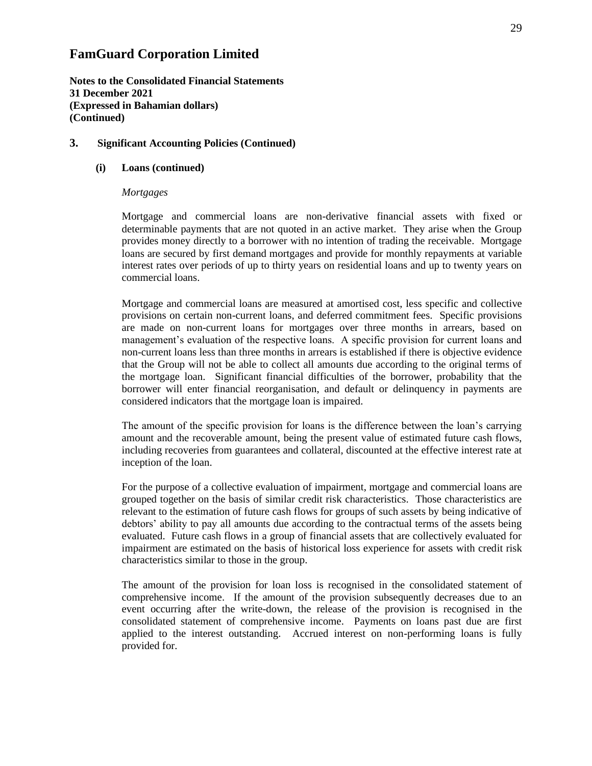# FamGuard Corporation Limited

**Notes to the Consolidated Financial Statements**
**31 December 2021**
**(Expressed in Bahamian dollars)**
**(Continued)**

## 3. Significant Accounting Policies (Continued)

### (i) Loans (continued)

*Mortgages*

Mortgage and commercial loans are non-derivative financial assets with fixed or determinable payments that are not quoted in an active market. They arise when the Group provides money directly to a borrower with no intention of trading the receivable. Mortgage loans are secured by first demand mortgages and provide for monthly repayments at variable interest rates over periods of up to thirty years on residential loans and up to twenty years on commercial loans.

Mortgage and commercial loans are measured at amortised cost, less specific and collective provisions on certain non-current loans, and deferred commitment fees. Specific provisions are made on non-current loans for mortgages over three months in arrears, based on management's evaluation of the respective loans. A specific provision for current loans and non-current loans less than three months in arrears is established if there is objective evidence that the Group will not be able to collect all amounts due according to the original terms of the mortgage loan. Significant financial difficulties of the borrower, probability that the borrower will enter financial reorganisation, and default or delinquency in payments are considered indicators that the mortgage loan is impaired.

The amount of the specific provision for loans is the difference between the loan's carrying amount and the recoverable amount, being the present value of estimated future cash flows, including recoveries from guarantees and collateral, discounted at the effective interest rate at inception of the loan.

For the purpose of a collective evaluation of impairment, mortgage and commercial loans are grouped together on the basis of similar credit risk characteristics. Those characteristics are relevant to the estimation of future cash flows for groups of such assets by being indicative of debtors' ability to pay all amounts due according to the contractual terms of the assets being evaluated. Future cash flows in a group of financial assets that are collectively evaluated for impairment are estimated on the basis of historical loss experience for assets with credit risk characteristics similar to those in the group.

The amount of the provision for loan loss is recognised in the consolidated statement of comprehensive income. If the amount of the provision subsequently decreases due to an event occurring after the write-down, the release of the provision is recognised in the consolidated statement of comprehensive income. Payments on loans past due are first applied to the interest outstanding. Accrued interest on non-performing loans is fully provided for.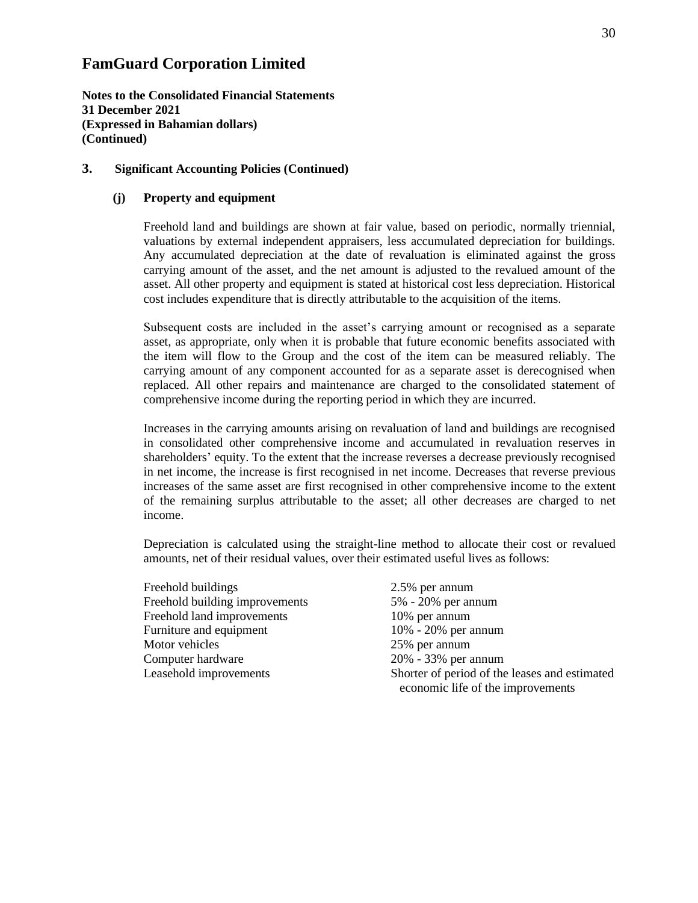# FamGuard Corporation Limited

**Notes to the Consolidated Financial Statements**
**31 December 2021**
**(Expressed in Bahamian dollars)**
**(Continued)**

## 3. Significant Accounting Policies (Continued)

### (j) Property and equipment

Freehold land and buildings are shown at fair value, based on periodic, normally triennial, valuations by external independent appraisers, less accumulated depreciation for buildings. Any accumulated depreciation at the date of revaluation is eliminated against the gross carrying amount of the asset, and the net amount is adjusted to the revalued amount of the asset. All other property and equipment is stated at historical cost less depreciation. Historical cost includes expenditure that is directly attributable to the acquisition of the items.

Subsequent costs are included in the asset's carrying amount or recognised as a separate asset, as appropriate, only when it is probable that future economic benefits associated with the item will flow to the Group and the cost of the item can be measured reliably. The carrying amount of any component accounted for as a separate asset is derecognised when replaced. All other repairs and maintenance are charged to the consolidated statement of comprehensive income during the reporting period in which they are incurred.

Increases in the carrying amounts arising on revaluation of land and buildings are recognised in consolidated other comprehensive income and accumulated in revaluation reserves in shareholders' equity. To the extent that the increase reverses a decrease previously recognised in net income, the increase is first recognised in net income. Decreases that reverse previous increases of the same asset are first recognised in other comprehensive income to the extent of the remaining surplus attributable to the asset; all other decreases are charged to net income.

Depreciation is calculated using the straight-line method to allocate their cost or revalued amounts, net of their residual values, over their estimated useful lives as follows:

| | |
|---|---|
| Freehold buildings | 2.5% per annum |
| Freehold building improvements | 5% - 20% per annum |
| Freehold land improvements | 10% per annum |
| Furniture and equipment | 10% - 20% per annum |
| Motor vehicles | 25% per annum |
| Computer hardware | 20% - 33% per annum |
| Leasehold improvements | Shorter of period of the leases and estimated economic life of the improvements |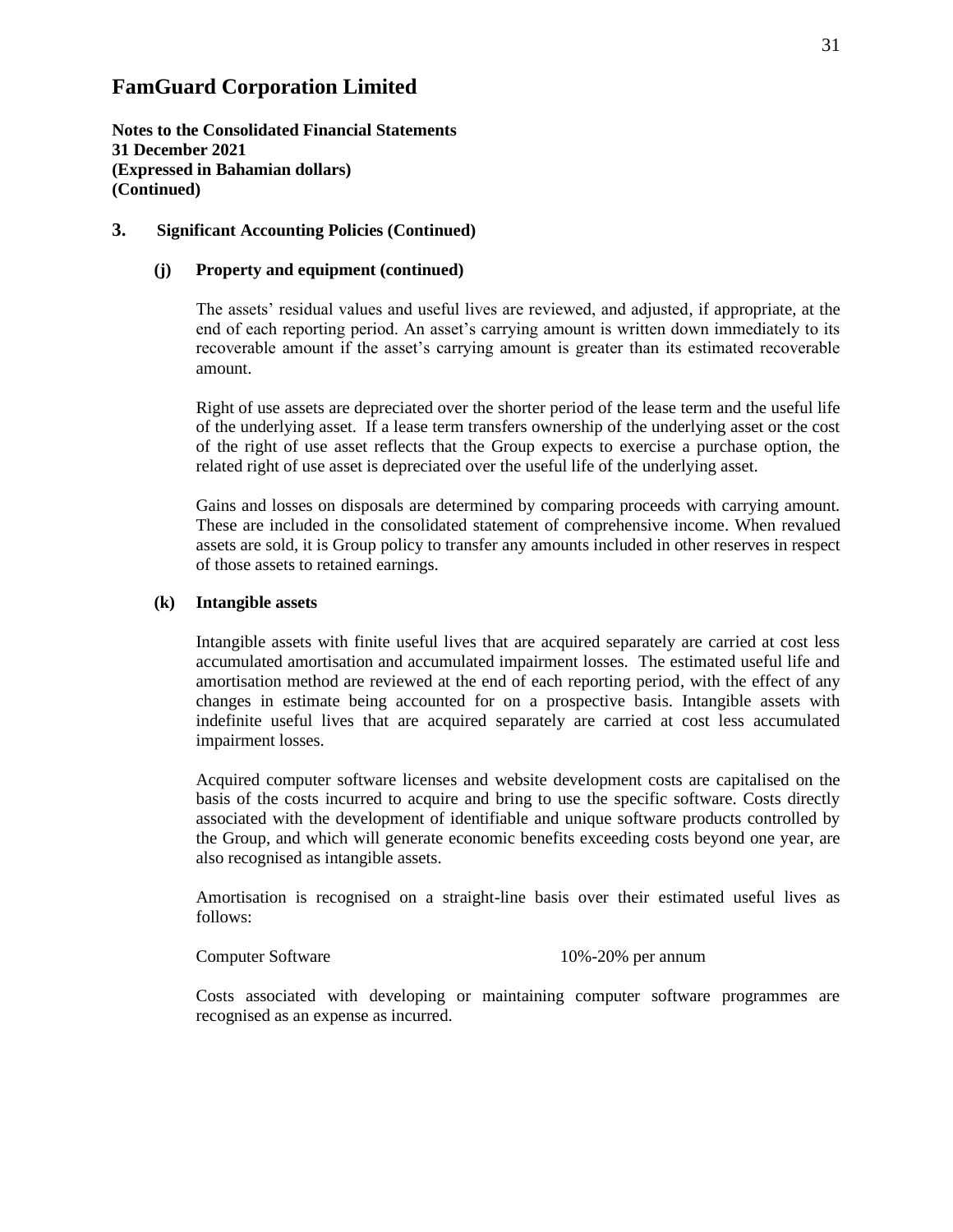# FamGuard Corporation Limited

**Notes to the Consolidated Financial Statements**
**31 December 2021**
**(Expressed in Bahamian dollars)**
**(Continued)**

## 3. Significant Accounting Policies (Continued)

### (j) Property and equipment (continued)

The assets' residual values and useful lives are reviewed, and adjusted, if appropriate, at the end of each reporting period. An asset's carrying amount is written down immediately to its recoverable amount if the asset's carrying amount is greater than its estimated recoverable amount.

Right of use assets are depreciated over the shorter period of the lease term and the useful life of the underlying asset. If a lease term transfers ownership of the underlying asset or the cost of the right of use asset reflects that the Group expects to exercise a purchase option, the related right of use asset is depreciated over the useful life of the underlying asset.

Gains and losses on disposals are determined by comparing proceeds with carrying amount. These are included in the consolidated statement of comprehensive income. When revalued assets are sold, it is Group policy to transfer any amounts included in other reserves in respect of those assets to retained earnings.

### (k) Intangible assets

Intangible assets with finite useful lives that are acquired separately are carried at cost less accumulated amortisation and accumulated impairment losses. The estimated useful life and amortisation method are reviewed at the end of each reporting period, with the effect of any changes in estimate being accounted for on a prospective basis. Intangible assets with indefinite useful lives that are acquired separately are carried at cost less accumulated impairment losses.

Acquired computer software licenses and website development costs are capitalised on the basis of the costs incurred to acquire and bring to use the specific software. Costs directly associated with the development of identifiable and unique software products controlled by the Group, and which will generate economic benefits exceeding costs beyond one year, are also recognised as intangible assets.

Amortisation is recognised on a straight-line basis over their estimated useful lives as follows:

| | |
|---|---|
| Computer Software | 10%-20% per annum |

Costs associated with developing or maintaining computer software programmes are recognised as an expense as incurred.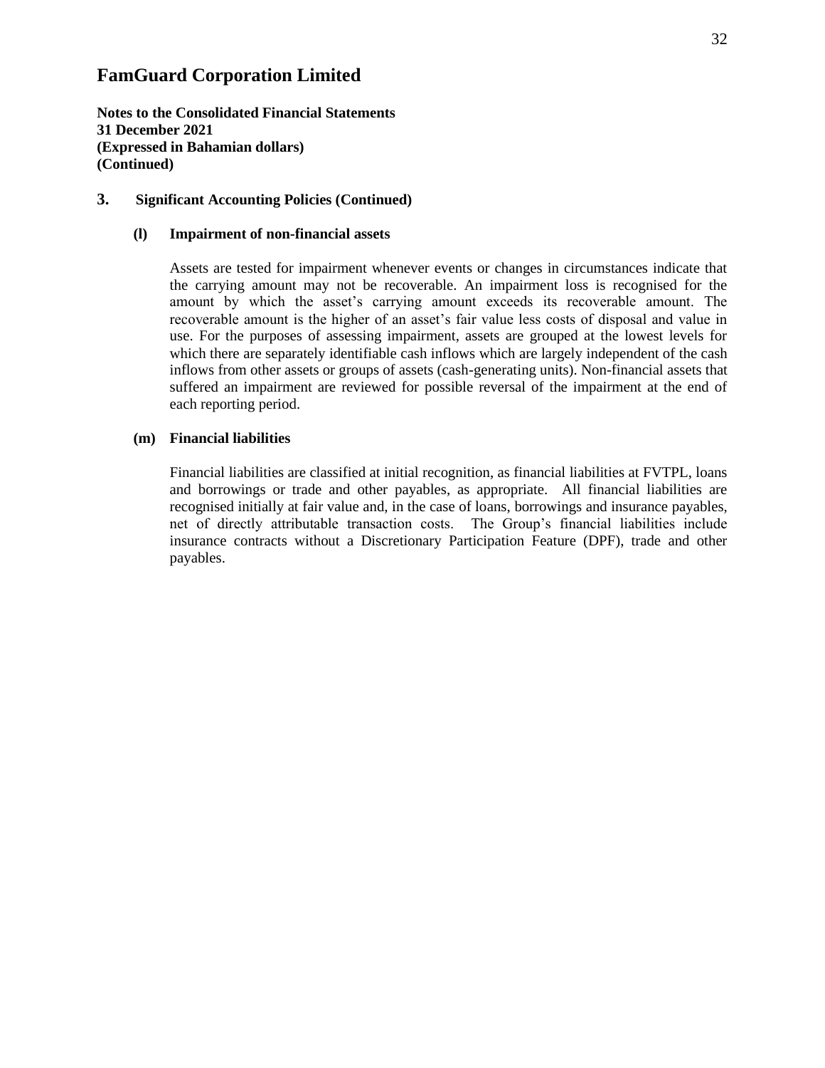# FamGuard Corporation Limited

**Notes to the Consolidated Financial Statements**
**31 December 2021**
**(Expressed in Bahamian dollars)**
**(Continued)**

## 3. Significant Accounting Policies (Continued)

### (l) Impairment of non-financial assets

Assets are tested for impairment whenever events or changes in circumstances indicate that the carrying amount may not be recoverable. An impairment loss is recognised for the amount by which the asset's carrying amount exceeds its recoverable amount. The recoverable amount is the higher of an asset's fair value less costs of disposal and value in use. For the purposes of assessing impairment, assets are grouped at the lowest levels for which there are separately identifiable cash inflows which are largely independent of the cash inflows from other assets or groups of assets (cash-generating units). Non-financial assets that suffered an impairment are reviewed for possible reversal of the impairment at the end of each reporting period.

### (m) Financial liabilities

Financial liabilities are classified at initial recognition, as financial liabilities at FVTPL, loans and borrowings or trade and other payables, as appropriate. All financial liabilities are recognised initially at fair value and, in the case of loans, borrowings and insurance payables, net of directly attributable transaction costs. The Group's financial liabilities include insurance contracts without a Discretionary Participation Feature (DPF), trade and other payables.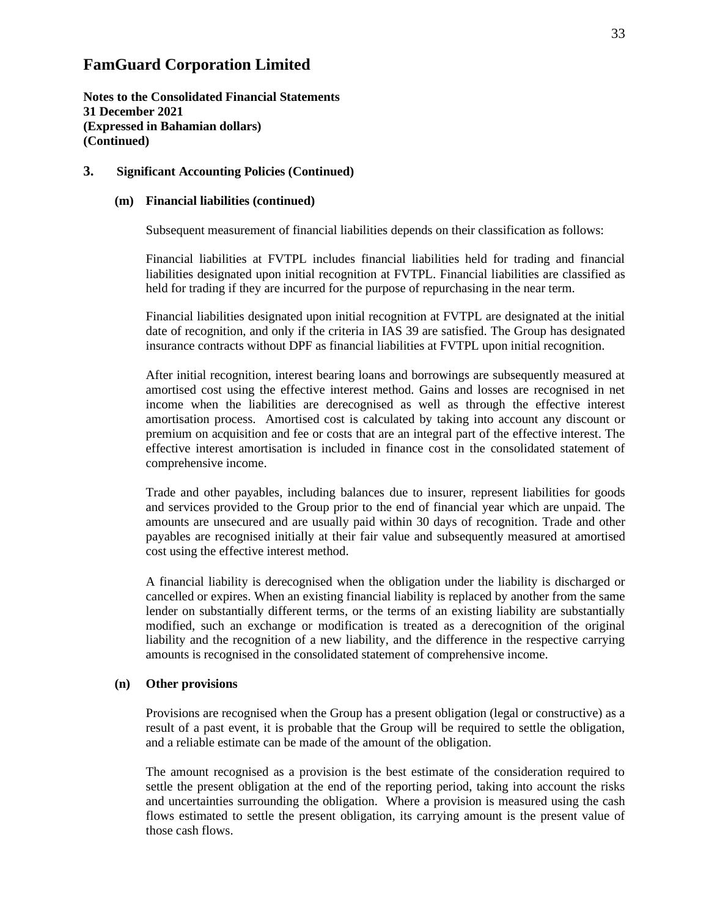# FamGuard Corporation Limited

**Notes to the Consolidated Financial Statements**
**31 December 2021**
**(Expressed in Bahamian dollars)**
**(Continued)**

## 3. Significant Accounting Policies (Continued)

### (m) Financial liabilities (continued)

Subsequent measurement of financial liabilities depends on their classification as follows:

Financial liabilities at FVTPL includes financial liabilities held for trading and financial liabilities designated upon initial recognition at FVTPL. Financial liabilities are classified as held for trading if they are incurred for the purpose of repurchasing in the near term.

Financial liabilities designated upon initial recognition at FVTPL are designated at the initial date of recognition, and only if the criteria in IAS 39 are satisfied. The Group has designated insurance contracts without DPF as financial liabilities at FVTPL upon initial recognition.

After initial recognition, interest bearing loans and borrowings are subsequently measured at amortised cost using the effective interest method. Gains and losses are recognised in net income when the liabilities are derecognised as well as through the effective interest amortisation process. Amortised cost is calculated by taking into account any discount or premium on acquisition and fee or costs that are an integral part of the effective interest. The effective interest amortisation is included in finance cost in the consolidated statement of comprehensive income.

Trade and other payables, including balances due to insurer, represent liabilities for goods and services provided to the Group prior to the end of financial year which are unpaid. The amounts are unsecured and are usually paid within 30 days of recognition. Trade and other payables are recognised initially at their fair value and subsequently measured at amortised cost using the effective interest method.

A financial liability is derecognised when the obligation under the liability is discharged or cancelled or expires. When an existing financial liability is replaced by another from the same lender on substantially different terms, or the terms of an existing liability are substantially modified, such an exchange or modification is treated as a derecognition of the original liability and the recognition of a new liability, and the difference in the respective carrying amounts is recognised in the consolidated statement of comprehensive income.

### (n) Other provisions

Provisions are recognised when the Group has a present obligation (legal or constructive) as a result of a past event, it is probable that the Group will be required to settle the obligation, and a reliable estimate can be made of the amount of the obligation.

The amount recognised as a provision is the best estimate of the consideration required to settle the present obligation at the end of the reporting period, taking into account the risks and uncertainties surrounding the obligation. Where a provision is measured using the cash flows estimated to settle the present obligation, its carrying amount is the present value of those cash flows.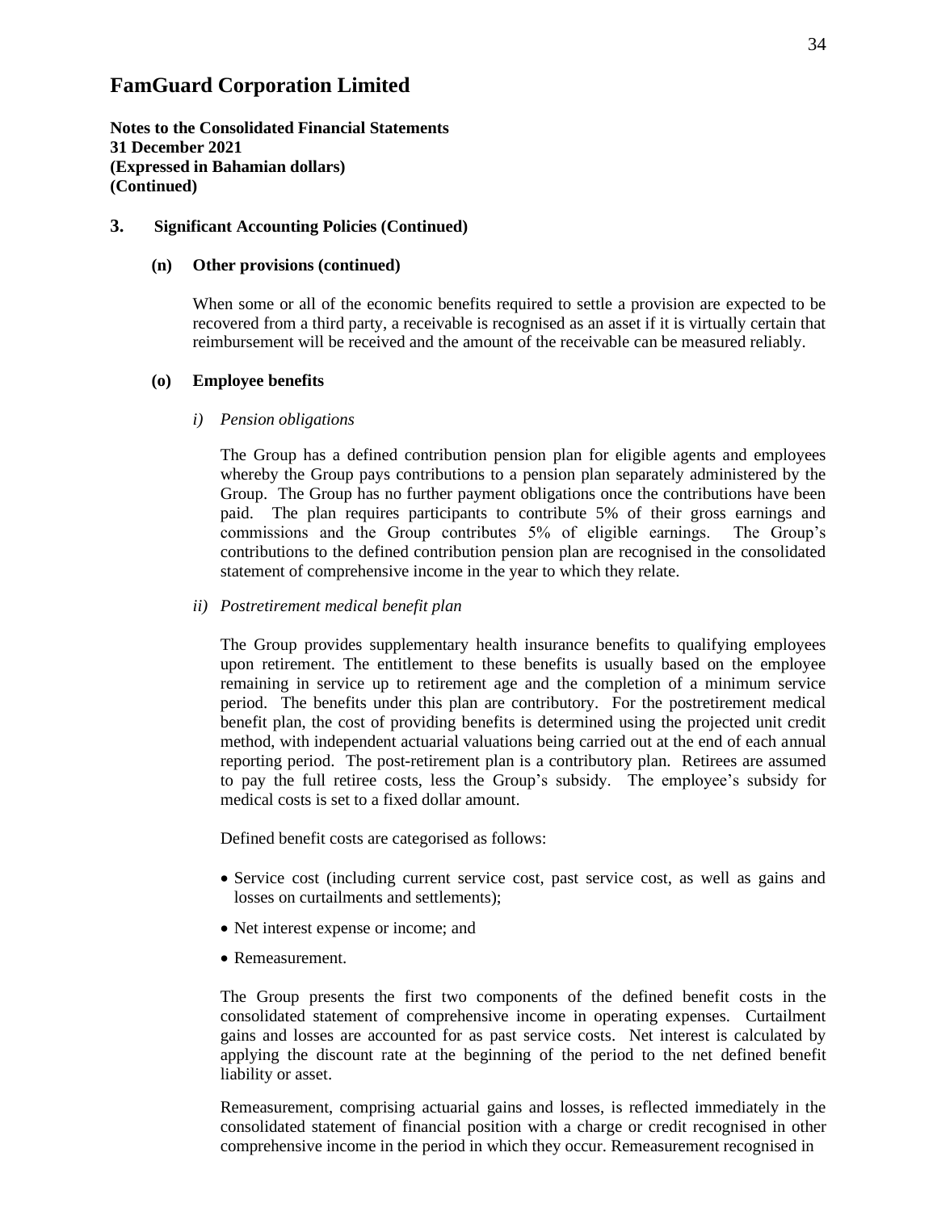# FamGuard Corporation Limited

**Notes to the Consolidated Financial Statements**
**31 December 2021**
**(Expressed in Bahamian dollars)**
**(Continued)**

## 3. Significant Accounting Policies (Continued)

### (n) Other provisions (continued)

When some or all of the economic benefits required to settle a provision are expected to be recovered from a third party, a receivable is recognised as an asset if it is virtually certain that reimbursement will be received and the amount of the receivable can be measured reliably.

### (o) Employee benefits

*i) Pension obligations*

The Group has a defined contribution pension plan for eligible agents and employees whereby the Group pays contributions to a pension plan separately administered by the Group. The Group has no further payment obligations once the contributions have been paid. The plan requires participants to contribute 5% of their gross earnings and commissions and the Group contributes 5% of eligible earnings. The Group's contributions to the defined contribution pension plan are recognised in the consolidated statement of comprehensive income in the year to which they relate.

*ii) Postretirement medical benefit plan*

The Group provides supplementary health insurance benefits to qualifying employees upon retirement. The entitlement to these benefits is usually based on the employee remaining in service up to retirement age and the completion of a minimum service period. The benefits under this plan are contributory. For the postretirement medical benefit plan, the cost of providing benefits is determined using the projected unit credit method, with independent actuarial valuations being carried out at the end of each annual reporting period. The post-retirement plan is a contributory plan. Retirees are assumed to pay the full retiree costs, less the Group's subsidy. The employee's subsidy for medical costs is set to a fixed dollar amount.

Defined benefit costs are categorised as follows:

- Service cost (including current service cost, past service cost, as well as gains and losses on curtailments and settlements);
- Net interest expense or income; and
- Remeasurement.

The Group presents the first two components of the defined benefit costs in the consolidated statement of comprehensive income in operating expenses. Curtailment gains and losses are accounted for as past service costs. Net interest is calculated by applying the discount rate at the beginning of the period to the net defined benefit liability or asset.

Remeasurement, comprising actuarial gains and losses, is reflected immediately in the consolidated statement of financial position with a charge or credit recognised in other comprehensive income in the period in which they occur. Remeasurement recognised in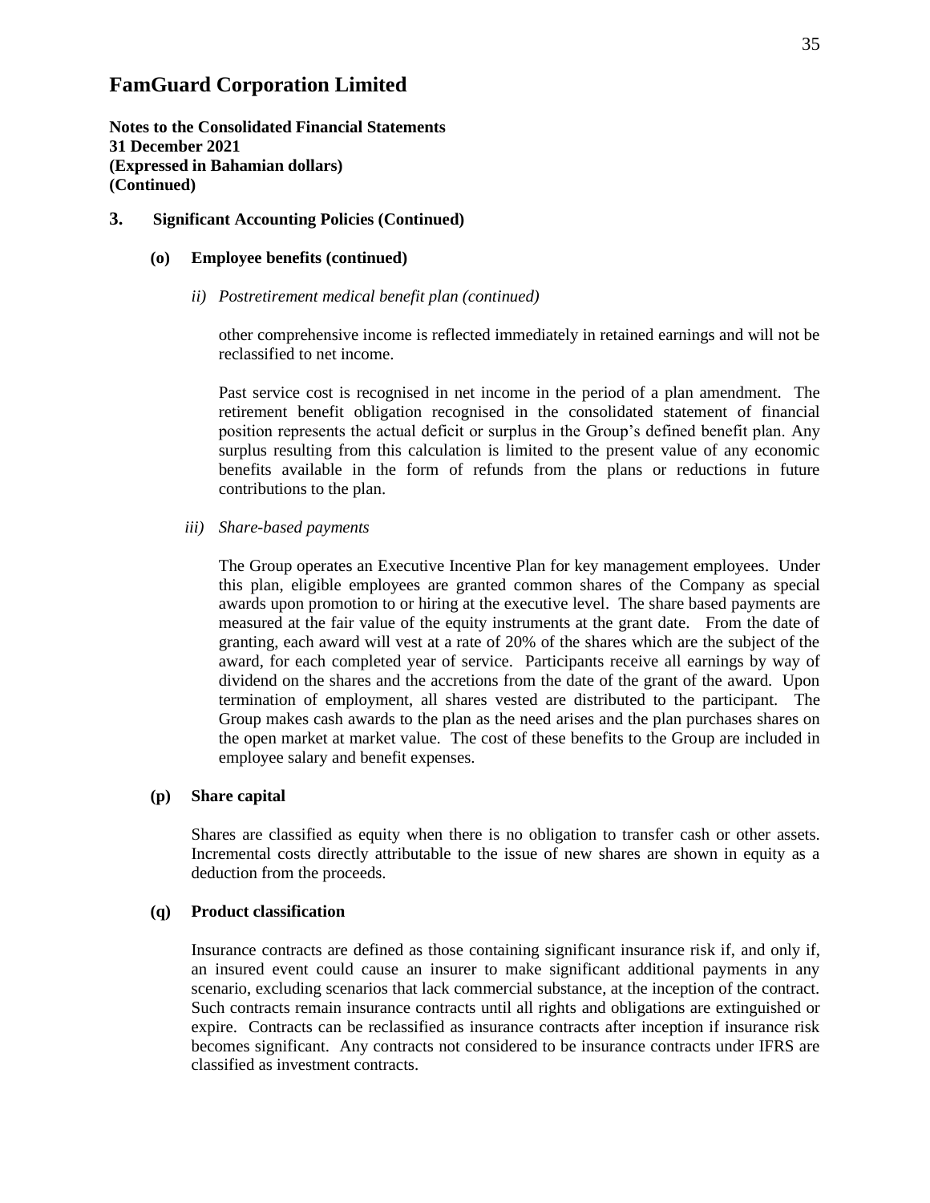# FamGuard Corporation Limited

**Notes to the Consolidated Financial Statements**
**31 December 2021**
**(Expressed in Bahamian dollars)**
**(Continued)**

## 3. Significant Accounting Policies (Continued)

### (o) Employee benefits (continued)

*ii) Postretirement medical benefit plan (continued)*

other comprehensive income is reflected immediately in retained earnings and will not be reclassified to net income.

Past service cost is recognised in net income in the period of a plan amendment. The retirement benefit obligation recognised in the consolidated statement of financial position represents the actual deficit or surplus in the Group's defined benefit plan. Any surplus resulting from this calculation is limited to the present value of any economic benefits available in the form of refunds from the plans or reductions in future contributions to the plan.

*iii) Share-based payments*

The Group operates an Executive Incentive Plan for key management employees. Under this plan, eligible employees are granted common shares of the Company as special awards upon promotion to or hiring at the executive level. The share based payments are measured at the fair value of the equity instruments at the grant date. From the date of granting, each award will vest at a rate of 20% of the shares which are the subject of the award, for each completed year of service. Participants receive all earnings by way of dividend on the shares and the accretions from the date of the grant of the award. Upon termination of employment, all shares vested are distributed to the participant. The Group makes cash awards to the plan as the need arises and the plan purchases shares on the open market at market value. The cost of these benefits to the Group are included in employee salary and benefit expenses.

### (p) Share capital

Shares are classified as equity when there is no obligation to transfer cash or other assets. Incremental costs directly attributable to the issue of new shares are shown in equity as a deduction from the proceeds.

### (q) Product classification

Insurance contracts are defined as those containing significant insurance risk if, and only if, an insured event could cause an insurer to make significant additional payments in any scenario, excluding scenarios that lack commercial substance, at the inception of the contract. Such contracts remain insurance contracts until all rights and obligations are extinguished or expire. Contracts can be reclassified as insurance contracts after inception if insurance risk becomes significant. Any contracts not considered to be insurance contracts under IFRS are classified as investment contracts.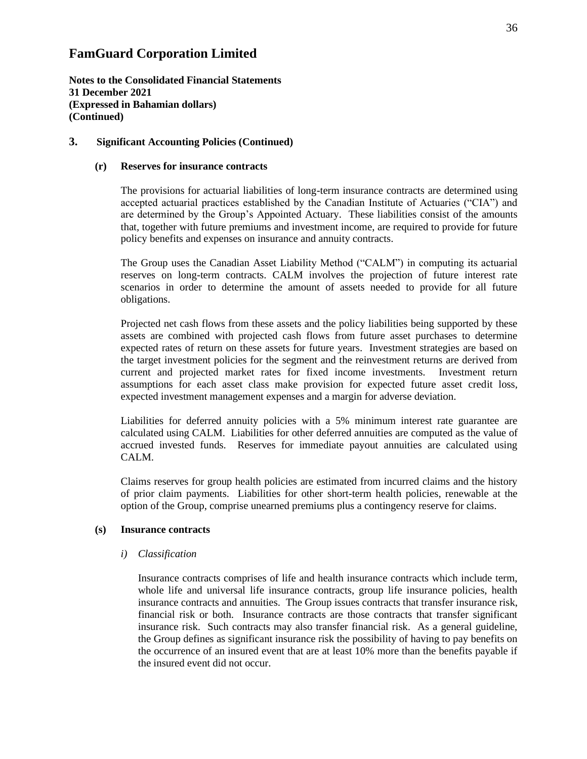# FamGuard Corporation Limited

**Notes to the Consolidated Financial Statements**
**31 December 2021**
**(Expressed in Bahamian dollars)**
**(Continued)**

## 3. Significant Accounting Policies (Continued)

### (r) Reserves for insurance contracts

The provisions for actuarial liabilities of long-term insurance contracts are determined using accepted actuarial practices established by the Canadian Institute of Actuaries ("CIA") and are determined by the Group's Appointed Actuary. These liabilities consist of the amounts that, together with future premiums and investment income, are required to provide for future policy benefits and expenses on insurance and annuity contracts.

The Group uses the Canadian Asset Liability Method ("CALM") in computing its actuarial reserves on long-term contracts. CALM involves the projection of future interest rate scenarios in order to determine the amount of assets needed to provide for all future obligations.

Projected net cash flows from these assets and the policy liabilities being supported by these assets are combined with projected cash flows from future asset purchases to determine expected rates of return on these assets for future years. Investment strategies are based on the target investment policies for the segment and the reinvestment returns are derived from current and projected market rates for fixed income investments. Investment return assumptions for each asset class make provision for expected future asset credit loss, expected investment management expenses and a margin for adverse deviation.

Liabilities for deferred annuity policies with a 5% minimum interest rate guarantee are calculated using CALM. Liabilities for other deferred annuities are computed as the value of accrued invested funds. Reserves for immediate payout annuities are calculated using CALM.

Claims reserves for group health policies are estimated from incurred claims and the history of prior claim payments. Liabilities for other short-term health policies, renewable at the option of the Group, comprise unearned premiums plus a contingency reserve for claims.

### (s) Insurance contracts

*i) Classification*

Insurance contracts comprises of life and health insurance contracts which include term, whole life and universal life insurance contracts, group life insurance policies, health insurance contracts and annuities. The Group issues contracts that transfer insurance risk, financial risk or both. Insurance contracts are those contracts that transfer significant insurance risk. Such contracts may also transfer financial risk. As a general guideline, the Group defines as significant insurance risk the possibility of having to pay benefits on the occurrence of an insured event that are at least 10% more than the benefits payable if the insured event did not occur.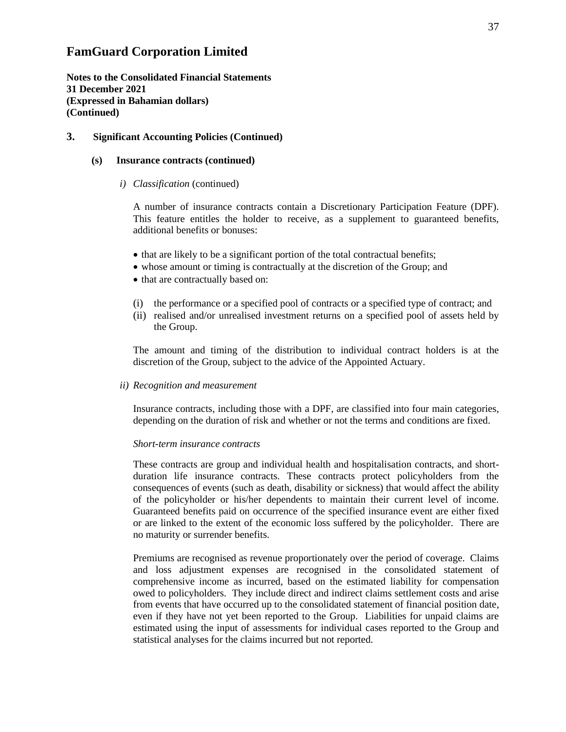# FamGuard Corporation Limited

**Notes to the Consolidated Financial Statements**
**31 December 2021**
**(Expressed in Bahamian dollars)**
**(Continued)**

## 3. Significant Accounting Policies (Continued)

### (s) Insurance contracts (continued)

*i) Classification* (continued)

A number of insurance contracts contain a Discretionary Participation Feature (DPF). This feature entitles the holder to receive, as a supplement to guaranteed benefits, additional benefits or bonuses:

- that are likely to be a significant portion of the total contractual benefits;
- whose amount or timing is contractually at the discretion of the Group; and
- that are contractually based on:

(i) the performance or a specified pool of contracts or a specified type of contract; and
(ii) realised and/or unrealised investment returns on a specified pool of assets held by the Group.

The amount and timing of the distribution to individual contract holders is at the discretion of the Group, subject to the advice of the Appointed Actuary.

*ii) Recognition and measurement*

Insurance contracts, including those with a DPF, are classified into four main categories, depending on the duration of risk and whether or not the terms and conditions are fixed.

*Short-term insurance contracts*

These contracts are group and individual health and hospitalisation contracts, and short-duration life insurance contracts. These contracts protect policyholders from the consequences of events (such as death, disability or sickness) that would affect the ability of the policyholder or his/her dependents to maintain their current level of income. Guaranteed benefits paid on occurrence of the specified insurance event are either fixed or are linked to the extent of the economic loss suffered by the policyholder. There are no maturity or surrender benefits.

Premiums are recognised as revenue proportionately over the period of coverage. Claims and loss adjustment expenses are recognised in the consolidated statement of comprehensive income as incurred, based on the estimated liability for compensation owed to policyholders. They include direct and indirect claims settlement costs and arise from events that have occurred up to the consolidated statement of financial position date, even if they have not yet been reported to the Group. Liabilities for unpaid claims are estimated using the input of assessments for individual cases reported to the Group and statistical analyses for the claims incurred but not reported.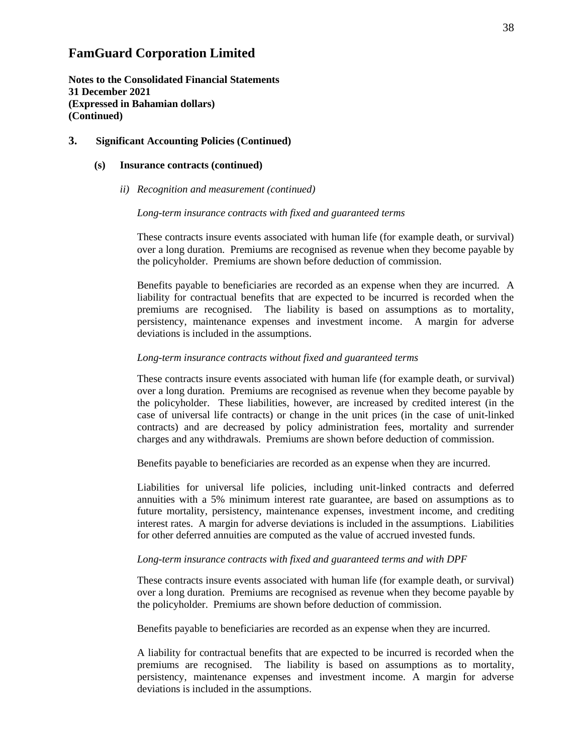# FamGuard Corporation Limited

**Notes to the Consolidated Financial Statements**
**31 December 2021**
**(Expressed in Bahamian dollars)**
**(Continued)**

## 3. Significant Accounting Policies (Continued)

### (s) Insurance contracts (continued)

*ii) Recognition and measurement (continued)*

*Long-term insurance contracts with fixed and guaranteed terms*

These contracts insure events associated with human life (for example death, or survival) over a long duration. Premiums are recognised as revenue when they become payable by the policyholder. Premiums are shown before deduction of commission.

Benefits payable to beneficiaries are recorded as an expense when they are incurred. A liability for contractual benefits that are expected to be incurred is recorded when the premiums are recognised. The liability is based on assumptions as to mortality, persistency, maintenance expenses and investment income. A margin for adverse deviations is included in the assumptions.

*Long-term insurance contracts without fixed and guaranteed terms*

These contracts insure events associated with human life (for example death, or survival) over a long duration. Premiums are recognised as revenue when they become payable by the policyholder. These liabilities, however, are increased by credited interest (in the case of universal life contracts) or change in the unit prices (in the case of unit-linked contracts) and are decreased by policy administration fees, mortality and surrender charges and any withdrawals. Premiums are shown before deduction of commission.

Benefits payable to beneficiaries are recorded as an expense when they are incurred.

Liabilities for universal life policies, including unit-linked contracts and deferred annuities with a 5% minimum interest rate guarantee, are based on assumptions as to future mortality, persistency, maintenance expenses, investment income, and crediting interest rates. A margin for adverse deviations is included in the assumptions. Liabilities for other deferred annuities are computed as the value of accrued invested funds.

*Long-term insurance contracts with fixed and guaranteed terms and with DPF*

These contracts insure events associated with human life (for example death, or survival) over a long duration. Premiums are recognised as revenue when they become payable by the policyholder. Premiums are shown before deduction of commission.

Benefits payable to beneficiaries are recorded as an expense when they are incurred.

A liability for contractual benefits that are expected to be incurred is recorded when the premiums are recognised. The liability is based on assumptions as to mortality, persistency, maintenance expenses and investment income. A margin for adverse deviations is included in the assumptions.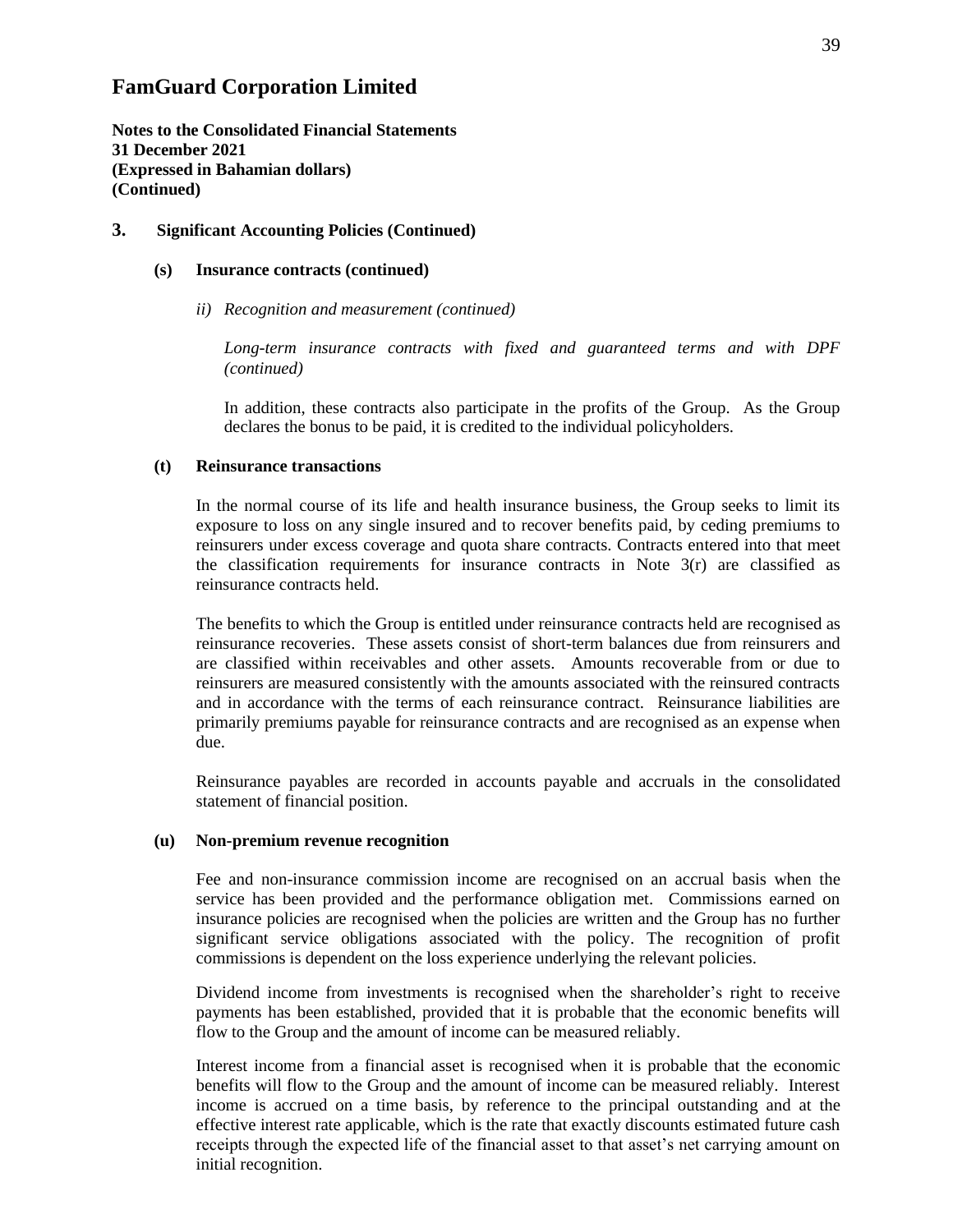# FamGuard Corporation Limited

**Notes to the Consolidated Financial Statements**
**31 December 2021**
**(Expressed in Bahamian dollars)**
**(Continued)**

## 3. Significant Accounting Policies (Continued)

### (s) Insurance contracts (continued)

*ii) Recognition and measurement (continued)*

*Long-term insurance contracts with fixed and guaranteed terms and with DPF (continued)*

In addition, these contracts also participate in the profits of the Group. As the Group declares the bonus to be paid, it is credited to the individual policyholders.

### (t) Reinsurance transactions

In the normal course of its life and health insurance business, the Group seeks to limit its exposure to loss on any single insured and to recover benefits paid, by ceding premiums to reinsurers under excess coverage and quota share contracts. Contracts entered into that meet the classification requirements for insurance contracts in Note 3(r) are classified as reinsurance contracts held.

The benefits to which the Group is entitled under reinsurance contracts held are recognised as reinsurance recoveries. These assets consist of short-term balances due from reinsurers and are classified within receivables and other assets. Amounts recoverable from or due to reinsurers are measured consistently with the amounts associated with the reinsured contracts and in accordance with the terms of each reinsurance contract. Reinsurance liabilities are primarily premiums payable for reinsurance contracts and are recognised as an expense when due.

Reinsurance payables are recorded in accounts payable and accruals in the consolidated statement of financial position.

### (u) Non-premium revenue recognition

Fee and non-insurance commission income are recognised on an accrual basis when the service has been provided and the performance obligation met. Commissions earned on insurance policies are recognised when the policies are written and the Group has no further significant service obligations associated with the policy. The recognition of profit commissions is dependent on the loss experience underlying the relevant policies.

Dividend income from investments is recognised when the shareholder's right to receive payments has been established, provided that it is probable that the economic benefits will flow to the Group and the amount of income can be measured reliably.

Interest income from a financial asset is recognised when it is probable that the economic benefits will flow to the Group and the amount of income can be measured reliably. Interest income is accrued on a time basis, by reference to the principal outstanding and at the effective interest rate applicable, which is the rate that exactly discounts estimated future cash receipts through the expected life of the financial asset to that asset's net carrying amount on initial recognition.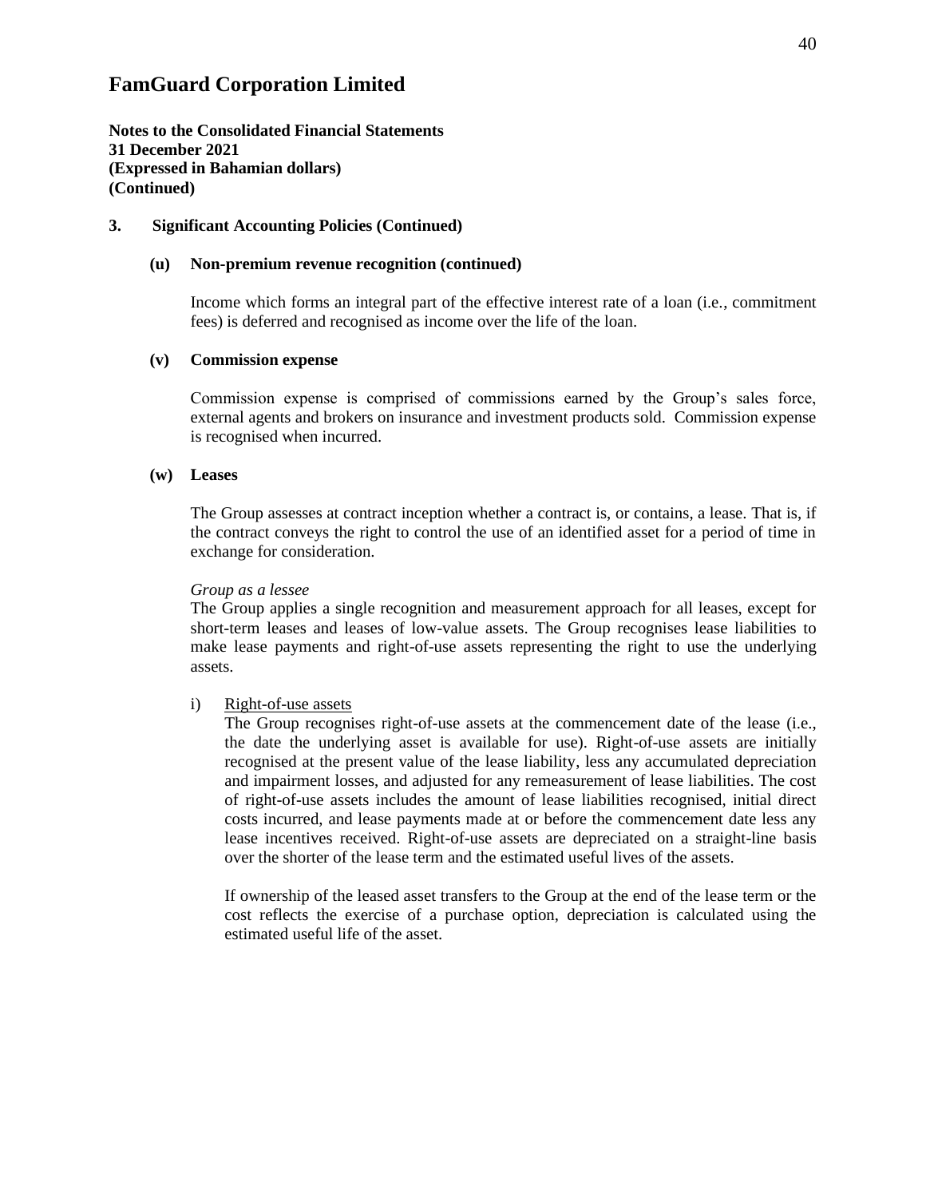# FamGuard Corporation Limited

**Notes to the Consolidated Financial Statements**
**31 December 2021**
**(Expressed in Bahamian dollars)**
**(Continued)**

## 3. Significant Accounting Policies (Continued)

### (u) Non-premium revenue recognition (continued)

Income which forms an integral part of the effective interest rate of a loan (i.e., commitment fees) is deferred and recognised as income over the life of the loan.

### (v) Commission expense

Commission expense is comprised of commissions earned by the Group's sales force, external agents and brokers on insurance and investment products sold. Commission expense is recognised when incurred.

### (w) Leases

The Group assesses at contract inception whether a contract is, or contains, a lease. That is, if the contract conveys the right to control the use of an identified asset for a period of time in exchange for consideration.

*Group as a lessee*

The Group applies a single recognition and measurement approach for all leases, except for short-term leases and leases of low-value assets. The Group recognises lease liabilities to make lease payments and right-of-use assets representing the right to use the underlying assets.

i) Right-of-use assets

The Group recognises right-of-use assets at the commencement date of the lease (i.e., the date the underlying asset is available for use). Right-of-use assets are initially recognised at the present value of the lease liability, less any accumulated depreciation and impairment losses, and adjusted for any remeasurement of lease liabilities. The cost of right-of-use assets includes the amount of lease liabilities recognised, initial direct costs incurred, and lease payments made at or before the commencement date less any lease incentives received. Right-of-use assets are depreciated on a straight-line basis over the shorter of the lease term and the estimated useful lives of the assets.

If ownership of the leased asset transfers to the Group at the end of the lease term or the cost reflects the exercise of a purchase option, depreciation is calculated using the estimated useful life of the asset.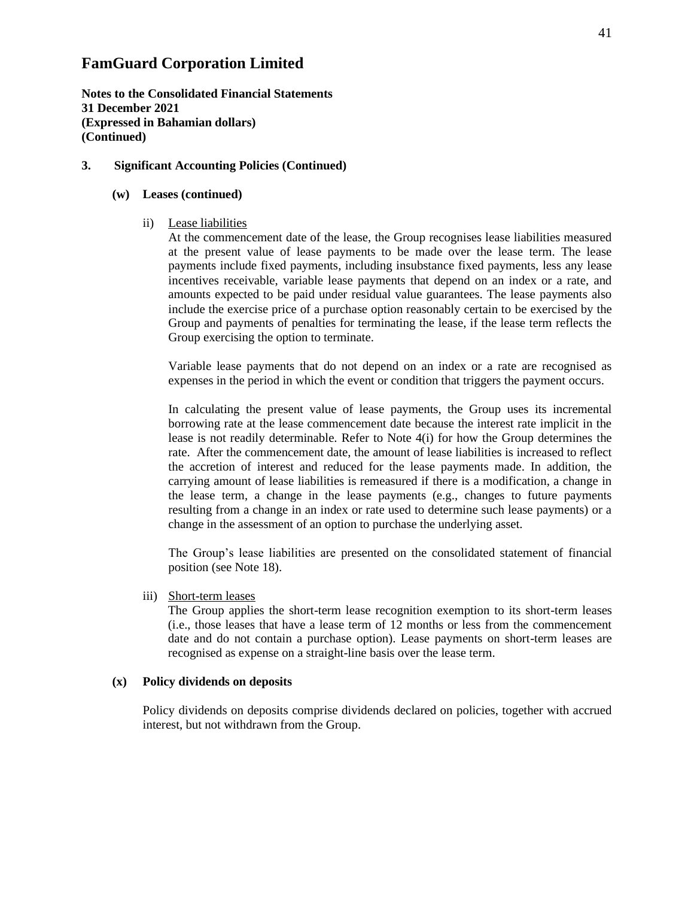# FamGuard Corporation Limited

**Notes to the Consolidated Financial Statements**
**31 December 2021**
**(Expressed in Bahamian dollars)**
**(Continued)**

## 3. Significant Accounting Policies (Continued)

### (w) Leases (continued)

ii) Lease liabilities

At the commencement date of the lease, the Group recognises lease liabilities measured at the present value of lease payments to be made over the lease term. The lease payments include fixed payments, including insubstance fixed payments, less any lease incentives receivable, variable lease payments that depend on an index or a rate, and amounts expected to be paid under residual value guarantees. The lease payments also include the exercise price of a purchase option reasonably certain to be exercised by the Group and payments of penalties for terminating the lease, if the lease term reflects the Group exercising the option to terminate.

Variable lease payments that do not depend on an index or a rate are recognised as expenses in the period in which the event or condition that triggers the payment occurs.

In calculating the present value of lease payments, the Group uses its incremental borrowing rate at the lease commencement date because the interest rate implicit in the lease is not readily determinable. Refer to Note 4(i) for how the Group determines the rate. After the commencement date, the amount of lease liabilities is increased to reflect the accretion of interest and reduced for the lease payments made. In addition, the carrying amount of lease liabilities is remeasured if there is a modification, a change in the lease term, a change in the lease payments (e.g., changes to future payments resulting from a change in an index or rate used to determine such lease payments) or a change in the assessment of an option to purchase the underlying asset.

The Group's lease liabilities are presented on the consolidated statement of financial position (see Note 18).

iii) Short-term leases

The Group applies the short-term lease recognition exemption to its short-term leases (i.e., those leases that have a lease term of 12 months or less from the commencement date and do not contain a purchase option). Lease payments on short-term leases are recognised as expense on a straight-line basis over the lease term.

### (x) Policy dividends on deposits

Policy dividends on deposits comprise dividends declared on policies, together with accrued interest, but not withdrawn from the Group.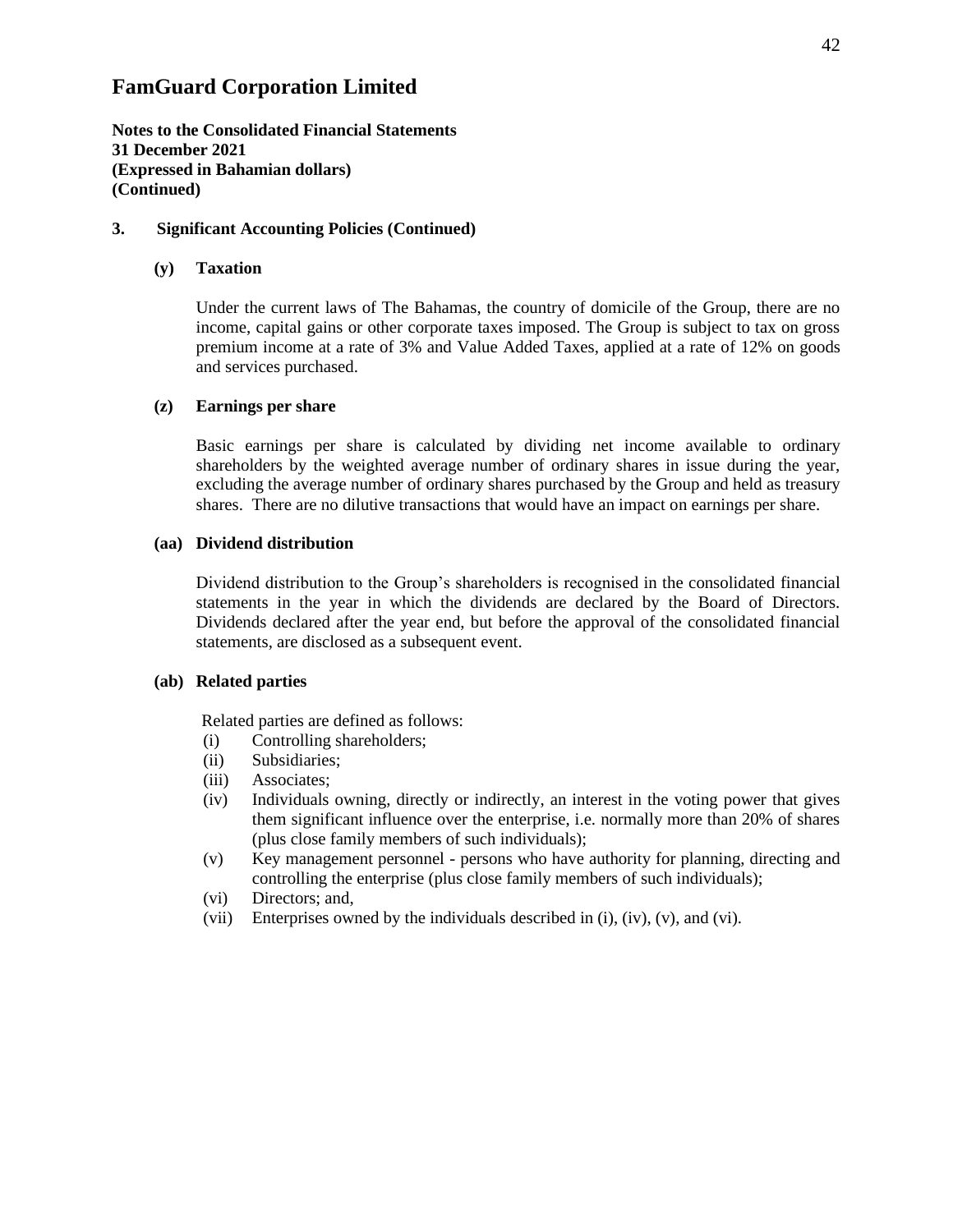# FamGuard Corporation Limited

**Notes to the Consolidated Financial Statements**
**31 December 2021**
**(Expressed in Bahamian dollars)**
**(Continued)**

## 3. Significant Accounting Policies (Continued)

### (y) Taxation

Under the current laws of The Bahamas, the country of domicile of the Group, there are no income, capital gains or other corporate taxes imposed. The Group is subject to tax on gross premium income at a rate of 3% and Value Added Taxes, applied at a rate of 12% on goods and services purchased.

### (z) Earnings per share

Basic earnings per share is calculated by dividing net income available to ordinary shareholders by the weighted average number of ordinary shares in issue during the year, excluding the average number of ordinary shares purchased by the Group and held as treasury shares. There are no dilutive transactions that would have an impact on earnings per share.

### (aa) Dividend distribution

Dividend distribution to the Group's shareholders is recognised in the consolidated financial statements in the year in which the dividends are declared by the Board of Directors. Dividends declared after the year end, but before the approval of the consolidated financial statements, are disclosed as a subsequent event.

### (ab) Related parties

Related parties are defined as follows:

(i) Controlling shareholders;
(ii) Subsidiaries;
(iii) Associates;
(iv) Individuals owning, directly or indirectly, an interest in the voting power that gives them significant influence over the enterprise, i.e. normally more than 20% of shares (plus close family members of such individuals);
(v) Key management personnel - persons who have authority for planning, directing and controlling the enterprise (plus close family members of such individuals);
(vi) Directors; and,
(vii) Enterprises owned by the individuals described in (i), (iv), (v), and (vi).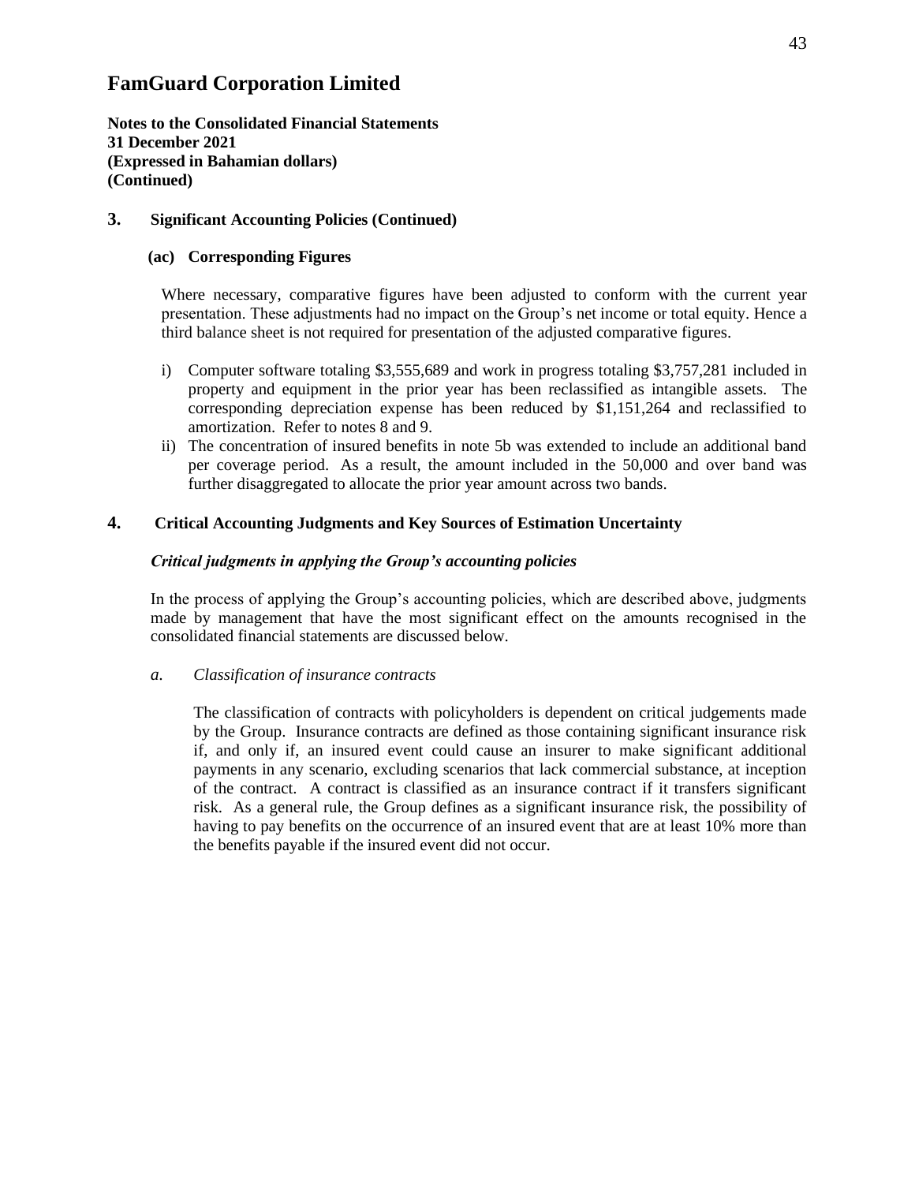# FamGuard Corporation Limited

**Notes to the Consolidated Financial Statements**
**31 December 2021**
**(Expressed in Bahamian dollars)**
**(Continued)**

## 3. Significant Accounting Policies (Continued)

### (ac) Corresponding Figures

Where necessary, comparative figures have been adjusted to conform with the current year presentation. These adjustments had no impact on the Group's net income or total equity. Hence a third balance sheet is not required for presentation of the adjusted comparative figures.

i) Computer software totaling $3,555,689 and work in progress totaling $3,757,281 included in property and equipment in the prior year has been reclassified as intangible assets. The corresponding depreciation expense has been reduced by $1,151,264 and reclassified to amortization. Refer to notes 8 and 9.

ii) The concentration of insured benefits in note 5b was extended to include an additional band per coverage period. As a result, the amount included in the 50,000 and over band was further disaggregated to allocate the prior year amount across two bands.

## 4. Critical Accounting Judgments and Key Sources of Estimation Uncertainty

***Critical judgments in applying the Group's accounting policies***

In the process of applying the Group's accounting policies, which are described above, judgments made by management that have the most significant effect on the amounts recognised in the consolidated financial statements are discussed below.

*a. Classification of insurance contracts*

The classification of contracts with policyholders is dependent on critical judgements made by the Group. Insurance contracts are defined as those containing significant insurance risk if, and only if, an insured event could cause an insurer to make significant additional payments in any scenario, excluding scenarios that lack commercial substance, at inception of the contract. A contract is classified as an insurance contract if it transfers significant risk. As a general rule, the Group defines as a significant insurance risk, the possibility of having to pay benefits on the occurrence of an insured event that are at least 10% more than the benefits payable if the insured event did not occur.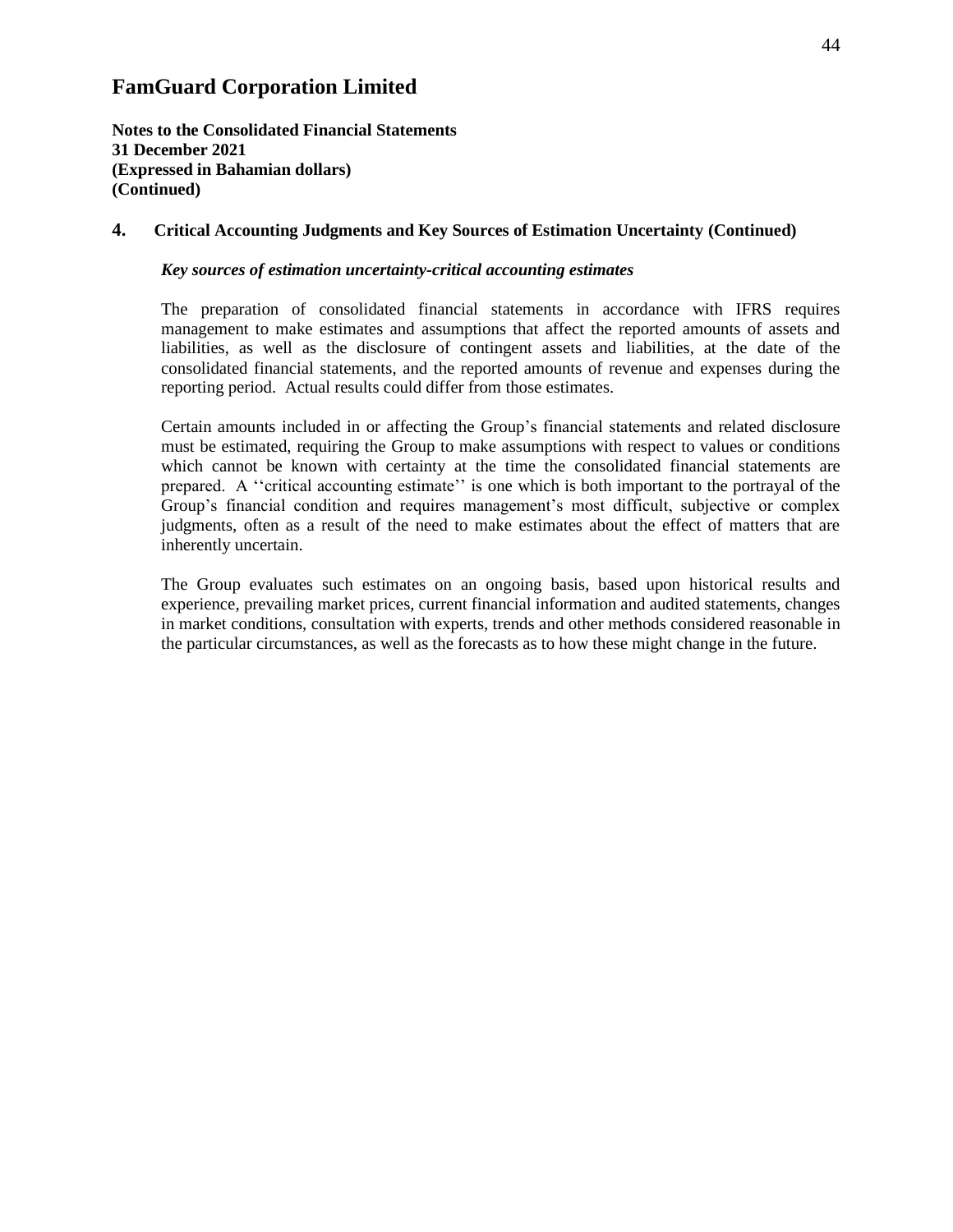# FamGuard Corporation Limited

**Notes to the Consolidated Financial Statements**
**31 December 2021**
**(Expressed in Bahamian dollars)**
**(Continued)**

## 4. Critical Accounting Judgments and Key Sources of Estimation Uncertainty (Continued)

***Key sources of estimation uncertainty-critical accounting estimates***

The preparation of consolidated financial statements in accordance with IFRS requires management to make estimates and assumptions that affect the reported amounts of assets and liabilities, as well as the disclosure of contingent assets and liabilities, at the date of the consolidated financial statements, and the reported amounts of revenue and expenses during the reporting period. Actual results could differ from those estimates.

Certain amounts included in or affecting the Group's financial statements and related disclosure must be estimated, requiring the Group to make assumptions with respect to values or conditions which cannot be known with certainty at the time the consolidated financial statements are prepared. A ''critical accounting estimate'' is one which is both important to the portrayal of the Group's financial condition and requires management's most difficult, subjective or complex judgments, often as a result of the need to make estimates about the effect of matters that are inherently uncertain.

The Group evaluates such estimates on an ongoing basis, based upon historical results and experience, prevailing market prices, current financial information and audited statements, changes in market conditions, consultation with experts, trends and other methods considered reasonable in the particular circumstances, as well as the forecasts as to how these might change in the future.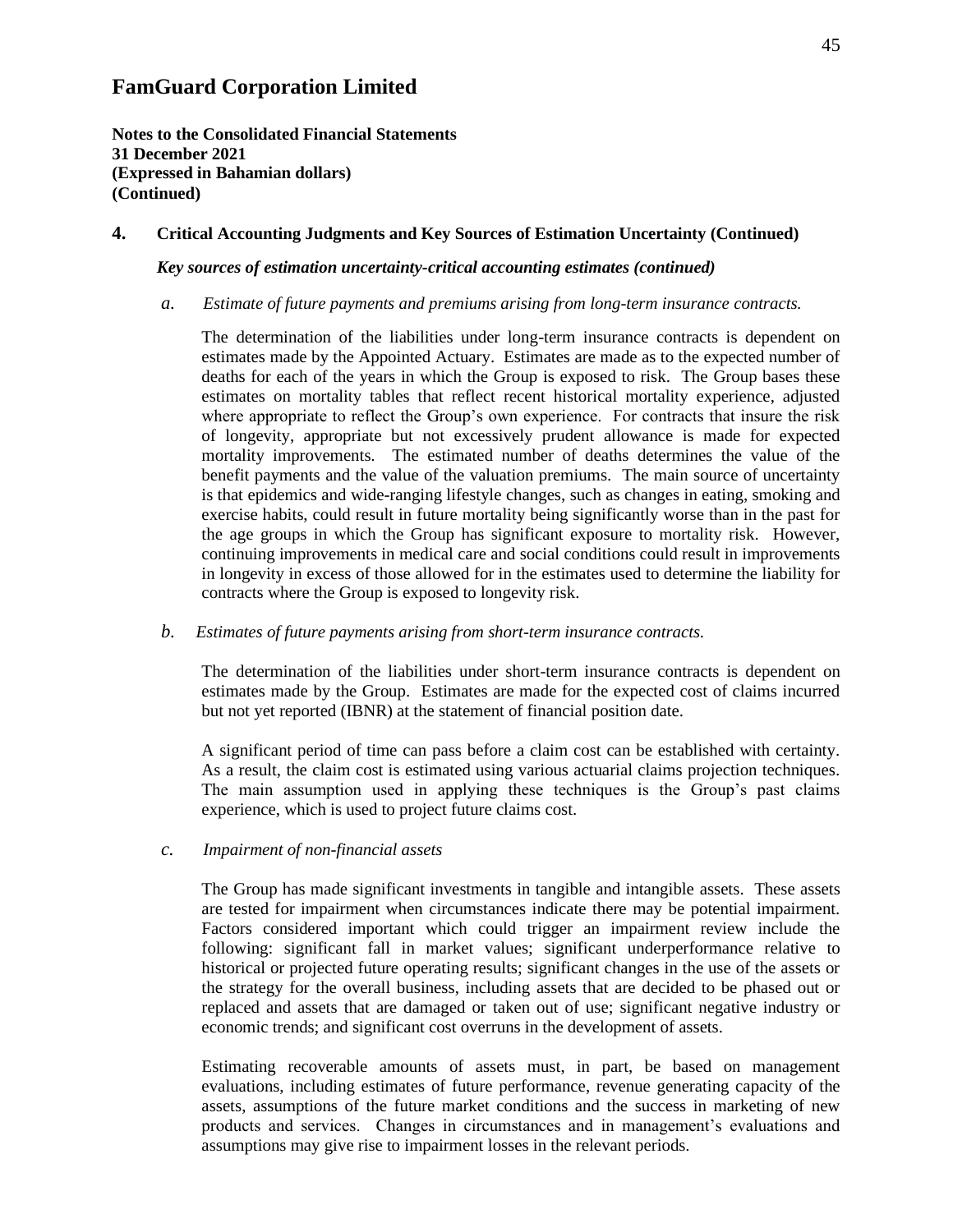# FamGuard Corporation Limited

**Notes to the Consolidated Financial Statements**
**31 December 2021**
**(Expressed in Bahamian dollars)**
**(Continued)**

## 4. Critical Accounting Judgments and Key Sources of Estimation Uncertainty (Continued)

***Key sources of estimation uncertainty-critical accounting estimates (continued)***

*a. Estimate of future payments and premiums arising from long-term insurance contracts.*

The determination of the liabilities under long-term insurance contracts is dependent on estimates made by the Appointed Actuary. Estimates are made as to the expected number of deaths for each of the years in which the Group is exposed to risk. The Group bases these estimates on mortality tables that reflect recent historical mortality experience, adjusted where appropriate to reflect the Group's own experience. For contracts that insure the risk of longevity, appropriate but not excessively prudent allowance is made for expected mortality improvements. The estimated number of deaths determines the value of the benefit payments and the value of the valuation premiums. The main source of uncertainty is that epidemics and wide-ranging lifestyle changes, such as changes in eating, smoking and exercise habits, could result in future mortality being significantly worse than in the past for the age groups in which the Group has significant exposure to mortality risk. However, continuing improvements in medical care and social conditions could result in improvements in longevity in excess of those allowed for in the estimates used to determine the liability for contracts where the Group is exposed to longevity risk.

*b. Estimates of future payments arising from short-term insurance contracts.*

The determination of the liabilities under short-term insurance contracts is dependent on estimates made by the Group. Estimates are made for the expected cost of claims incurred but not yet reported (IBNR) at the statement of financial position date.

A significant period of time can pass before a claim cost can be established with certainty. As a result, the claim cost is estimated using various actuarial claims projection techniques. The main assumption used in applying these techniques is the Group's past claims experience, which is used to project future claims cost.

*c. Impairment of non-financial assets*

The Group has made significant investments in tangible and intangible assets. These assets are tested for impairment when circumstances indicate there may be potential impairment. Factors considered important which could trigger an impairment review include the following: significant fall in market values; significant underperformance relative to historical or projected future operating results; significant changes in the use of the assets or the strategy for the overall business, including assets that are decided to be phased out or replaced and assets that are damaged or taken out of use; significant negative industry or economic trends; and significant cost overruns in the development of assets.

Estimating recoverable amounts of assets must, in part, be based on management evaluations, including estimates of future performance, revenue generating capacity of the assets, assumptions of the future market conditions and the success in marketing of new products and services. Changes in circumstances and in management's evaluations and assumptions may give rise to impairment losses in the relevant periods.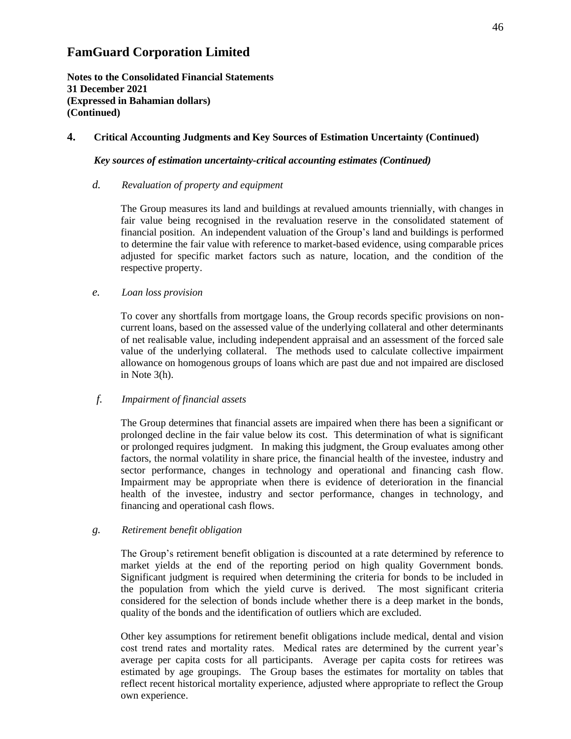# FamGuard Corporation Limited

**Notes to the Consolidated Financial Statements**
**31 December 2021**
**(Expressed in Bahamian dollars)**
**(Continued)**

## 4. Critical Accounting Judgments and Key Sources of Estimation Uncertainty (Continued)

***Key sources of estimation uncertainty-critical accounting estimates (Continued)***

*d. Revaluation of property and equipment*

The Group measures its land and buildings at revalued amounts triennially, with changes in fair value being recognised in the revaluation reserve in the consolidated statement of financial position. An independent valuation of the Group's land and buildings is performed to determine the fair value with reference to market-based evidence, using comparable prices adjusted for specific market factors such as nature, location, and the condition of the respective property.

*e. Loan loss provision*

To cover any shortfalls from mortgage loans, the Group records specific provisions on non-current loans, based on the assessed value of the underlying collateral and other determinants of net realisable value, including independent appraisal and an assessment of the forced sale value of the underlying collateral. The methods used to calculate collective impairment allowance on homogenous groups of loans which are past due and not impaired are disclosed in Note 3(h).

*f. Impairment of financial assets*

The Group determines that financial assets are impaired when there has been a significant or prolonged decline in the fair value below its cost. This determination of what is significant or prolonged requires judgment. In making this judgment, the Group evaluates among other factors, the normal volatility in share price, the financial health of the investee, industry and sector performance, changes in technology and operational and financing cash flow. Impairment may be appropriate when there is evidence of deterioration in the financial health of the investee, industry and sector performance, changes in technology, and financing and operational cash flows.

*g. Retirement benefit obligation*

The Group's retirement benefit obligation is discounted at a rate determined by reference to market yields at the end of the reporting period on high quality Government bonds. Significant judgment is required when determining the criteria for bonds to be included in the population from which the yield curve is derived. The most significant criteria considered for the selection of bonds include whether there is a deep market in the bonds, quality of the bonds and the identification of outliers which are excluded.

Other key assumptions for retirement benefit obligations include medical, dental and vision cost trend rates and mortality rates. Medical rates are determined by the current year's average per capita costs for all participants. Average per capita costs for retirees was estimated by age groupings. The Group bases the estimates for mortality on tables that reflect recent historical mortality experience, adjusted where appropriate to reflect the Group own experience.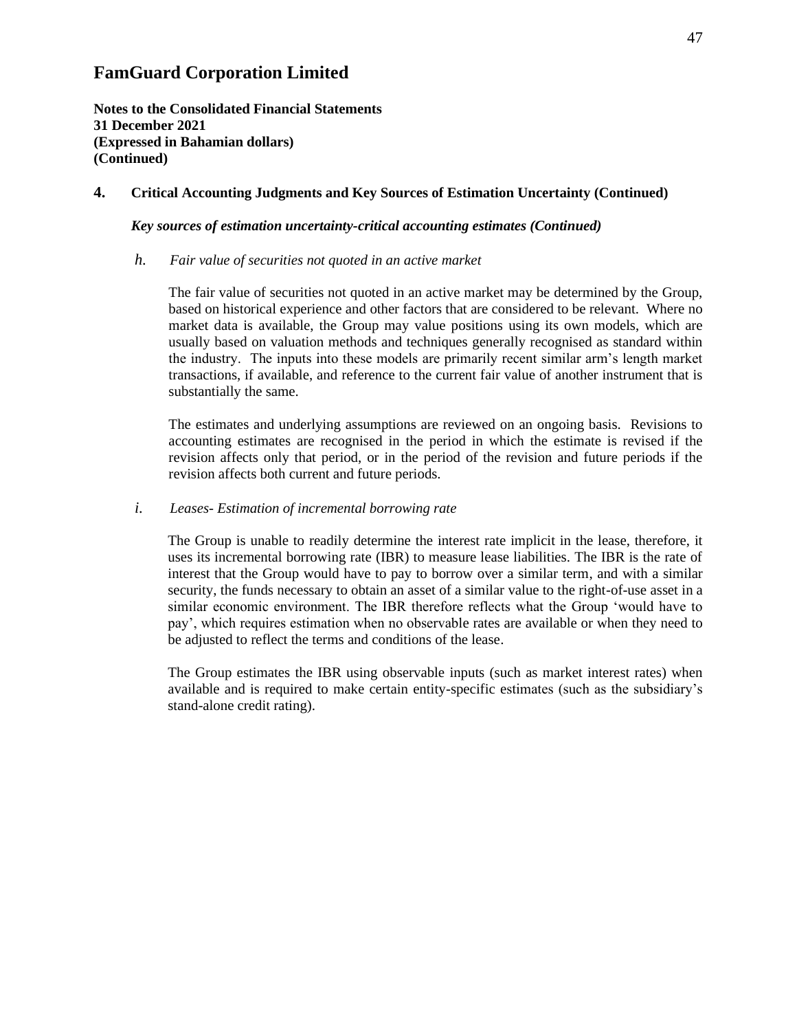# FamGuard Corporation Limited

**Notes to the Consolidated Financial Statements**
**31 December 2021**
**(Expressed in Bahamian dollars)**
**(Continued)**

## 4. Critical Accounting Judgments and Key Sources of Estimation Uncertainty (Continued)

***Key sources of estimation uncertainty-critical accounting estimates (Continued)***

*h. Fair value of securities not quoted in an active market*

The fair value of securities not quoted in an active market may be determined by the Group, based on historical experience and other factors that are considered to be relevant. Where no market data is available, the Group may value positions using its own models, which are usually based on valuation methods and techniques generally recognised as standard within the industry. The inputs into these models are primarily recent similar arm's length market transactions, if available, and reference to the current fair value of another instrument that is substantially the same.

The estimates and underlying assumptions are reviewed on an ongoing basis. Revisions to accounting estimates are recognised in the period in which the estimate is revised if the revision affects only that period, or in the period of the revision and future periods if the revision affects both current and future periods.

*i. Leases- Estimation of incremental borrowing rate*

The Group is unable to readily determine the interest rate implicit in the lease, therefore, it uses its incremental borrowing rate (IBR) to measure lease liabilities. The IBR is the rate of interest that the Group would have to pay to borrow over a similar term, and with a similar security, the funds necessary to obtain an asset of a similar value to the right-of-use asset in a similar economic environment. The IBR therefore reflects what the Group 'would have to pay', which requires estimation when no observable rates are available or when they need to be adjusted to reflect the terms and conditions of the lease.

The Group estimates the IBR using observable inputs (such as market interest rates) when available and is required to make certain entity-specific estimates (such as the subsidiary's stand-alone credit rating).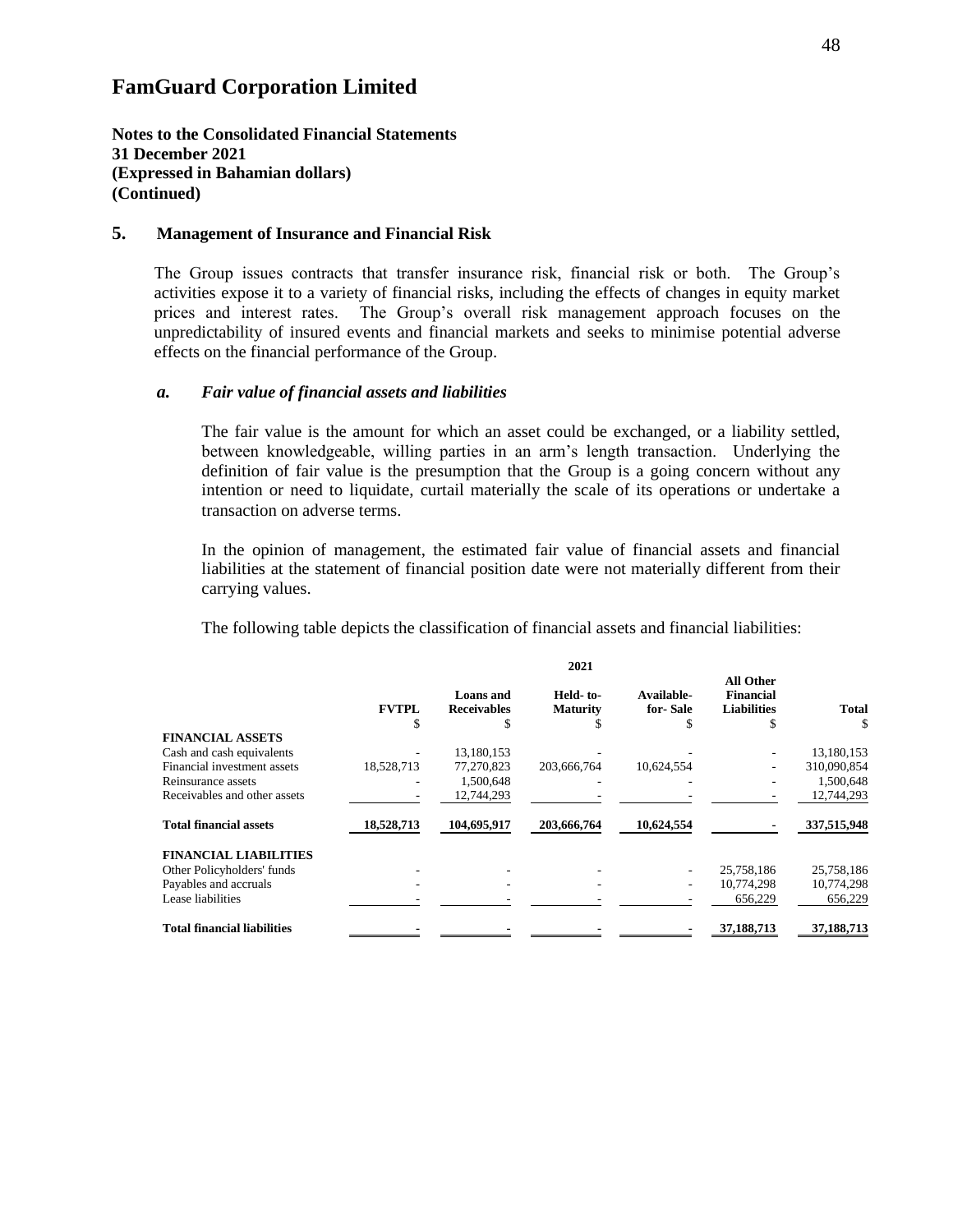# FamGuard Corporation Limited

**Notes to the Consolidated Financial Statements**
**31 December 2021**
**(Expressed in Bahamian dollars)**
**(Continued)**

## 5. Management of Insurance and Financial Risk

The Group issues contracts that transfer insurance risk, financial risk or both. The Group's activities expose it to a variety of financial risks, including the effects of changes in equity market prices and interest rates. The Group's overall risk management approach focuses on the unpredictability of insured events and financial markets and seeks to minimise potential adverse effects on the financial performance of the Group.

### *a. Fair value of financial assets and liabilities*

The fair value is the amount for which an asset could be exchanged, or a liability settled, between knowledgeable, willing parties in an arm's length transaction. Underlying the definition of fair value is the presumption that the Group is a going concern without any intention or need to liquidate, curtail materially the scale of its operations or undertake a transaction on adverse terms.

In the opinion of management, the estimated fair value of financial assets and financial liabilities at the statement of financial position date were not materially different from their carrying values.

The following table depicts the classification of financial assets and financial liabilities:

| | 2021 | | | | | |
|---|---|---|---|---|---|---|
| | **FVTPL** | **Loans and Receivables** | **Held- to-Maturity** | **Available-for- Sale** | **All Other Financial Liabilities** | **Total** |
| | $ | $ | $ | $ | $ | $ |
| **FINANCIAL ASSETS** | | | | | | |
| Cash and cash equivalents | - | 13,180,153 | - | - | - | 13,180,153 |
| Financial investment assets | 18,528,713 | 77,270,823 | 203,666,764 | 10,624,554 | - | 310,090,854 |
| Reinsurance assets | - | 1,500,648 | - | - | - | 1,500,648 |
| Receivables and other assets | - | 12,744,293 | - | - | - | 12,744,293 |
| **Total financial assets** | **18,528,713** | **104,695,917** | **203,666,764** | **10,624,554** | **-** | **337,515,948** |
| **FINANCIAL LIABILITIES** | | | | | | |
| Other Policyholders' funds | - | - | - | - | 25,758,186 | 25,758,186 |
| Payables and accruals | - | - | - | - | 10,774,298 | 10,774,298 |
| Lease liabilities | - | - | - | - | 656,229 | 656,229 |
| **Total financial liabilities** | **-** | **-** | **-** | **-** | **37,188,713** | **37,188,713** |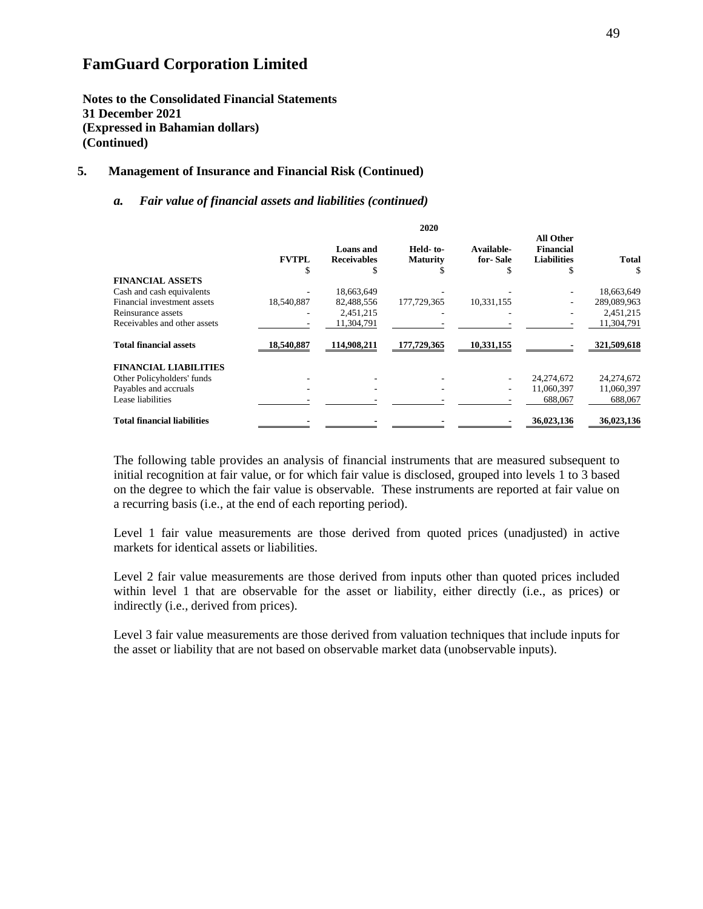# FamGuard Corporation Limited

**Notes to the Consolidated Financial Statements**
**31 December 2021**
**(Expressed in Bahamian dollars)**
**(Continued)**

## 5. Management of Insurance and Financial Risk (Continued)

### *a. Fair value of financial assets and liabilities (continued)*

| | 2020 | | | | | |
|---|---|---|---|---|---|---|
| | **FVTPL** | **Loans and Receivables** | **Held- to-Maturity** | **Available-for- Sale** | **All Other Financial Liabilities** | **Total** |
| | $ | $ | $ | $ | $ | $ |
| **FINANCIAL ASSETS** | | | | | | |
| Cash and cash equivalents | - | 18,663,649 | - | - | - | 18,663,649 |
| Financial investment assets | 18,540,887 | 82,488,556 | 177,729,365 | 10,331,155 | - | 289,089,963 |
| Reinsurance assets | - | 2,451,215 | - | - | - | 2,451,215 |
| Receivables and other assets | - | 11,304,791 | - | - | - | 11,304,791 |
| **Total financial assets** | **18,540,887** | **114,908,211** | **177,729,365** | **10,331,155** | **-** | **321,509,618** |
| **FINANCIAL LIABILITIES** | | | | | | |
| Other Policyholders' funds | - | - | - | - | 24,274,672 | 24,274,672 |
| Payables and accruals | - | - | - | - | 11,060,397 | 11,060,397 |
| Lease liabilities | - | - | - | - | 688,067 | 688,067 |
| **Total financial liabilities** | **-** | **-** | **-** | **-** | **36,023,136** | **36,023,136** |

The following table provides an analysis of financial instruments that are measured subsequent to initial recognition at fair value, or for which fair value is disclosed, grouped into levels 1 to 3 based on the degree to which the fair value is observable. These instruments are reported at fair value on a recurring basis (i.e., at the end of each reporting period).

Level 1 fair value measurements are those derived from quoted prices (unadjusted) in active markets for identical assets or liabilities.

Level 2 fair value measurements are those derived from inputs other than quoted prices included within level 1 that are observable for the asset or liability, either directly (i.e., as prices) or indirectly (i.e., derived from prices).

Level 3 fair value measurements are those derived from valuation techniques that include inputs for the asset or liability that are not based on observable market data (unobservable inputs).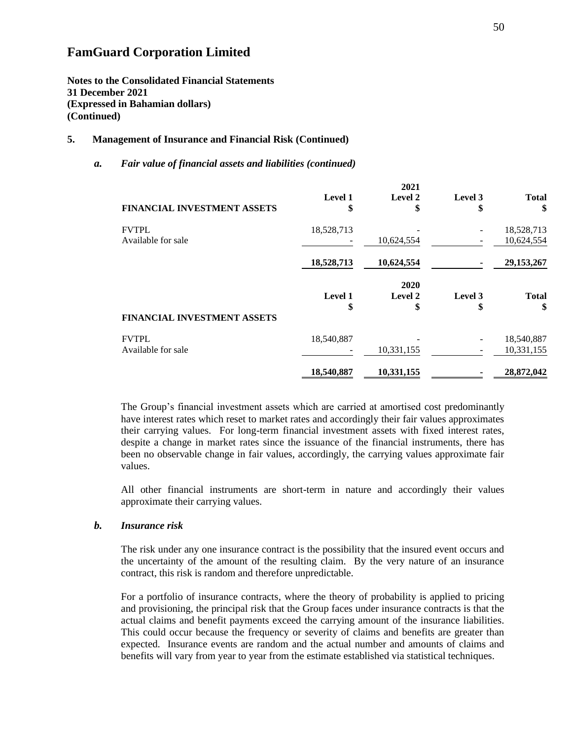# FamGuard Corporation Limited

**Notes to the Consolidated Financial Statements**
**31 December 2021**
**(Expressed in Bahamian dollars)**
**(Continued)**

## 5. Management of Insurance and Financial Risk (Continued)

### *a. Fair value of financial assets and liabilities (continued)*

| | | 2021 | | |
|---|---|---|---|---|
| **FINANCIAL INVESTMENT ASSETS** | **Level 1** **$** | **Level 2** **$** | **Level 3** **$** | **Total** **$** |
| FVTPL | 18,528,713 | - | - | 18,528,713 |
| Available for sale | - | 10,624,554 | - | 10,624,554 |
| | **18,528,713** | **10,624,554** | **-** | **29,153,267** |

| | | 2020 | | |
|---|---|---|---|---|
| **FINANCIAL INVESTMENT ASSETS** | **Level 1** **$** | **Level 2** **$** | **Level 3** **$** | **Total** **$** |
| FVTPL | 18,540,887 | - | - | 18,540,887 |
| Available for sale | - | 10,331,155 | - | 10,331,155 |
| | **18,540,887** | **10,331,155** | **-** | **28,872,042** |

The Group's financial investment assets which are carried at amortised cost predominantly have interest rates which reset to market rates and accordingly their fair values approximates their carrying values. For long-term financial investment assets with fixed interest rates, despite a change in market rates since the issuance of the financial instruments, there has been no observable change in fair values, accordingly, the carrying values approximate fair values.

All other financial instruments are short-term in nature and accordingly their values approximate their carrying values.

### *b. Insurance risk*

The risk under any one insurance contract is the possibility that the insured event occurs and the uncertainty of the amount of the resulting claim. By the very nature of an insurance contract, this risk is random and therefore unpredictable.

For a portfolio of insurance contracts, where the theory of probability is applied to pricing and provisioning, the principal risk that the Group faces under insurance contracts is that the actual claims and benefit payments exceed the carrying amount of the insurance liabilities. This could occur because the frequency or severity of claims and benefits are greater than expected. Insurance events are random and the actual number and amounts of claims and benefits will vary from year to year from the estimate established via statistical techniques.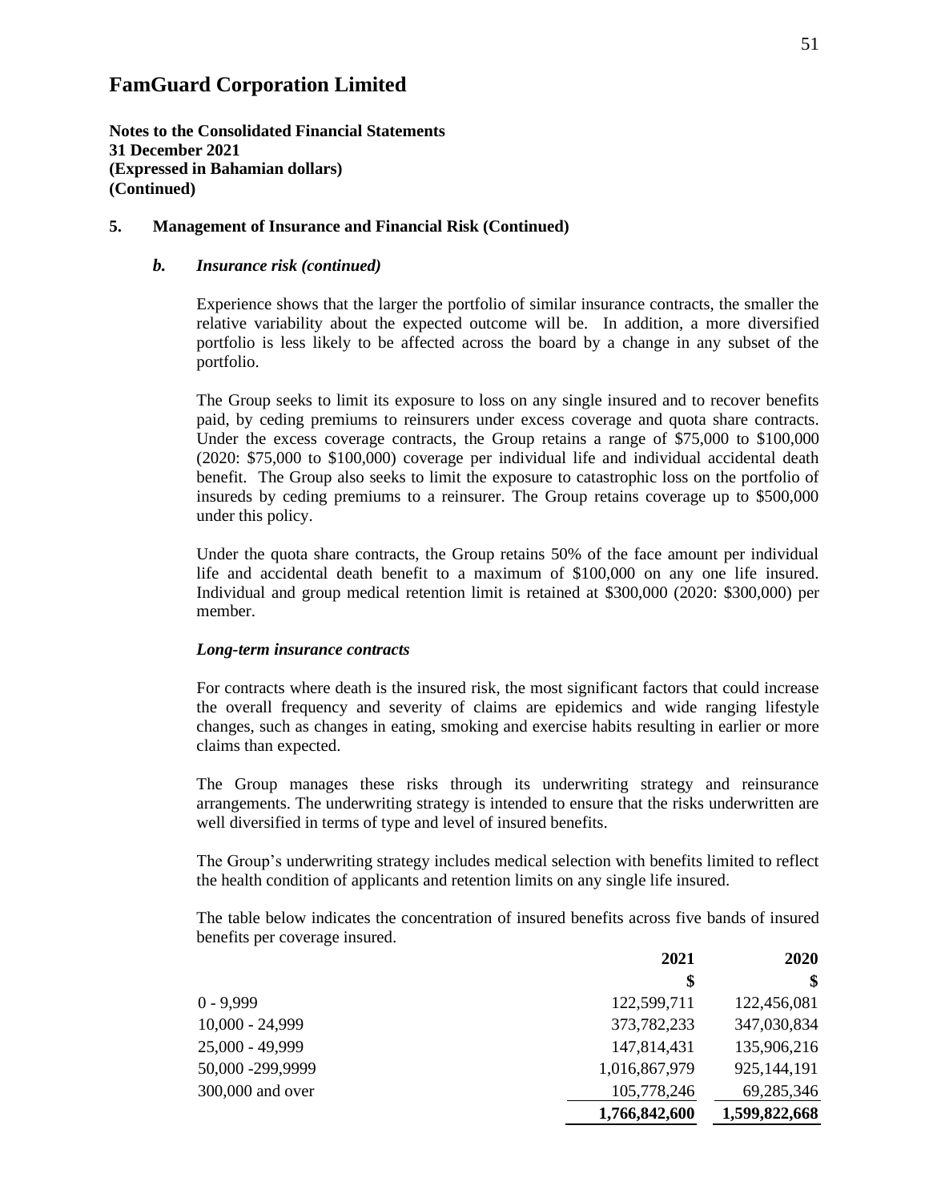# FamGuard Corporation Limited

**Notes to the Consolidated Financial Statements**
**31 December 2021**
**(Expressed in Bahamian dollars)**
**(Continued)**

## 5. Management of Insurance and Financial Risk (Continued)

### *b. Insurance risk (continued)*

Experience shows that the larger the portfolio of similar insurance contracts, the smaller the relative variability about the expected outcome will be. In addition, a more diversified portfolio is less likely to be affected across the board by a change in any subset of the portfolio.

The Group seeks to limit its exposure to loss on any single insured and to recover benefits paid, by ceding premiums to reinsurers under excess coverage and quota share contracts. Under the excess coverage contracts, the Group retains a range of $75,000 to $100,000 (2020: $75,000 to $100,000) coverage per individual life and individual accidental death benefit. The Group also seeks to limit the exposure to catastrophic loss on the portfolio of insureds by ceding premiums to a reinsurer. The Group retains coverage up to $500,000 under this policy.

Under the quota share contracts, the Group retains 50% of the face amount per individual life and accidental death benefit to a maximum of $100,000 on any one life insured. Individual and group medical retention limit is retained at $300,000 (2020: $300,000) per member.

***Long-term insurance contracts***

For contracts where death is the insured risk, the most significant factors that could increase the overall frequency and severity of claims are epidemics and wide ranging lifestyle changes, such as changes in eating, smoking and exercise habits resulting in earlier or more claims than expected.

The Group manages these risks through its underwriting strategy and reinsurance arrangements. The underwriting strategy is intended to ensure that the risks underwritten are well diversified in terms of type and level of insured benefits.

The Group's underwriting strategy includes medical selection with benefits limited to reflect the health condition of applicants and retention limits on any single life insured.

The table below indicates the concentration of insured benefits across five bands of insured benefits per coverage insured.

| | **2021** | **2020** |
|---|---|---|
| | **$** | **$** |
| 0 - 9,999 | 122,599,711 | 122,456,081 |
| 10,000 - 24,999 | 373,782,233 | 347,030,834 |
| 25,000 - 49,999 | 147,814,431 | 135,906,216 |
| 50,000 -299,9999 | 1,016,867,979 | 925,144,191 |
| 300,000 and over | 105,778,246 | 69,285,346 |
| | **1,766,842,600** | **1,599,822,668** |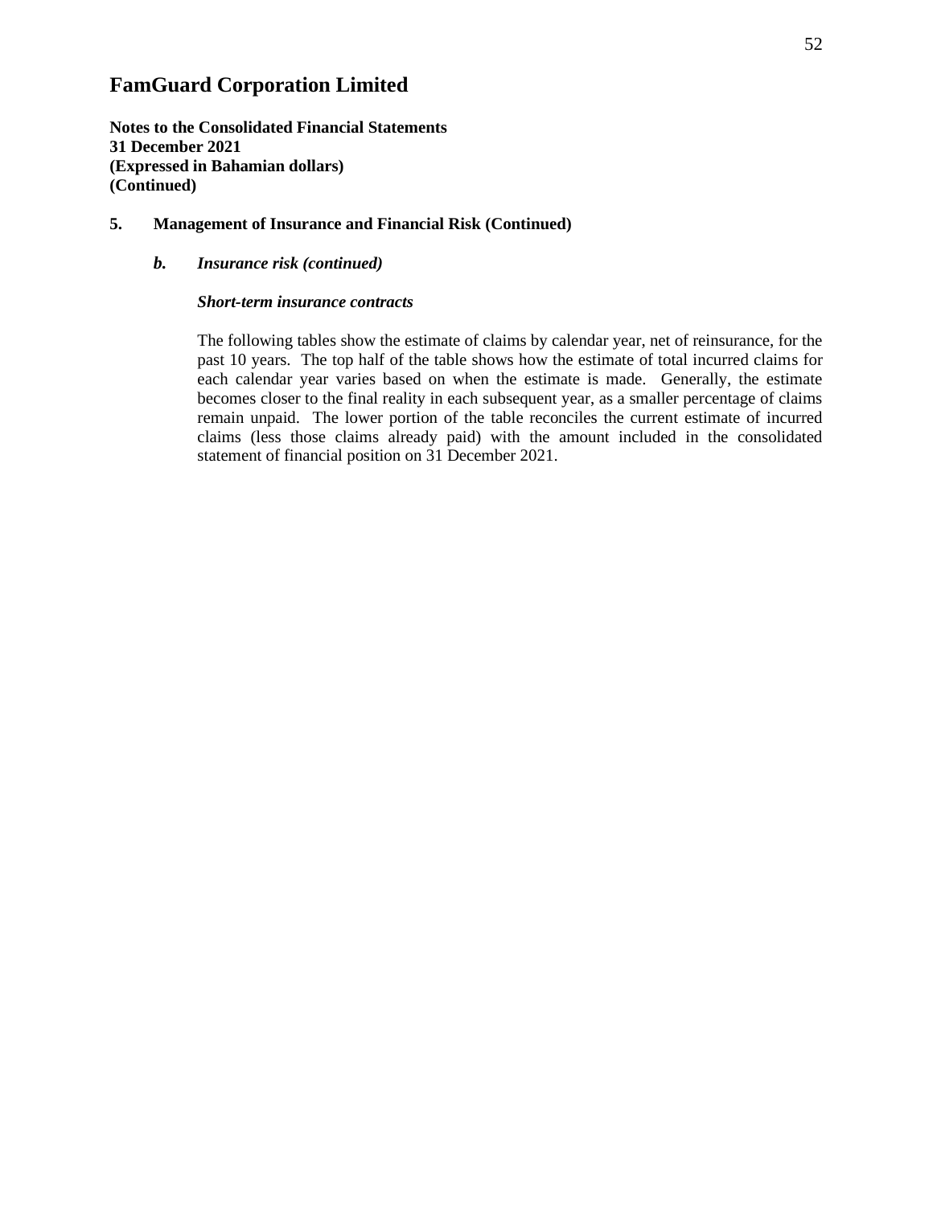# FamGuard Corporation Limited

**Notes to the Consolidated Financial Statements**
**31 December 2021**
**(Expressed in Bahamian dollars)**
**(Continued)**

## 5. Management of Insurance and Financial Risk (Continued)

### *b. Insurance risk (continued)*

#### *Short-term insurance contracts*

The following tables show the estimate of claims by calendar year, net of reinsurance, for the past 10 years. The top half of the table shows how the estimate of total incurred claims for each calendar year varies based on when the estimate is made. Generally, the estimate becomes closer to the final reality in each subsequent year, as a smaller percentage of claims remain unpaid. The lower portion of the table reconciles the current estimate of incurred claims (less those claims already paid) with the amount included in the consolidated statement of financial position on 31 December 2021.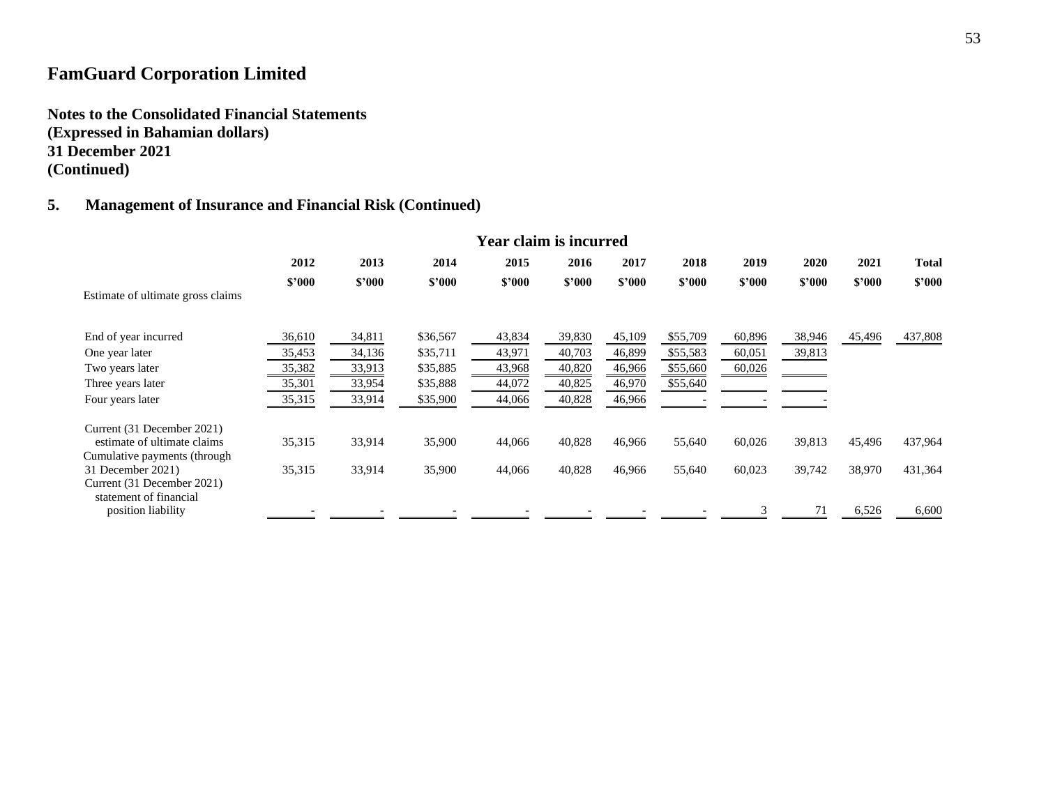# FamGuard Corporation Limited

**Notes to the Consolidated Financial Statements**
**(Expressed in Bahamian dollars)**
**31 December 2021**
**(Continued)**

## 5. Management of Insurance and Financial Risk (Continued)

| | **Year claim is incurred** | | | | | | | | | | |
|---|---|---|---|---|---|---|---|---|---|---|---|
| | **2012** | **2013** | **2014** | **2015** | **2016** | **2017** | **2018** | **2019** | **2020** | **2021** | **Total** |
| | **$'000** | **$'000** | **$'000** | **$'000** | **$'000** | **$'000** | **$'000** | **$'000** | **$'000** | **$'000** | **$'000** |
| Estimate of ultimate gross claims | | | | | | | | | | | |
| End of year incurred | 36,610 | 34,811 | $36,567 | 43,834 | 39,830 | 45,109 | $55,709 | 60,896 | 38,946 | 45,496 | 437,808 |
| One year later | 35,453 | 34,136 | $35,711 | 43,971 | 40,703 | 46,899 | $55,583 | 60,051 | 39,813 | | |
| Two years later | 35,382 | 33,913 | $35,885 | 43,968 | 40,820 | 46,966 | $55,660 | 60,026 | | | |
| Three years later | 35,301 | 33,954 | $35,888 | 44,072 | 40,825 | 46,970 | $55,640 | | | | |
| Four years later | 35,315 | 33,914 | $35,900 | 44,066 | 40,828 | 46,966 | - | - | - | | |
| Current (31 December 2021) estimate of ultimate claims | 35,315 | 33,914 | 35,900 | 44,066 | 40,828 | 46,966 | 55,640 | 60,026 | 39,813 | 45,496 | 437,964 |
| Cumulative payments (through 31 December 2021) | 35,315 | 33,914 | 35,900 | 44,066 | 40,828 | 46,966 | 55,640 | 60,023 | 39,742 | 38,970 | 431,364 |
| Current (31 December 2021) statement of financial position liability | - | - | - | - | - | - | - | 3 | 71 | 6,526 | 6,600 |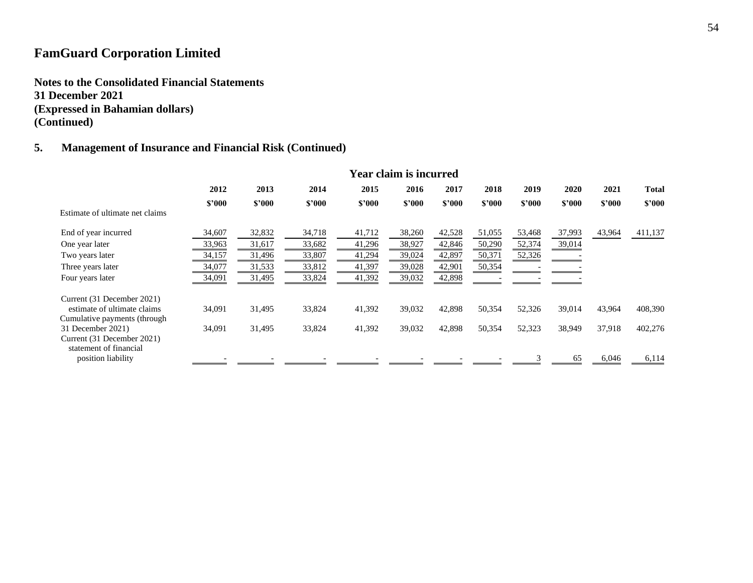# FamGuard Corporation Limited

**Notes to the Consolidated Financial Statements**
**31 December 2021**
**(Expressed in Bahamian dollars)**
**(Continued)**

## 5. Management of Insurance and Financial Risk (Continued)

| | Year claim is incurred | | | | | | | | | | |
|---|---|---|---|---|---|---|---|---|---|---|---|
| | **2012** | **2013** | **2014** | **2015** | **2016** | **2017** | **2018** | **2019** | **2020** | **2021** | **Total** |
| | **$'000** | **$'000** | **$'000** | **$'000** | **$'000** | **$'000** | **$'000** | **$'000** | **$'000** | **$'000** | **$'000** |
| Estimate of ultimate net claims | | | | | | | | | | | |
| End of year incurred | 34,607 | 32,832 | 34,718 | 41,712 | 38,260 | 42,528 | 51,055 | 53,468 | 37,993 | 43,964 | 411,137 |
| One year later | 33,963 | 31,617 | 33,682 | 41,296 | 38,927 | 42,846 | 50,290 | 52,374 | 39,014 | | |
| Two years later | 34,157 | 31,496 | 33,807 | 41,294 | 39,024 | 42,897 | 50,371 | 52,326 | - | | |
| Three years later | 34,077 | 31,533 | 33,812 | 41,397 | 39,028 | 42,901 | 50,354 | - | - | | |
| Four years later | 34,091 | 31,495 | 33,824 | 41,392 | 39,032 | 42,898 | - | - | - | | |
| Current (31 December 2021) estimate of ultimate claims | 34,091 | 31,495 | 33,824 | 41,392 | 39,032 | 42,898 | 50,354 | 52,326 | 39,014 | 43,964 | 408,390 |
| Cumulative payments (through 31 December 2021) | 34,091 | 31,495 | 33,824 | 41,392 | 39,032 | 42,898 | 50,354 | 52,323 | 38,949 | 37,918 | 402,276 |
| Current (31 December 2021) statement of financial position liability | - | - | - | - | - | - | - | 3 | 65 | 6,046 | 6,114 |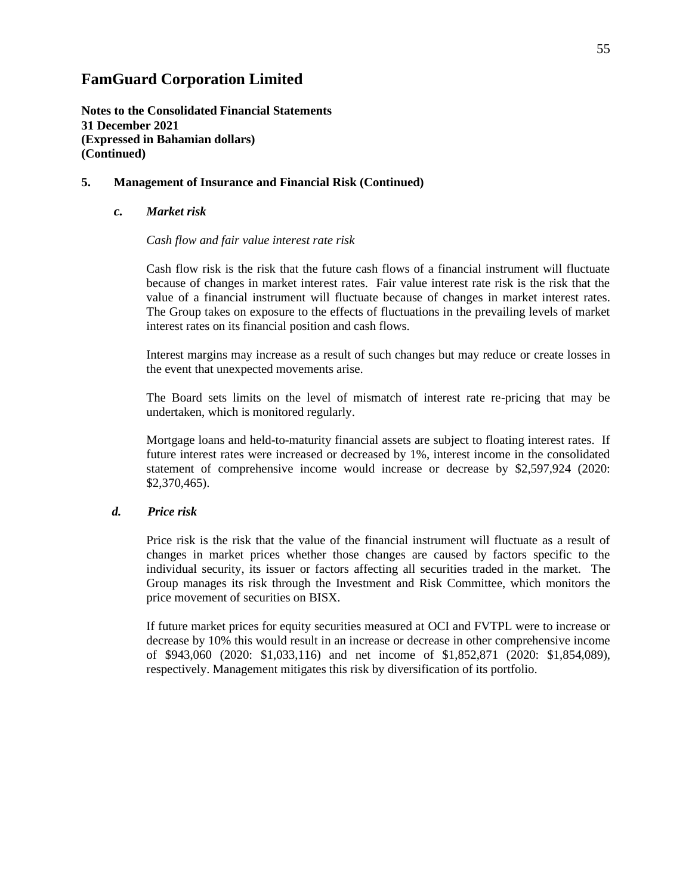# FamGuard Corporation Limited

**Notes to the Consolidated Financial Statements**
**31 December 2021**
**(Expressed in Bahamian dollars)**
**(Continued)**

## 5. Management of Insurance and Financial Risk (Continued)

### *c. Market risk*

*Cash flow and fair value interest rate risk*

Cash flow risk is the risk that the future cash flows of a financial instrument will fluctuate because of changes in market interest rates. Fair value interest rate risk is the risk that the value of a financial instrument will fluctuate because of changes in market interest rates. The Group takes on exposure to the effects of fluctuations in the prevailing levels of market interest rates on its financial position and cash flows.

Interest margins may increase as a result of such changes but may reduce or create losses in the event that unexpected movements arise.

The Board sets limits on the level of mismatch of interest rate re-pricing that may be undertaken, which is monitored regularly.

Mortgage loans and held-to-maturity financial assets are subject to floating interest rates. If future interest rates were increased or decreased by 1%, interest income in the consolidated statement of comprehensive income would increase or decrease by $2,597,924 (2020: $2,370,465).

### *d. Price risk*

Price risk is the risk that the value of the financial instrument will fluctuate as a result of changes in market prices whether those changes are caused by factors specific to the individual security, its issuer or factors affecting all securities traded in the market. The Group manages its risk through the Investment and Risk Committee, which monitors the price movement of securities on BISX.

If future market prices for equity securities measured at OCI and FVTPL were to increase or decrease by 10% this would result in an increase or decrease in other comprehensive income of $943,060 (2020: $1,033,116) and net income of $1,852,871 (2020: $1,854,089), respectively. Management mitigates this risk by diversification of its portfolio.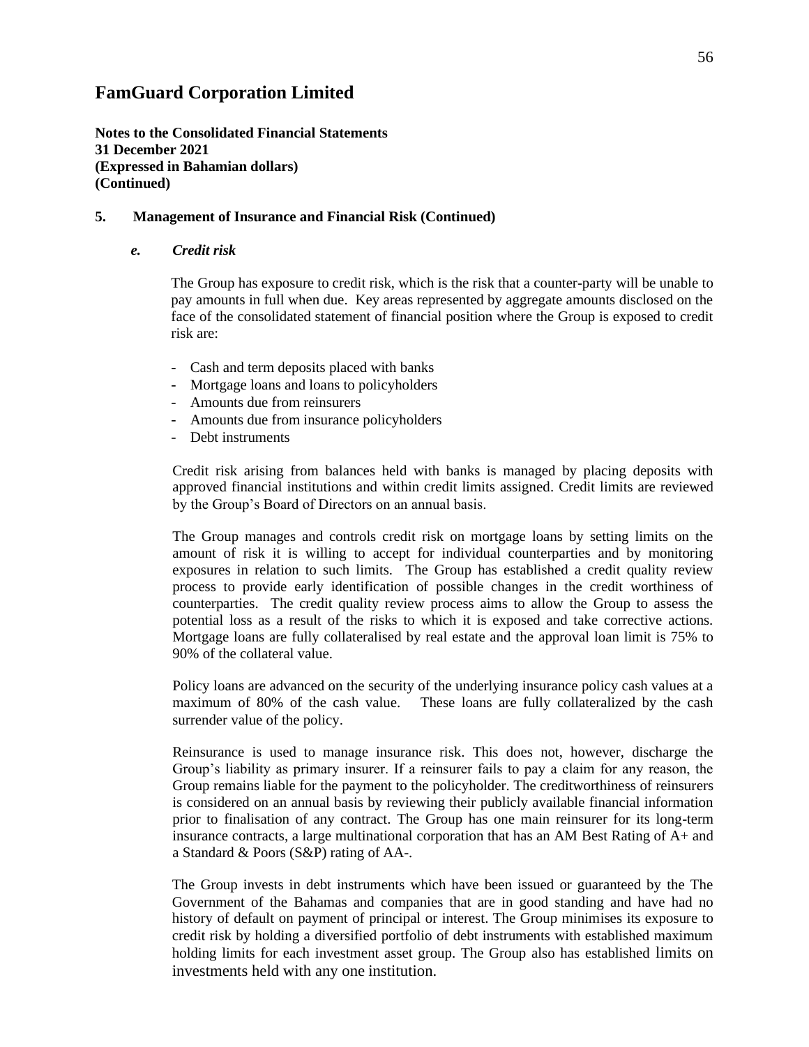# FamGuard Corporation Limited

**Notes to the Consolidated Financial Statements**
**31 December 2021**
**(Expressed in Bahamian dollars)**
**(Continued)**

## 5. Management of Insurance and Financial Risk (Continued)

### *e. Credit risk*

The Group has exposure to credit risk, which is the risk that a counter-party will be unable to pay amounts in full when due. Key areas represented by aggregate amounts disclosed on the face of the consolidated statement of financial position where the Group is exposed to credit risk are:

- Cash and term deposits placed with banks
- Mortgage loans and loans to policyholders
- Amounts due from reinsurers
- Amounts due from insurance policyholders
- Debt instruments

Credit risk arising from balances held with banks is managed by placing deposits with approved financial institutions and within credit limits assigned. Credit limits are reviewed by the Group's Board of Directors on an annual basis.

The Group manages and controls credit risk on mortgage loans by setting limits on the amount of risk it is willing to accept for individual counterparties and by monitoring exposures in relation to such limits. The Group has established a credit quality review process to provide early identification of possible changes in the credit worthiness of counterparties. The credit quality review process aims to allow the Group to assess the potential loss as a result of the risks to which it is exposed and take corrective actions. Mortgage loans are fully collateralised by real estate and the approval loan limit is 75% to 90% of the collateral value.

Policy loans are advanced on the security of the underlying insurance policy cash values at a maximum of 80% of the cash value. These loans are fully collateralized by the cash surrender value of the policy.

Reinsurance is used to manage insurance risk. This does not, however, discharge the Group's liability as primary insurer. If a reinsurer fails to pay a claim for any reason, the Group remains liable for the payment to the policyholder. The creditworthiness of reinsurers is considered on an annual basis by reviewing their publicly available financial information prior to finalisation of any contract. The Group has one main reinsurer for its long-term insurance contracts, a large multinational corporation that has an AM Best Rating of A+ and a Standard & Poors (S&P) rating of AA-.

The Group invests in debt instruments which have been issued or guaranteed by the The Government of the Bahamas and companies that are in good standing and have had no history of default on payment of principal or interest. The Group minimises its exposure to credit risk by holding a diversified portfolio of debt instruments with established maximum holding limits for each investment asset group. The Group also has established limits on investments held with any one institution.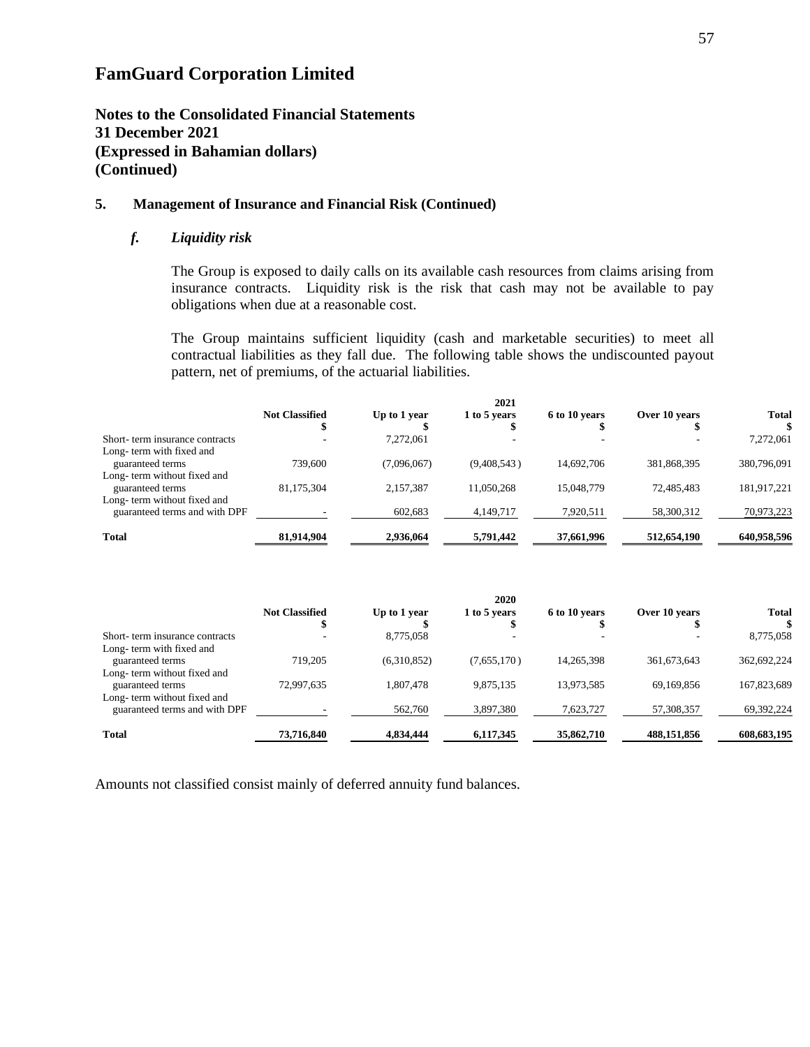# FamGuard Corporation Limited

## Notes to the Consolidated Financial Statements
## 31 December 2021
## (Expressed in Bahamian dollars)
## (Continued)

### 5. Management of Insurance and Financial Risk (Continued)

#### *f. Liquidity risk*

The Group is exposed to daily calls on its available cash resources from claims arising from insurance contracts. Liquidity risk is the risk that cash may not be available to pay obligations when due at a reasonable cost.

The Group maintains sufficient liquidity (cash and marketable securities) to meet all contractual liabilities as they fall due. The following table shows the undiscounted payout pattern, net of premiums, of the actuarial liabilities.

| | | | 2021 | | | |
|---|---|---|---|---|---|---|
| | **Not Classified** | **Up to 1 year** | **1 to 5 years** | **6 to 10 years** | **Over 10 years** | **Total** |
| | **$** | **$** | **$** | **$** | **$** | **$** |
| Short- term insurance contracts | - | 7,272,061 | - | - | - | 7,272,061 |
| Long- term with fixed and guaranteed terms | 739,600 | (7,096,067) | (9,408,543 ) | 14,692,706 | 381,868,395 | 380,796,091 |
| Long- term without fixed and guaranteed terms | 81,175,304 | 2,157,387 | 11,050,268 | 15,048,779 | 72,485,483 | 181,917,221 |
| Long- term without fixed and guaranteed terms and with DPF | - | 602,683 | 4,149,717 | 7,920,511 | 58,300,312 | 70,973,223 |
| **Total** | **81,914,904** | **2,936,064** | **5,791,442** | **37,661,996** | **512,654,190** | **640,958,596** |

| | | | 2020 | | | |
|---|---|---|---|---|---|---|
| | **Not Classified** | **Up to 1 year** | **1 to 5 years** | **6 to 10 years** | **Over 10 years** | **Total** |
| | **$** | **$** | **$** | **$** | **$** | **$** |
| Short- term insurance contracts | - | 8,775,058 | - | - | - | 8,775,058 |
| Long- term with fixed and guaranteed terms | 719,205 | (6,310,852) | (7,655,170 ) | 14,265,398 | 361,673,643 | 362,692,224 |
| Long- term without fixed and guaranteed terms | 72,997,635 | 1,807,478 | 9,875,135 | 13,973,585 | 69,169,856 | 167,823,689 |
| Long- term without fixed and guaranteed terms and with DPF | - | 562,760 | 3,897,380 | 7,623,727 | 57,308,357 | 69,392,224 |
| **Total** | **73,716,840** | **4,834,444** | **6,117,345** | **35,862,710** | **488,151,856** | **608,683,195** |

Amounts not classified consist mainly of deferred annuity fund balances.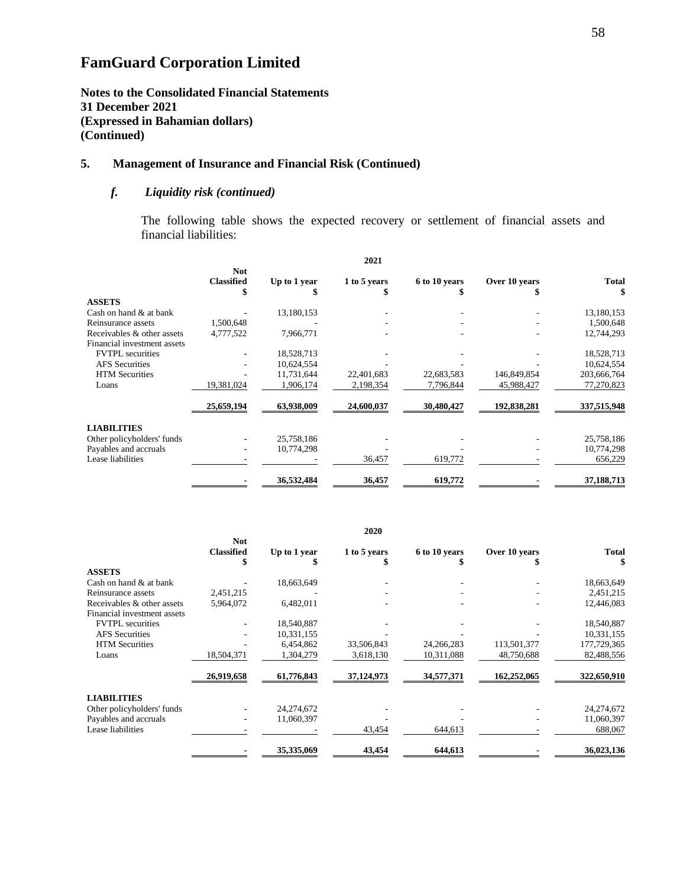# FamGuard Corporation Limited

**Notes to the Consolidated Financial Statements**
**31 December 2021**
**(Expressed in Bahamian dollars)**
**(Continued)**

## 5. Management of Insurance and Financial Risk (Continued)

### *f. Liquidity risk (continued)*

The following table shows the expected recovery or settlement of financial assets and financial liabilities:

| | 2021 | | | | | |
|---|---|---|---|---|---|---|
| | **Not Classified $** | **Up to 1 year $** | **1 to 5 years $** | **6 to 10 years $** | **Over 10 years $** | **Total $** |
| **ASSETS** | | | | | | |
| Cash on hand & at bank | - | 13,180,153 | - | - | - | 13,180,153 |
| Reinsurance assets | 1,500,648 | - | - | - | - | 1,500,648 |
| Receivables & other assets | 4,777,522 | 7,966,771 | - | - | - | 12,744,293 |
| Financial investment assets | | | | | | |
| FVTPL securities | - | 18,528,713 | - | - | - | 18,528,713 |
| AFS Securities | - | 10,624,554 | - | - | - | 10,624,554 |
| HTM Securities | - | 11,731,644 | 22,401,683 | 22,683,583 | 146,849,854 | 203,666,764 |
| Loans | 19,381,024 | 1,906,174 | 2,198,354 | 7,796,844 | 45,988,427 | 77,270,823 |
| | **25,659,194** | **63,938,009** | **24,600,037** | **30,480,427** | **192,838,281** | **337,515,948** |
| **LIABILITIES** | | | | | | |
| Other policyholders' funds | - | 25,758,186 | - | - | - | 25,758,186 |
| Payables and accruals | - | 10,774,298 | - | - | - | 10,774,298 |
| Lease liabilities | - | - | 36,457 | 619,772 | - | 656,229 |
| | **-** | **36,532,484** | **36,457** | **619,772** | **-** | **37,188,713** |

| | 2020 | | | | | |
|---|---|---|---|---|---|---|
| | **Not Classified $** | **Up to 1 year $** | **1 to 5 years $** | **6 to 10 years $** | **Over 10 years $** | **Total $** |
| **ASSETS** | | | | | | |
| Cash on hand & at bank | - | 18,663,649 | - | - | - | 18,663,649 |
| Reinsurance assets | 2,451,215 | - | - | - | - | 2,451,215 |
| Receivables & other assets | 5,964,072 | 6,482,011 | - | - | - | 12,446,083 |
| Financial investment assets | | | | | | |
| FVTPL securities | - | 18,540,887 | - | - | - | 18,540,887 |
| AFS Securities | - | 10,331,155 | - | - | - | 10,331,155 |
| HTM Securities | - | 6,454,862 | 33,506,843 | 24,266,283 | 113,501,377 | 177,729,365 |
| Loans | 18,504,371 | 1,304,279 | 3,618,130 | 10,311,088 | 48,750,688 | 82,488,556 |
| | **26,919,658** | **61,776,843** | **37,124,973** | **34,577,371** | **162,252,065** | **322,650,910** |
| **LIABILITIES** | | | | | | |
| Other policyholders' funds | - | 24,274,672 | - | - | - | 24,274,672 |
| Payables and accruals | - | 11,060,397 | - | - | - | 11,060,397 |
| Lease liabilities | - | - | 43,454 | 644,613 | - | 688,067 |
| | **-** | **35,335,069** | **43,454** | **644,613** | **-** | **36,023,136** |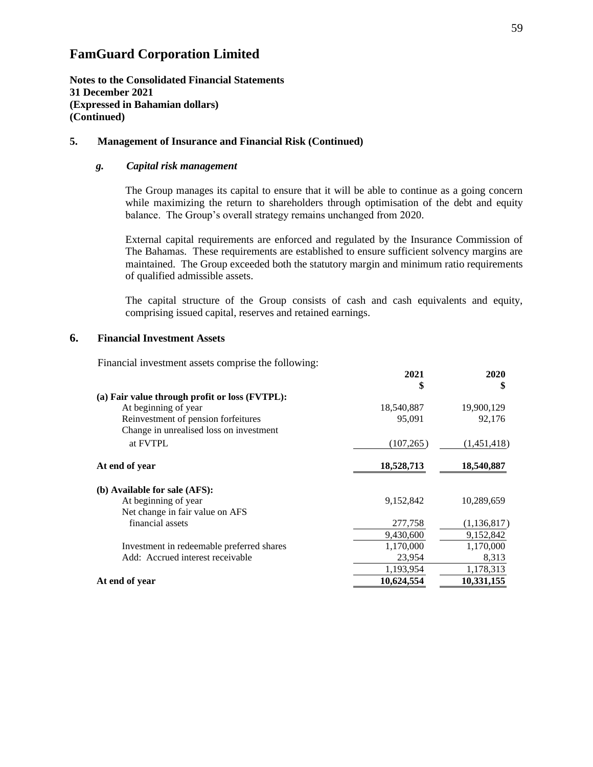# FamGuard Corporation Limited

**Notes to the Consolidated Financial Statements**
**31 December 2021**
**(Expressed in Bahamian dollars)**
**(Continued)**

## 5. Management of Insurance and Financial Risk (Continued)

### *g. Capital risk management*

The Group manages its capital to ensure that it will be able to continue as a going concern while maximizing the return to shareholders through optimisation of the debt and equity balance. The Group's overall strategy remains unchanged from 2020.

External capital requirements are enforced and regulated by the Insurance Commission of The Bahamas. These requirements are established to ensure sufficient solvency margins are maintained. The Group exceeded both the statutory margin and minimum ratio requirements of qualified admissible assets.

The capital structure of the Group consists of cash and cash equivalents and equity, comprising issued capital, reserves and retained earnings.

## 6. Financial Investment Assets

Financial investment assets comprise the following:

| | 2021<br>$ | 2020<br>$ |
|---|---|---|
| **(a) Fair value through profit or loss (FVTPL):** | | |
| At beginning of year | 18,540,887 | 19,900,129 |
| Reinvestment of pension forfeitures | 95,091 | 92,176 |
| Change in unrealised loss on investment at FVTPL | (107,265) | (1,451,418) |
| **At end of year** | **18,528,713** | **18,540,887** |
| **(b) Available for sale (AFS):** | | |
| At beginning of year | 9,152,842 | 10,289,659 |
| Net change in fair value on AFS financial assets | 277,758 | (1,136,817) |
| | 9,430,600 | 9,152,842 |
| Investment in redeemable preferred shares | 1,170,000 | 1,170,000 |
| Add: Accrued interest receivable | 23,954 | 8,313 |
| | 1,193,954 | 1,178,313 |
| **At end of year** | **10,624,554** | **10,331,155** |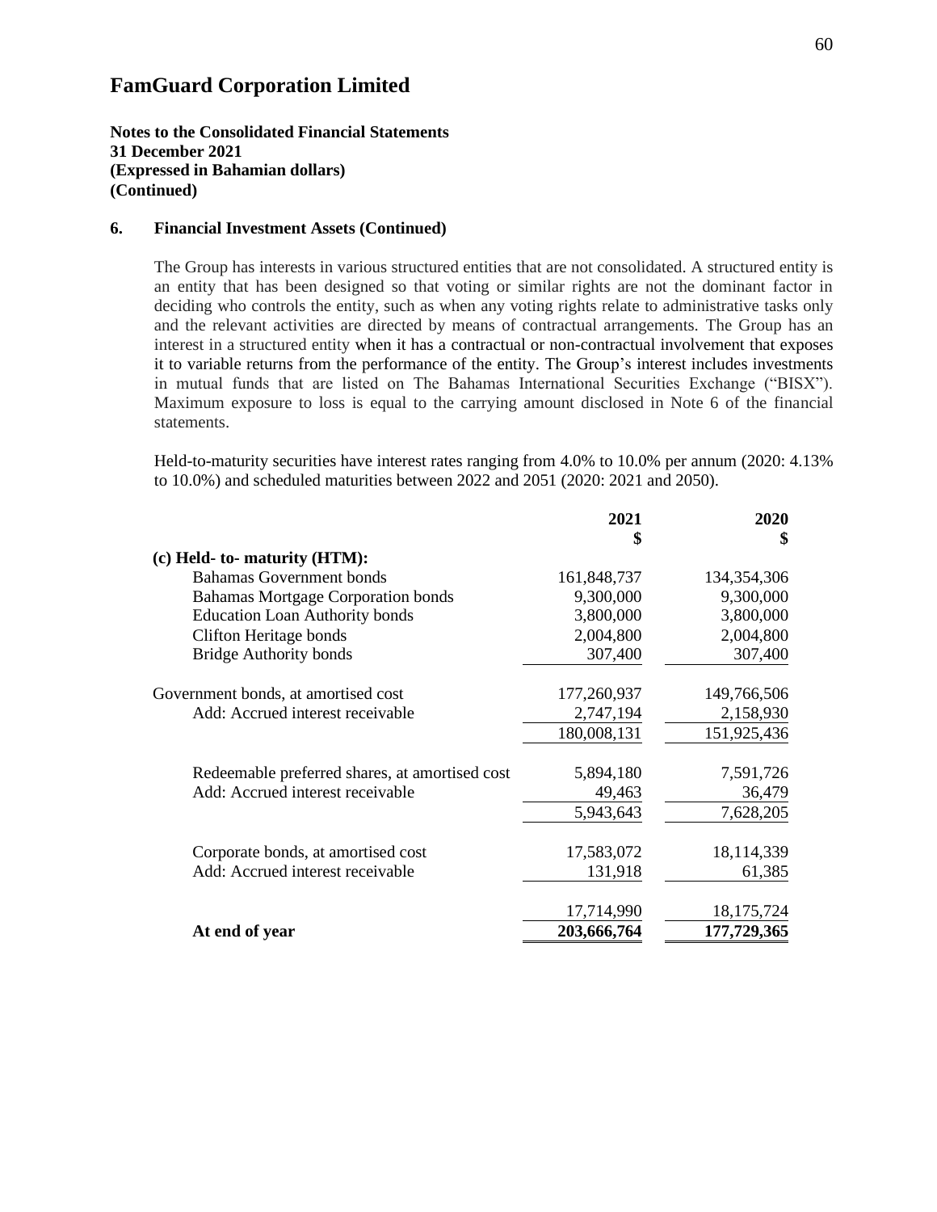# FamGuard Corporation Limited

**Notes to the Consolidated Financial Statements**
**31 December 2021**
**(Expressed in Bahamian dollars)**
**(Continued)**

## 6. Financial Investment Assets (Continued)

The Group has interests in various structured entities that are not consolidated. A structured entity is an entity that has been designed so that voting or similar rights are not the dominant factor in deciding who controls the entity, such as when any voting rights relate to administrative tasks only and the relevant activities are directed by means of contractual arrangements. The Group has an interest in a structured entity when it has a contractual or non-contractual involvement that exposes it to variable returns from the performance of the entity. The Group's interest includes investments in mutual funds that are listed on The Bahamas International Securities Exchange ("BISX"). Maximum exposure to loss is equal to the carrying amount disclosed in Note 6 of the financial statements.

Held-to-maturity securities have interest rates ranging from 4.0% to 10.0% per annum (2020: 4.13% to 10.0%) and scheduled maturities between 2022 and 2051 (2020: 2021 and 2050).

| | 2021<br>$ | 2020<br>$ |
|---|---|---|
| **(c) Held- to- maturity (HTM):** | | |
| Bahamas Government bonds | 161,848,737 | 134,354,306 |
| Bahamas Mortgage Corporation bonds | 9,300,000 | 9,300,000 |
| Education Loan Authority bonds | 3,800,000 | 3,800,000 |
| Clifton Heritage bonds | 2,004,800 | 2,004,800 |
| Bridge Authority bonds | 307,400 | 307,400 |
| Government bonds, at amortised cost | 177,260,937 | 149,766,506 |
| Add: Accrued interest receivable | 2,747,194 | 2,158,930 |
| | 180,008,131 | 151,925,436 |
| Redeemable preferred shares, at amortised cost | 5,894,180 | 7,591,726 |
| Add: Accrued interest receivable | 49,463 | 36,479 |
| | 5,943,643 | 7,628,205 |
| Corporate bonds, at amortised cost | 17,583,072 | 18,114,339 |
| Add: Accrued interest receivable | 131,918 | 61,385 |
| | 17,714,990 | 18,175,724 |
| **At end of year** | **203,666,764** | **177,729,365** |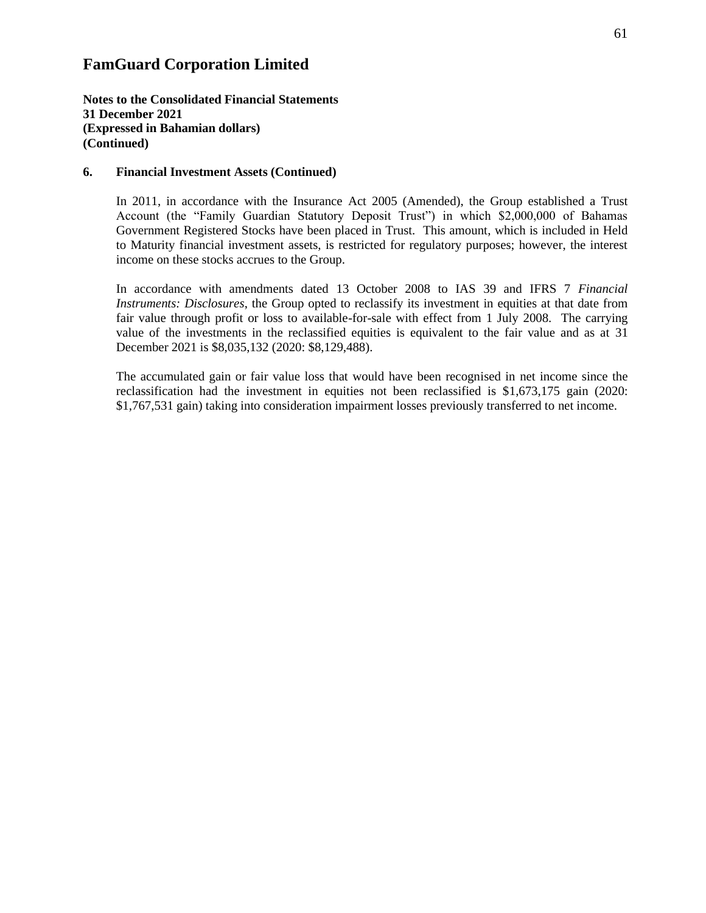# FamGuard Corporation Limited

**Notes to the Consolidated Financial Statements**
**31 December 2021**
**(Expressed in Bahamian dollars)**
**(Continued)**

## 6. Financial Investment Assets (Continued)

In 2011, in accordance with the Insurance Act 2005 (Amended), the Group established a Trust Account (the "Family Guardian Statutory Deposit Trust") in which $2,000,000 of Bahamas Government Registered Stocks have been placed in Trust. This amount, which is included in Held to Maturity financial investment assets, is restricted for regulatory purposes; however, the interest income on these stocks accrues to the Group.

In accordance with amendments dated 13 October 2008 to IAS 39 and IFRS 7 *Financial Instruments: Disclosures*, the Group opted to reclassify its investment in equities at that date from fair value through profit or loss to available-for-sale with effect from 1 July 2008. The carrying value of the investments in the reclassified equities is equivalent to the fair value and as at 31 December 2021 is $8,035,132 (2020: $8,129,488).

The accumulated gain or fair value loss that would have been recognised in net income since the reclassification had the investment in equities not been reclassified is $1,673,175 gain (2020: $1,767,531 gain) taking into consideration impairment losses previously transferred to net income.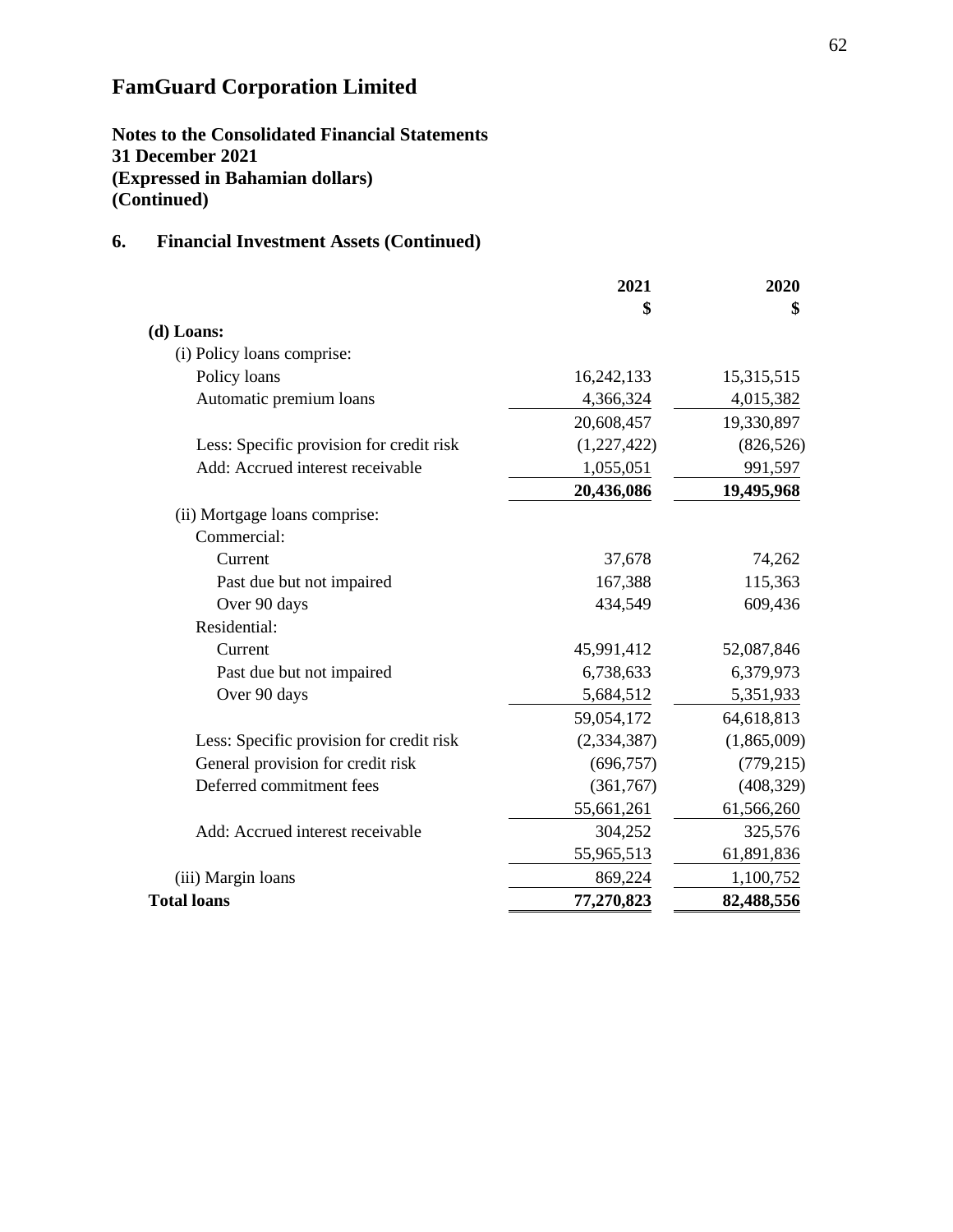# FamGuard Corporation Limited

**Notes to the Consolidated Financial Statements**
**31 December 2021**
**(Expressed in Bahamian dollars)**
**(Continued)**

## 6. Financial Investment Assets (Continued)

| | 2021 $ | 2020 $ |
|---|---|---|
| **(d) Loans:** | | |
| (i) Policy loans comprise: | | |
| Policy loans | 16,242,133 | 15,315,515 |
| Automatic premium loans | 4,366,324 | 4,015,382 |
| | 20,608,457 | 19,330,897 |
| Less: Specific provision for credit risk | (1,227,422) | (826,526) |
| Add: Accrued interest receivable | 1,055,051 | 991,597 |
| | **20,436,086** | **19,495,968** |
| (ii) Mortgage loans comprise: | | |
| Commercial: | | |
| Current | 37,678 | 74,262 |
| Past due but not impaired | 167,388 | 115,363 |
| Over 90 days | 434,549 | 609,436 |
| Residential: | | |
| Current | 45,991,412 | 52,087,846 |
| Past due but not impaired | 6,738,633 | 6,379,973 |
| Over 90 days | 5,684,512 | 5,351,933 |
| | 59,054,172 | 64,618,813 |
| Less: Specific provision for credit risk | (2,334,387) | (1,865,009) |
| General provision for credit risk | (696,757) | (779,215) |
| Deferred commitment fees | (361,767) | (408,329) |
| | 55,661,261 | 61,566,260 |
| Add: Accrued interest receivable | 304,252 | 325,576 |
| | 55,965,513 | 61,891,836 |
| (iii) Margin loans | 869,224 | 1,100,752 |
| **Total loans** | **77,270,823** | **82,488,556** |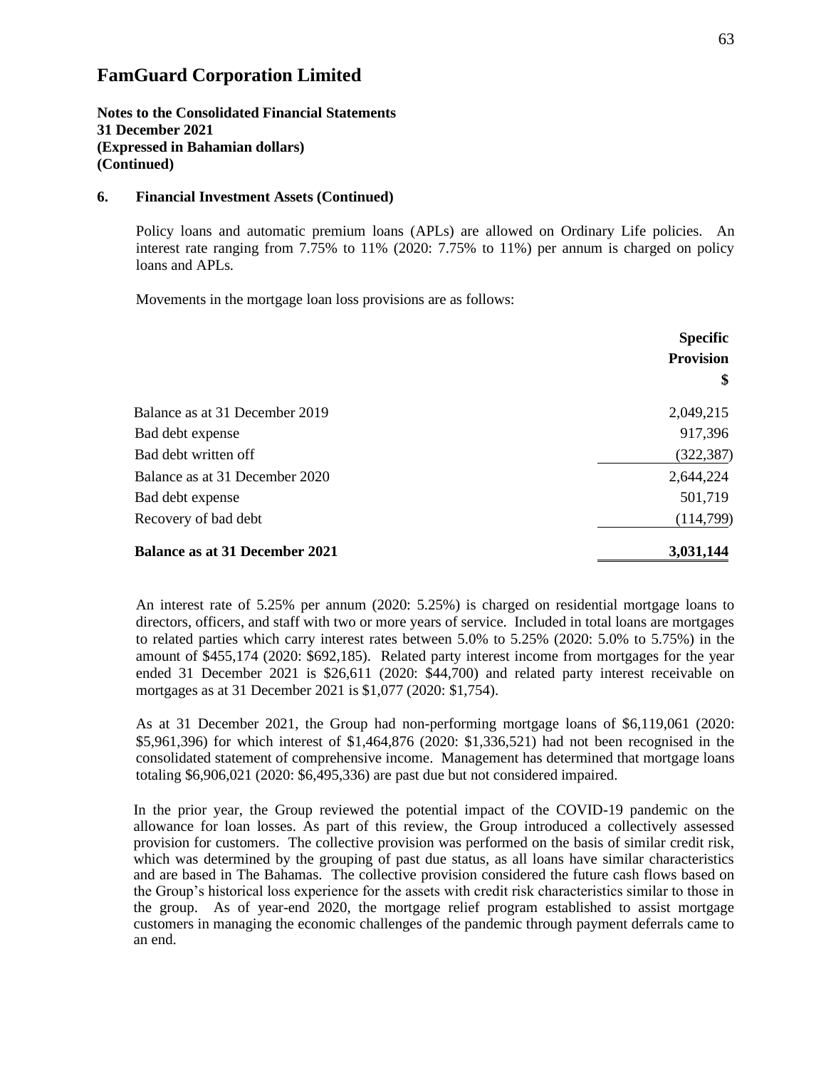# FamGuard Corporation Limited

**Notes to the Consolidated Financial Statements**
**31 December 2021**
**(Expressed in Bahamian dollars)**
**(Continued)**

## 6. Financial Investment Assets (Continued)

Policy loans and automatic premium loans (APLs) are allowed on Ordinary Life policies. An interest rate ranging from 7.75% to 11% (2020: 7.75% to 11%) per annum is charged on policy loans and APLs.

Movements in the mortgage loan loss provisions are as follows:

| | **Specific Provision** **$** |
|---|---|
| Balance as at 31 December 2019 | 2,049,215 |
| Bad debt expense | 917,396 |
| Bad debt written off | (322,387) |
| Balance as at 31 December 2020 | 2,644,224 |
| Bad debt expense | 501,719 |
| Recovery of bad debt | (114,799) |
| **Balance as at 31 December 2021** | **3,031,144** |

An interest rate of 5.25% per annum (2020: 5.25%) is charged on residential mortgage loans to directors, officers, and staff with two or more years of service. Included in total loans are mortgages to related parties which carry interest rates between 5.0% to 5.25% (2020: 5.0% to 5.75%) in the amount of $455,174 (2020: $692,185). Related party interest income from mortgages for the year ended 31 December 2021 is $26,611 (2020: $44,700) and related party interest receivable on mortgages as at 31 December 2021 is $1,077 (2020: $1,754).

As at 31 December 2021, the Group had non-performing mortgage loans of $6,119,061 (2020: $5,961,396) for which interest of $1,464,876 (2020: $1,336,521) had not been recognised in the consolidated statement of comprehensive income. Management has determined that mortgage loans totaling $6,906,021 (2020: $6,495,336) are past due but not considered impaired.

In the prior year, the Group reviewed the potential impact of the COVID-19 pandemic on the allowance for loan losses. As part of this review, the Group introduced a collectively assessed provision for customers. The collective provision was performed on the basis of similar credit risk, which was determined by the grouping of past due status, as all loans have similar characteristics and are based in The Bahamas. The collective provision considered the future cash flows based on the Group's historical loss experience for the assets with credit risk characteristics similar to those in the group. As of year-end 2020, the mortgage relief program established to assist mortgage customers in managing the economic challenges of the pandemic through payment deferrals came to an end.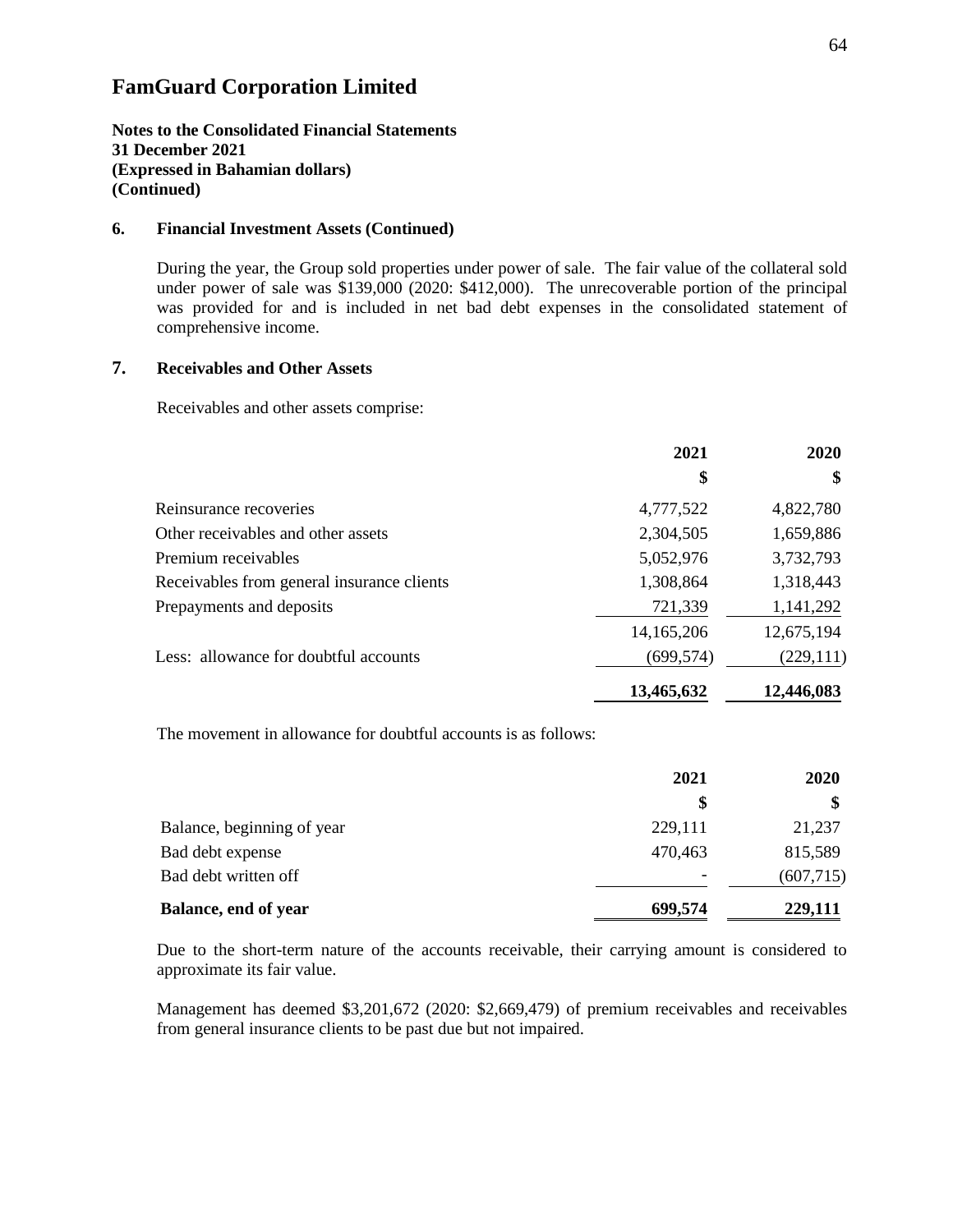# FamGuard Corporation Limited

**Notes to the Consolidated Financial Statements**
**31 December 2021**
**(Expressed in Bahamian dollars)**
**(Continued)**

## 6. Financial Investment Assets (Continued)

During the year, the Group sold properties under power of sale. The fair value of the collateral sold under power of sale was $139,000 (2020: $412,000). The unrecoverable portion of the principal was provided for and is included in net bad debt expenses in the consolidated statement of comprehensive income.

## 7. Receivables and Other Assets

Receivables and other assets comprise:

| | 2021<br>$ | 2020<br>$ |
|---|---|---|
| Reinsurance recoveries | 4,777,522 | 4,822,780 |
| Other receivables and other assets | 2,304,505 | 1,659,886 |
| Premium receivables | 5,052,976 | 3,732,793 |
| Receivables from general insurance clients | 1,308,864 | 1,318,443 |
| Prepayments and deposits | 721,339 | 1,141,292 |
| | 14,165,206 | 12,675,194 |
| Less: allowance for doubtful accounts | (699,574) | (229,111) |
| | **13,465,632** | **12,446,083** |

The movement in allowance for doubtful accounts is as follows:

| | 2021<br>$ | 2020<br>$ |
|---|---|---|
| Balance, beginning of year | 229,111 | 21,237 |
| Bad debt expense | 470,463 | 815,589 |
| Bad debt written off | - | (607,715) |
| **Balance, end of year** | **699,574** | **229,111** |

Due to the short-term nature of the accounts receivable, their carrying amount is considered to approximate its fair value.

Management has deemed $3,201,672 (2020: $2,669,479) of premium receivables and receivables from general insurance clients to be past due but not impaired.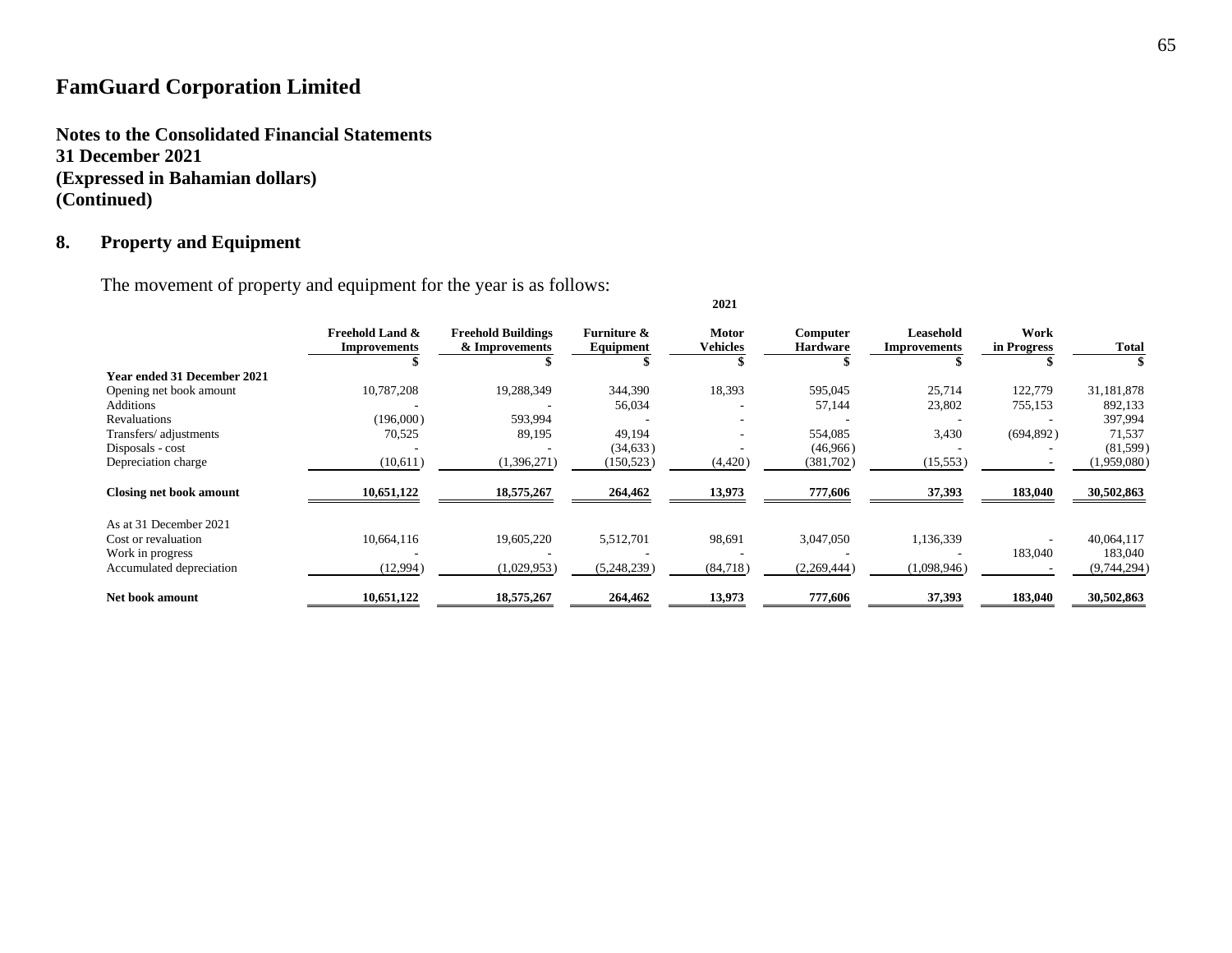# FamGuard Corporation Limited

**Notes to the Consolidated Financial Statements**
**31 December 2021**
**(Expressed in Bahamian dollars)**
**(Continued)**

## 8. Property and Equipment

The movement of property and equipment for the year is as follows:

| | 2021 | | | | | | | |
|---|---|---|---|---|---|---|---|---|
| | **Freehold Land & Improvements** | **Freehold Buildings & Improvements** | **Furniture & Equipment** | **Motor Vehicles** | **Computer Hardware** | **Leasehold Improvements** | **Work in Progress** | **Total** |
| | **$** | **$** | **$** | **$** | **$** | **$** | **$** | **$** |
| **Year ended 31 December 2021** | | | | | | | | |
| Opening net book amount | 10,787,208 | 19,288,349 | 344,390 | 18,393 | 595,045 | 25,714 | 122,779 | 31,181,878 |
| Additions | - | - | 56,034 | - | 57,144 | 23,802 | 755,153 | 892,133 |
| Revaluations | (196,000) | 593,994 | - | - | - | - | - | 397,994 |
| Transfers/ adjustments | 70,525 | 89,195 | 49,194 | - | 554,085 | 3,430 | (694,892) | 71,537 |
| Disposals - cost | - | - | (34,633) | - | (46,966) | - | - | (81,599) |
| Depreciation charge | (10,611) | (1,396,271) | (150,523) | (4,420) | (381,702) | (15,553) | - | (1,959,080) |
| **Closing net book amount** | **10,651,122** | **18,575,267** | **264,462** | **13,973** | **777,606** | **37,393** | **183,040** | **30,502,863** |
| As at 31 December 2021 | | | | | | | | |
| Cost or revaluation | 10,664,116 | 19,605,220 | 5,512,701 | 98,691 | 3,047,050 | 1,136,339 | - | 40,064,117 |
| Work in progress | - | - | - | - | - | - | 183,040 | 183,040 |
| Accumulated depreciation | (12,994) | (1,029,953) | (5,248,239) | (84,718) | (2,269,444) | (1,098,946) | - | (9,744,294) |
| **Net book amount** | **10,651,122** | **18,575,267** | **264,462** | **13,973** | **777,606** | **37,393** | **183,040** | **30,502,863** |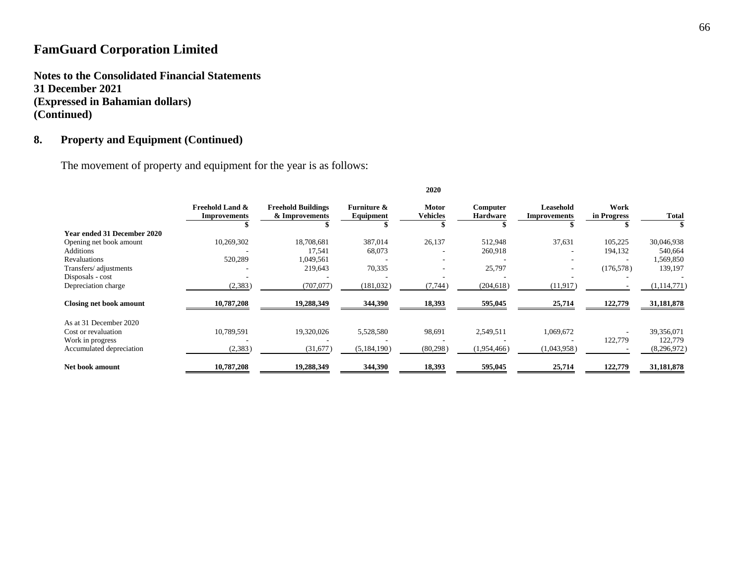# FamGuard Corporation Limited

**Notes to the Consolidated Financial Statements**
**31 December 2021**
**(Expressed in Bahamian dollars)**
**(Continued)**

## 8. Property and Equipment (Continued)

The movement of property and equipment for the year is as follows:

| | | | | 2020 | | | | |
|---|---|---|---|---|---|---|---|---|
| | **Freehold Land & Improvements** | **Freehold Buildings & Improvements** | **Furniture & Equipment** | **Motor Vehicles** | **Computer Hardware** | **Leasehold Improvements** | **Work in Progress** | **Total** |
| | **$** | **$** | **$** | **$** | **$** | **$** | **$** | **$** |
| **Year ended 31 December 2020** | | | | | | | | |
| Opening net book amount | 10,269,302 | 18,708,681 | 387,014 | 26,137 | 512,948 | 37,631 | 105,225 | 30,046,938 |
| Additions | - | 17,541 | 68,073 | - | 260,918 | - | 194,132 | 540,664 |
| Revaluations | 520,289 | 1,049,561 | - | - | - | - | - | 1,569,850 |
| Transfers/ adjustments | - | 219,643 | 70,335 | - | 25,797 | - | (176,578) | 139,197 |
| Disposals - cost | - | - | - | - | - | - | - | - |
| Depreciation charge | (2,383) | (707,077) | (181,032) | (7,744) | (204,618) | (11,917) | - | (1,114,771) |
| **Closing net book amount** | **10,787,208** | **19,288,349** | **344,390** | **18,393** | **595,045** | **25,714** | **122,779** | **31,181,878** |
| As at 31 December 2020 | | | | | | | | |
| Cost or revaluation | 10,789,591 | 19,320,026 | 5,528,580 | 98,691 | 2,549,511 | 1,069,672 | - | 39,356,071 |
| Work in progress | - | - | - | - | - | - | 122,779 | 122,779 |
| Accumulated depreciation | (2,383) | (31,677) | (5,184,190) | (80,298) | (1,954,466) | (1,043,958) | - | (8,296,972) |
| **Net book amount** | **10,787,208** | **19,288,349** | **344,390** | **18,393** | **595,045** | **25,714** | **122,779** | **31,181,878** |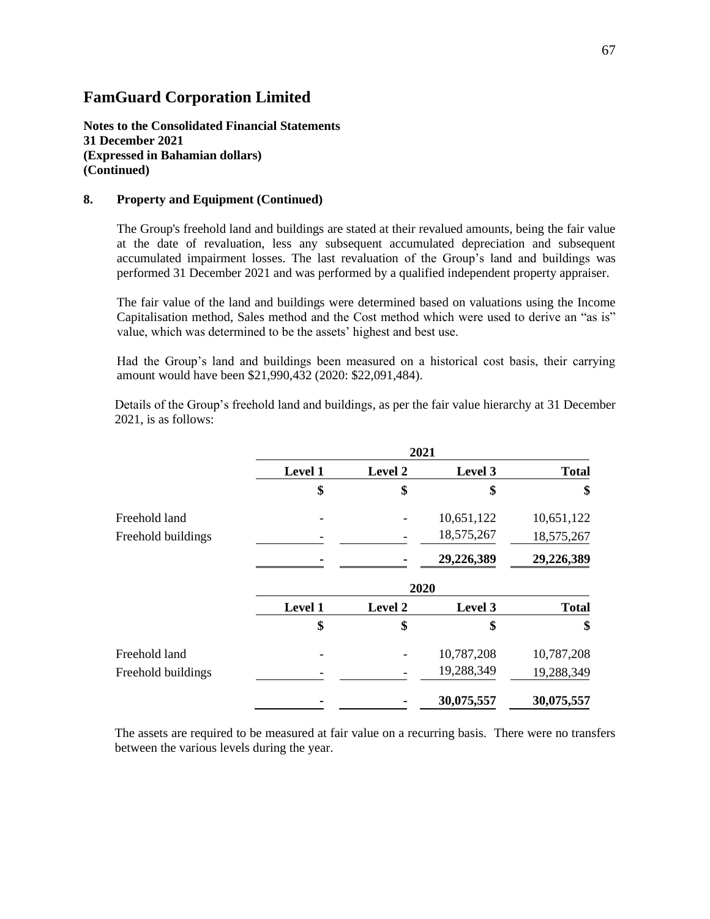# FamGuard Corporation Limited

**Notes to the Consolidated Financial Statements**
**31 December 2021**
**(Expressed in Bahamian dollars)**
**(Continued)**

## 8. Property and Equipment (Continued)

The Group's freehold land and buildings are stated at their revalued amounts, being the fair value at the date of revaluation, less any subsequent accumulated depreciation and subsequent accumulated impairment losses. The last revaluation of the Group's land and buildings was performed 31 December 2021 and was performed by a qualified independent property appraiser.

The fair value of the land and buildings were determined based on valuations using the Income Capitalisation method, Sales method and the Cost method which were used to derive an "as is" value, which was determined to be the assets' highest and best use.

Had the Group's land and buildings been measured on a historical cost basis, their carrying amount would have been $21,990,432 (2020: $22,091,484).

Details of the Group's freehold land and buildings, as per the fair value hierarchy at 31 December 2021, is as follows:

| | 2021 | | | |
|---|---|---|---|---|
| | **Level 1** | **Level 2** | **Level 3** | **Total** |
| | **$** | **$** | **$** | **$** |
| Freehold land | - | - | 10,651,122 | 10,651,122 |
| Freehold buildings | - | - | 18,575,267 | 18,575,267 |
| | **-** | **-** | **29,226,389** | **29,226,389** |

| | 2020 | | | |
|---|---|---|---|---|
| | **Level 1** | **Level 2** | **Level 3** | **Total** |
| | **$** | **$** | **$** | **$** |
| Freehold land | - | - | 10,787,208 | 10,787,208 |
| Freehold buildings | - | - | 19,288,349 | 19,288,349 |
| | **-** | **-** | **30,075,557** | **30,075,557** |

The assets are required to be measured at fair value on a recurring basis. There were no transfers between the various levels during the year.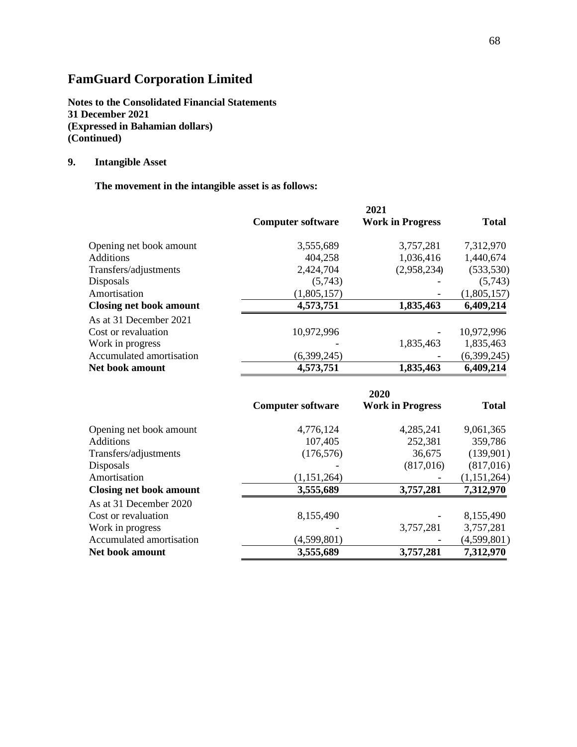# FamGuard Corporation Limited

**Notes to the Consolidated Financial Statements**
**31 December 2021**
**(Expressed in Bahamian dollars)**
**(Continued)**

## 9. Intangible Asset

**The movement in the intangible asset is as follows:**

| | 2021 | | |
|---|---|---|---|
| | **Computer software** | **Work in Progress** | **Total** |
| Opening net book amount | 3,555,689 | 3,757,281 | 7,312,970 |
| Additions | 404,258 | 1,036,416 | 1,440,674 |
| Transfers/adjustments | 2,424,704 | (2,958,234) | (533,530) |
| Disposals | (5,743) | - | (5,743) |
| Amortisation | (1,805,157) | - | (1,805,157) |
| **Closing net book amount** | **4,573,751** | **1,835,463** | **6,409,214** |
| As at 31 December 2021 | | | |
| Cost or revaluation | 10,972,996 | - | 10,972,996 |
| Work in progress | - | 1,835,463 | 1,835,463 |
| Accumulated amortisation | (6,399,245) | - | (6,399,245) |
| **Net book amount** | **4,573,751** | **1,835,463** | **6,409,214** |

| | 2020 | | |
|---|---|---|---|
| | **Computer software** | **Work in Progress** | **Total** |
| Opening net book amount | 4,776,124 | 4,285,241 | 9,061,365 |
| Additions | 107,405 | 252,381 | 359,786 |
| Transfers/adjustments | (176,576) | 36,675 | (139,901) |
| Disposals | - | (817,016) | (817,016) |
| Amortisation | (1,151,264) | - | (1,151,264) |
| **Closing net book amount** | **3,555,689** | **3,757,281** | **7,312,970** |
| As at 31 December 2020 | | | |
| Cost or revaluation | 8,155,490 | - | 8,155,490 |
| Work in progress | - | 3,757,281 | 3,757,281 |
| Accumulated amortisation | (4,599,801) | - | (4,599,801) |
| **Net book amount** | **3,555,689** | **3,757,281** | **7,312,970** |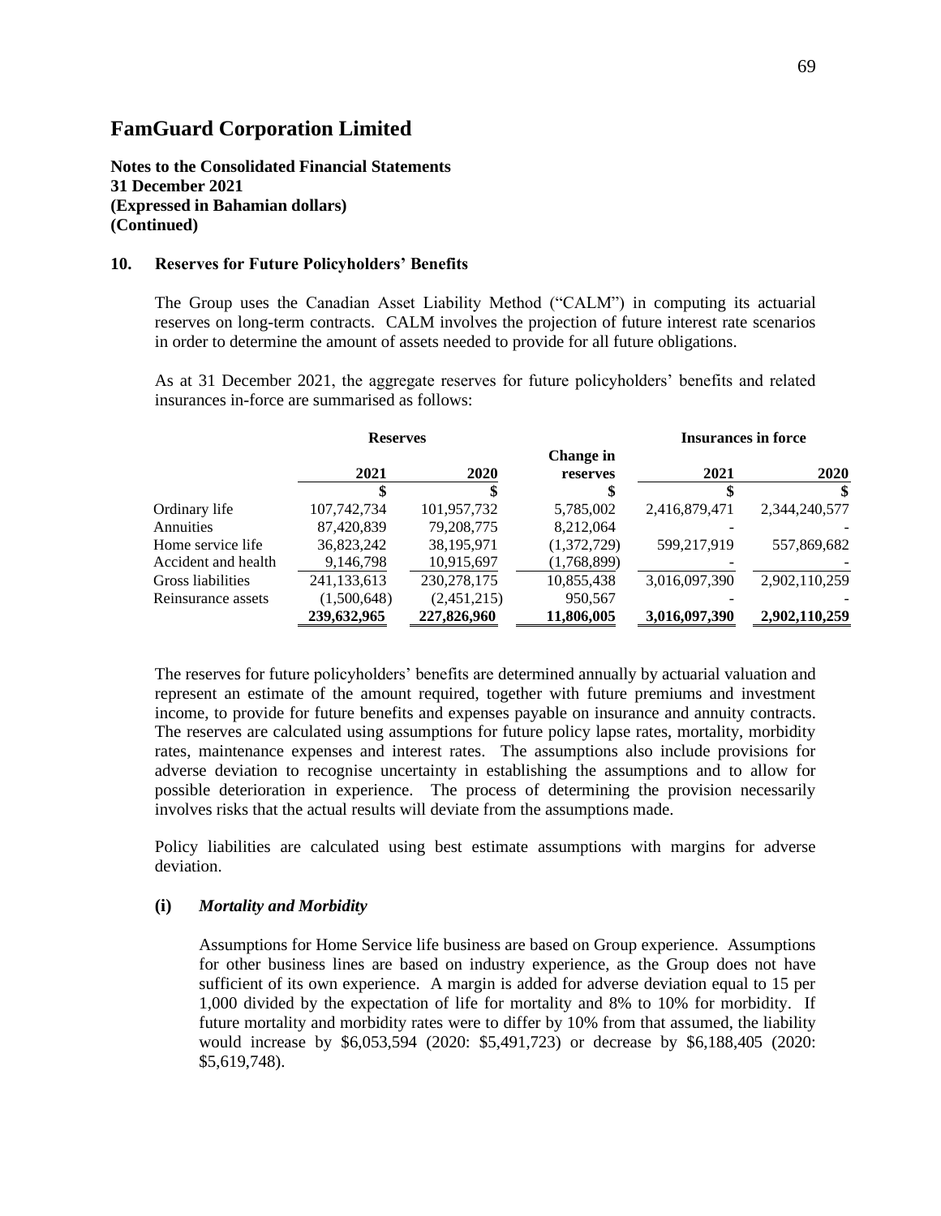# FamGuard Corporation Limited

**Notes to the Consolidated Financial Statements**
**31 December 2021**
**(Expressed in Bahamian dollars)**
**(Continued)**

## 10. Reserves for Future Policyholders' Benefits

The Group uses the Canadian Asset Liability Method ("CALM") in computing its actuarial reserves on long-term contracts. CALM involves the projection of future interest rate scenarios in order to determine the amount of assets needed to provide for all future obligations.

As at 31 December 2021, the aggregate reserves for future policyholders' benefits and related insurances in-force are summarised as follows:

| | **Reserves** | | | **Insurances in force** | |
|---|---|---|---|---|---|
| | **2021** | **2020** | **Change in reserves** | **2021** | **2020** |
| | **$** | **$** | **$** | **$** | **$** |
| Ordinary life | 107,742,734 | 101,957,732 | 5,785,002 | 2,416,879,471 | 2,344,240,577 |
| Annuities | 87,420,839 | 79,208,775 | 8,212,064 | - | - |
| Home service life | 36,823,242 | 38,195,971 | (1,372,729) | 599,217,919 | 557,869,682 |
| Accident and health | 9,146,798 | 10,915,697 | (1,768,899) | - | - |
| Gross liabilities | 241,133,613 | 230,278,175 | 10,855,438 | 3,016,097,390 | 2,902,110,259 |
| Reinsurance assets | (1,500,648) | (2,451,215) | 950,567 | - | - |
| | **239,632,965** | **227,826,960** | **11,806,005** | **3,016,097,390** | **2,902,110,259** |

The reserves for future policyholders' benefits are determined annually by actuarial valuation and represent an estimate of the amount required, together with future premiums and investment income, to provide for future benefits and expenses payable on insurance and annuity contracts. The reserves are calculated using assumptions for future policy lapse rates, mortality, morbidity rates, maintenance expenses and interest rates. The assumptions also include provisions for adverse deviation to recognise uncertainty in establishing the assumptions and to allow for possible deterioration in experience. The process of determining the provision necessarily involves risks that the actual results will deviate from the assumptions made.

Policy liabilities are calculated using best estimate assumptions with margins for adverse deviation.

### (i) *Mortality and Morbidity*

Assumptions for Home Service life business are based on Group experience. Assumptions for other business lines are based on industry experience, as the Group does not have sufficient of its own experience. A margin is added for adverse deviation equal to 15 per 1,000 divided by the expectation of life for mortality and 8% to 10% for morbidity. If future mortality and morbidity rates were to differ by 10% from that assumed, the liability would increase by $6,053,594 (2020: $5,491,723) or decrease by $6,188,405 (2020: $5,619,748).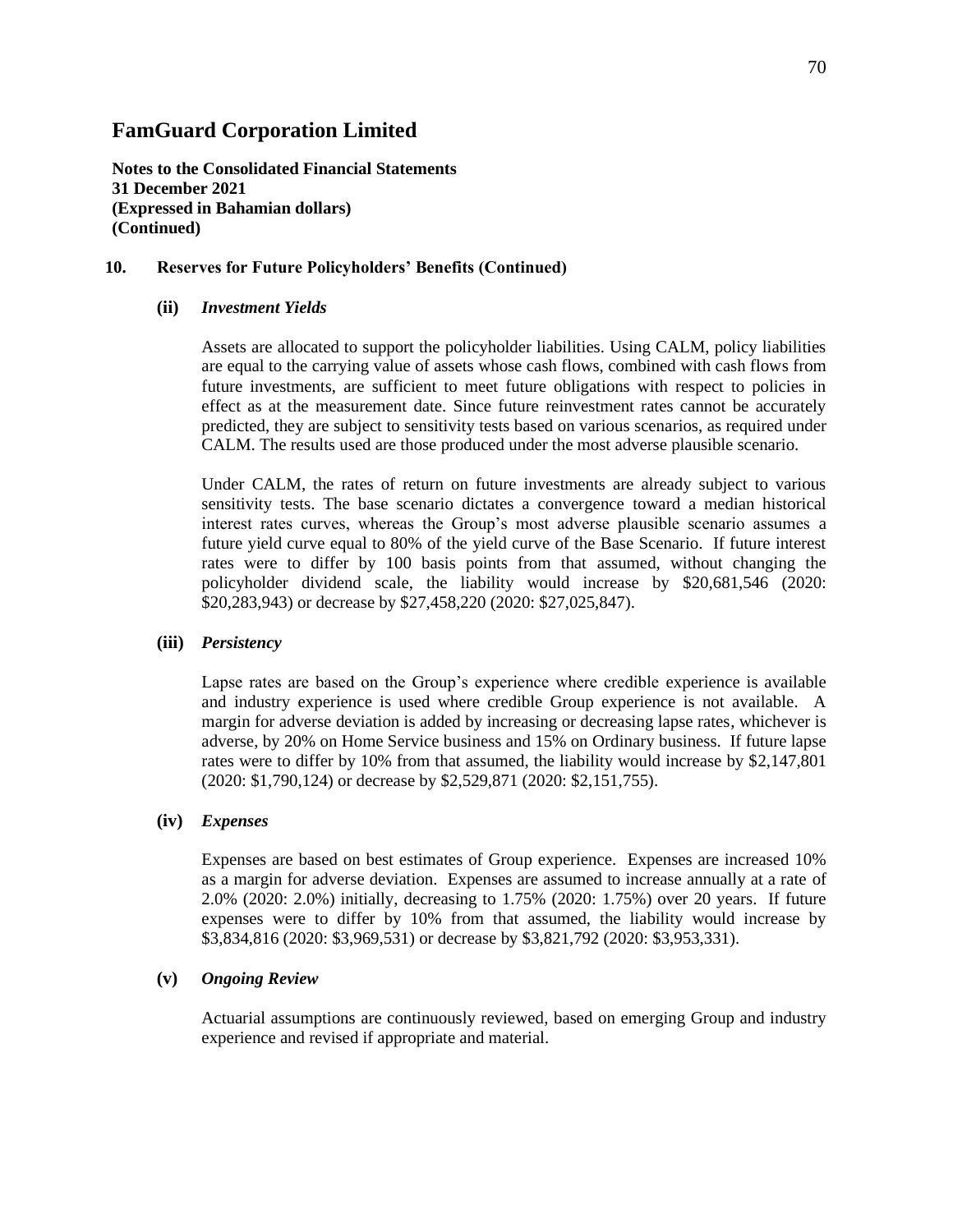# FamGuard Corporation Limited

**Notes to the Consolidated Financial Statements**
**31 December 2021**
**(Expressed in Bahamian dollars)**
**(Continued)**

## 10. Reserves for Future Policyholders' Benefits (Continued)

### (ii) *Investment Yields*

Assets are allocated to support the policyholder liabilities. Using CALM, policy liabilities are equal to the carrying value of assets whose cash flows, combined with cash flows from future investments, are sufficient to meet future obligations with respect to policies in effect as at the measurement date. Since future reinvestment rates cannot be accurately predicted, they are subject to sensitivity tests based on various scenarios, as required under CALM. The results used are those produced under the most adverse plausible scenario.

Under CALM, the rates of return on future investments are already subject to various sensitivity tests. The base scenario dictates a convergence toward a median historical interest rates curves, whereas the Group's most adverse plausible scenario assumes a future yield curve equal to 80% of the yield curve of the Base Scenario. If future interest rates were to differ by 100 basis points from that assumed, without changing the policyholder dividend scale, the liability would increase by $20,681,546 (2020: $20,283,943) or decrease by $27,458,220 (2020: $27,025,847).

### (iii) *Persistency*

Lapse rates are based on the Group's experience where credible experience is available and industry experience is used where credible Group experience is not available. A margin for adverse deviation is added by increasing or decreasing lapse rates, whichever is adverse, by 20% on Home Service business and 15% on Ordinary business. If future lapse rates were to differ by 10% from that assumed, the liability would increase by $2,147,801 (2020: $1,790,124) or decrease by $2,529,871 (2020: $2,151,755).

### (iv) *Expenses*

Expenses are based on best estimates of Group experience. Expenses are increased 10% as a margin for adverse deviation. Expenses are assumed to increase annually at a rate of 2.0% (2020: 2.0%) initially, decreasing to 1.75% (2020: 1.75%) over 20 years. If future expenses were to differ by 10% from that assumed, the liability would increase by $3,834,816 (2020: $3,969,531) or decrease by $3,821,792 (2020: $3,953,331).

### (v) *Ongoing Review*

Actuarial assumptions are continuously reviewed, based on emerging Group and industry experience and revised if appropriate and material.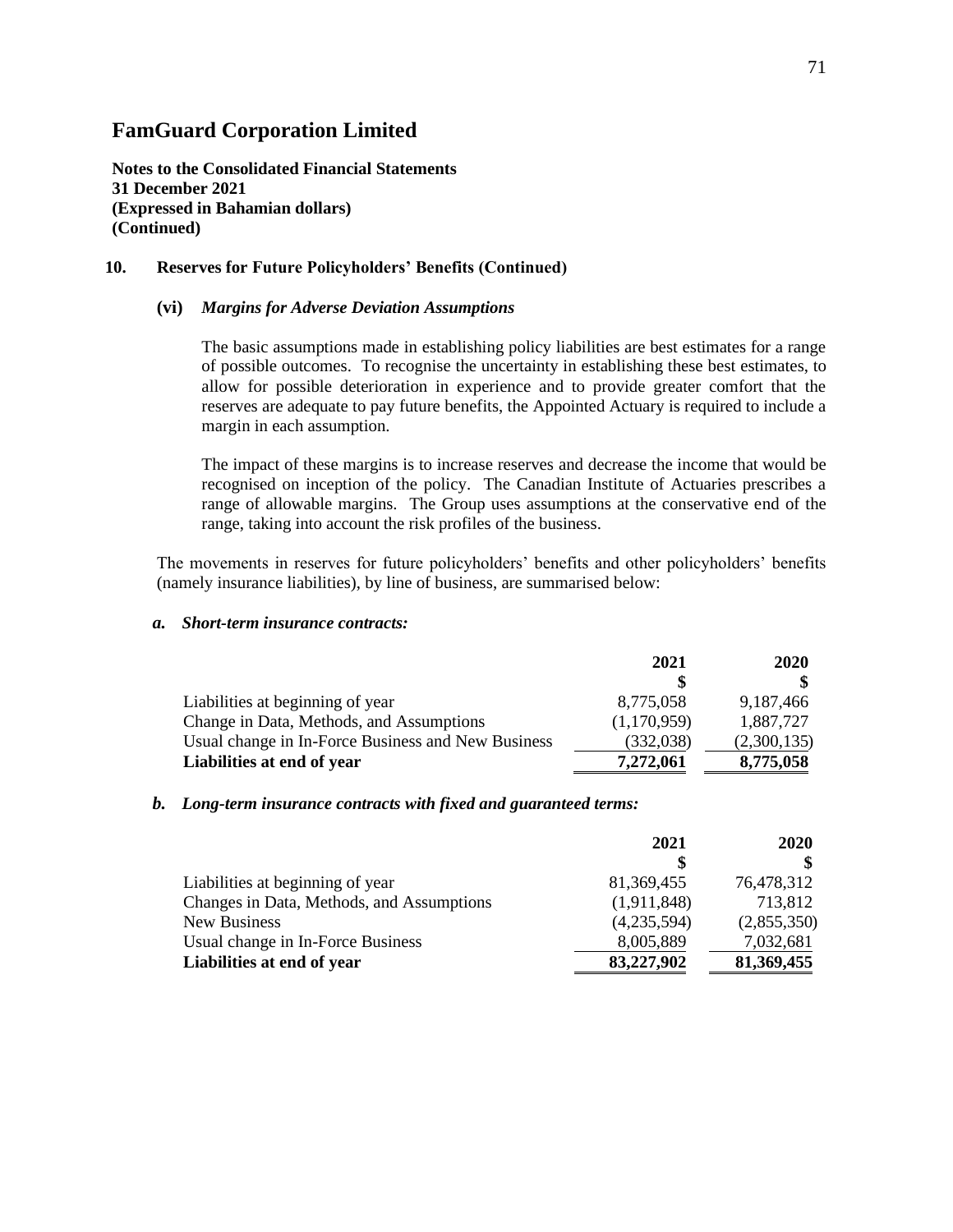# FamGuard Corporation Limited

**Notes to the Consolidated Financial Statements**
**31 December 2021**
**(Expressed in Bahamian dollars)**
**(Continued)**

## 10. Reserves for Future Policyholders' Benefits (Continued)

### (vi) *Margins for Adverse Deviation Assumptions*

The basic assumptions made in establishing policy liabilities are best estimates for a range of possible outcomes. To recognise the uncertainty in establishing these best estimates, to allow for possible deterioration in experience and to provide greater comfort that the reserves are adequate to pay future benefits, the Appointed Actuary is required to include a margin in each assumption.

The impact of these margins is to increase reserves and decrease the income that would be recognised on inception of the policy. The Canadian Institute of Actuaries prescribes a range of allowable margins. The Group uses assumptions at the conservative end of the range, taking into account the risk profiles of the business.

The movements in reserves for future policyholders' benefits and other policyholders' benefits (namely insurance liabilities), by line of business, are summarised below:

### *a. Short-term insurance contracts:*

| | 2021 | 2020 |
|---|---|---|
| | $ | $ |
| Liabilities at beginning of year | 8,775,058 | 9,187,466 |
| Change in Data, Methods, and Assumptions | (1,170,959) | 1,887,727 |
| Usual change in In-Force Business and New Business | (332,038) | (2,300,135) |
| **Liabilities at end of year** | **7,272,061** | **8,775,058** |

### *b. Long-term insurance contracts with fixed and guaranteed terms:*

| | 2021 | 2020 |
|---|---|---|
| | $ | $ |
| Liabilities at beginning of year | 81,369,455 | 76,478,312 |
| Changes in Data, Methods, and Assumptions | (1,911,848) | 713,812 |
| New Business | (4,235,594) | (2,855,350) |
| Usual change in In-Force Business | 8,005,889 | 7,032,681 |
| **Liabilities at end of year** | **83,227,902** | **81,369,455** |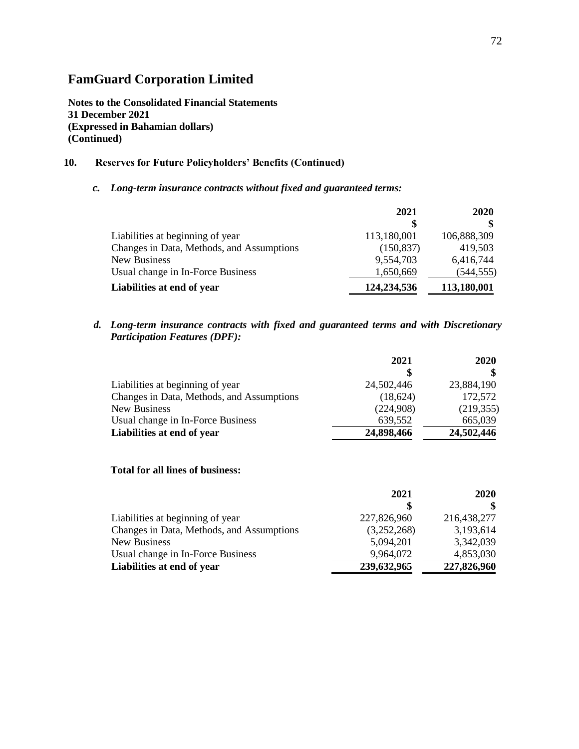# FamGuard Corporation Limited

**Notes to the Consolidated Financial Statements**
**31 December 2021**
**(Expressed in Bahamian dollars)**
**(Continued)**

## 10. Reserves for Future Policyholders' Benefits (Continued)

### *c. Long-term insurance contracts without fixed and guaranteed terms:*

| | 2021 | 2020 |
|---|---|---|
| | $ | $ |
| Liabilities at beginning of year | 113,180,001 | 106,888,309 |
| Changes in Data, Methods, and Assumptions | (150,837) | 419,503 |
| New Business | 9,554,703 | 6,416,744 |
| Usual change in In-Force Business | 1,650,669 | (544,555) |
| **Liabilities at end of year** | **124,234,536** | **113,180,001** |

### *d. Long-term insurance contracts with fixed and guaranteed terms and with Discretionary Participation Features (DPF):*

| | 2021 | 2020 |
|---|---|---|
| | $ | $ |
| Liabilities at beginning of year | 24,502,446 | 23,884,190 |
| Changes in Data, Methods, and Assumptions | (18,624) | 172,572 |
| New Business | (224,908) | (219,355) |
| Usual change in In-Force Business | 639,552 | 665,039 |
| **Liabilities at end of year** | **24,898,466** | **24,502,446** |

**Total for all lines of business:**

| | 2021 | 2020 |
|---|---|---|
| | $ | $ |
| Liabilities at beginning of year | 227,826,960 | 216,438,277 |
| Changes in Data, Methods, and Assumptions | (3,252,268) | 3,193,614 |
| New Business | 5,094,201 | 3,342,039 |
| Usual change in In-Force Business | 9,964,072 | 4,853,030 |
| **Liabilities at end of year** | **239,632,965** | **227,826,960** |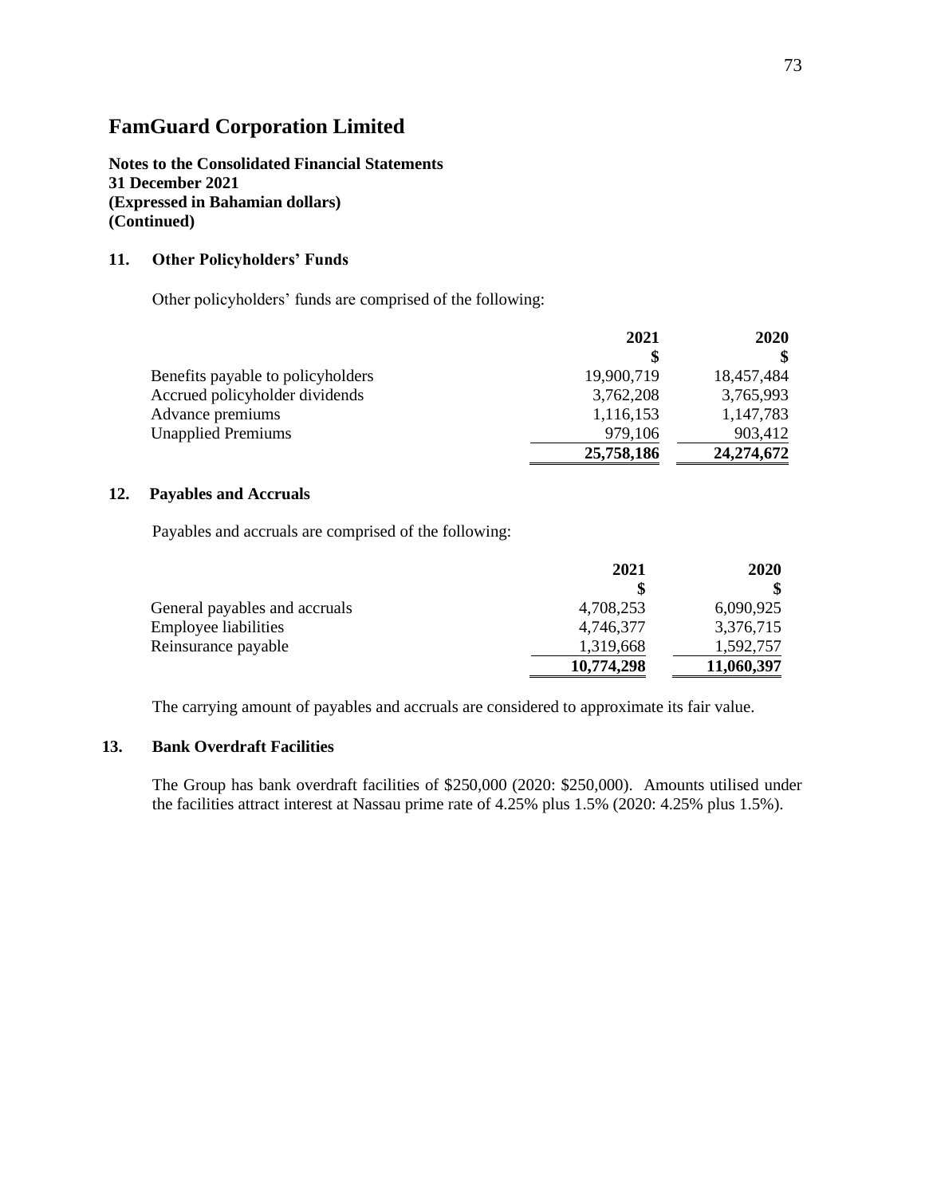# FamGuard Corporation Limited

**Notes to the Consolidated Financial Statements**
**31 December 2021**
**(Expressed in Bahamian dollars)**
**(Continued)**

## 11. Other Policyholders' Funds

Other policyholders' funds are comprised of the following:

| | 2021 | 2020 |
|---|---|---|
| | $ | $ |
| Benefits payable to policyholders | 19,900,719 | 18,457,484 |
| Accrued policyholder dividends | 3,762,208 | 3,765,993 |
| Advance premiums | 1,116,153 | 1,147,783 |
| Unapplied Premiums | 979,106 | 903,412 |
| | **25,758,186** | **24,274,672** |

## 12. Payables and Accruals

Payables and accruals are comprised of the following:

| | 2021 | 2020 |
|---|---|---|
| | $ | $ |
| General payables and accruals | 4,708,253 | 6,090,925 |
| Employee liabilities | 4,746,377 | 3,376,715 |
| Reinsurance payable | 1,319,668 | 1,592,757 |
| | **10,774,298** | **11,060,397** |

The carrying amount of payables and accruals are considered to approximate its fair value.

## 13. Bank Overdraft Facilities

The Group has bank overdraft facilities of $250,000 (2020: $250,000). Amounts utilised under the facilities attract interest at Nassau prime rate of 4.25% plus 1.5% (2020: 4.25% plus 1.5%).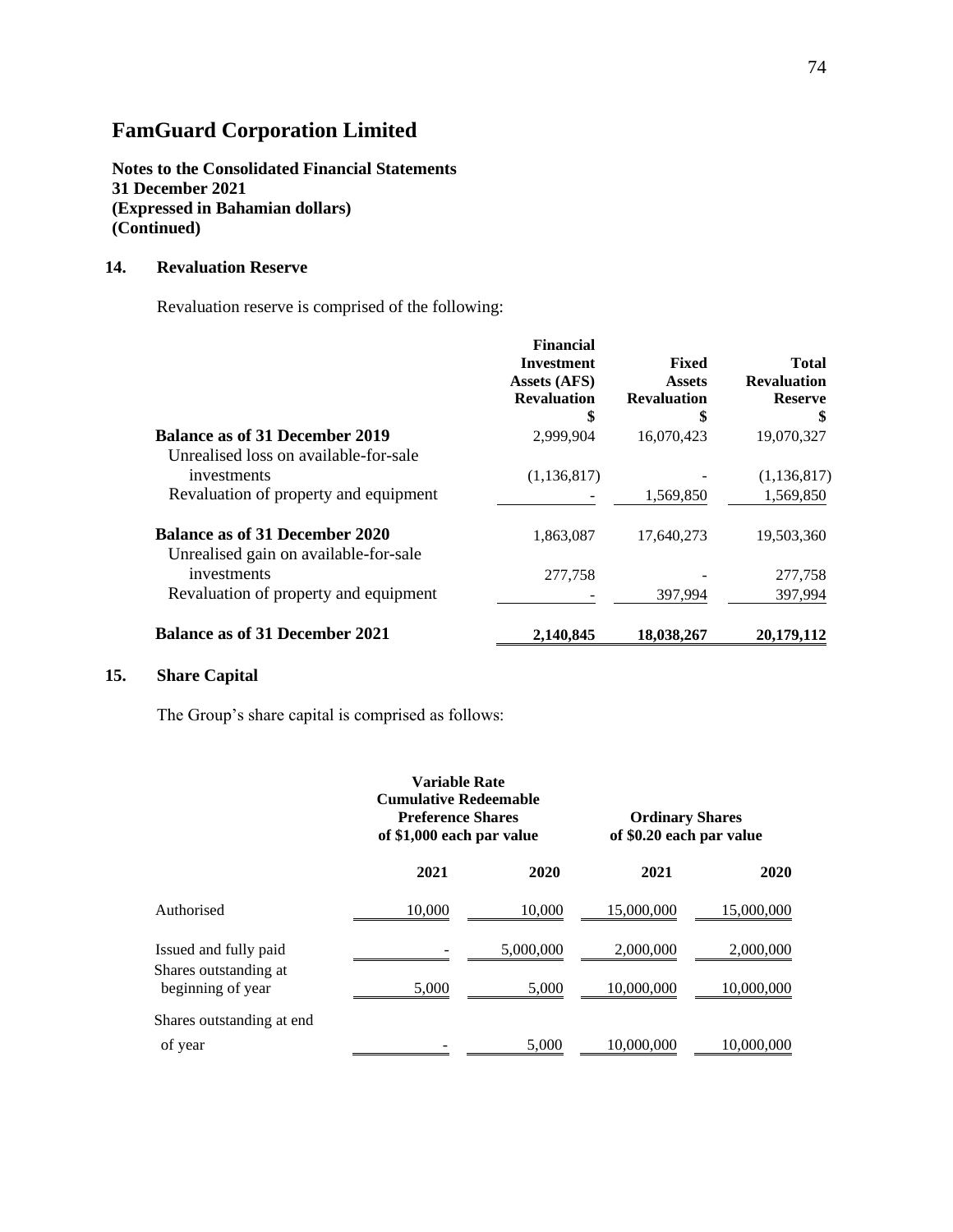# FamGuard Corporation Limited

**Notes to the Consolidated Financial Statements**
**31 December 2021**
**(Expressed in Bahamian dollars)**
**(Continued)**

## 14. Revaluation Reserve

Revaluation reserve is comprised of the following:

| | Financial Investment Assets (AFS) Revaluation $ | Fixed Assets Revaluation $ | Total Revaluation Reserve $ |
|---|---|---|---|
| **Balance as of 31 December 2019** | 2,999,904 | 16,070,423 | 19,070,327 |
| Unrealised loss on available-for-sale investments | (1,136,817) | - | (1,136,817) |
| Revaluation of property and equipment | - | 1,569,850 | 1,569,850 |
| **Balance as of 31 December 2020** | 1,863,087 | 17,640,273 | 19,503,360 |
| Unrealised gain on available-for-sale investments | 277,758 | - | 277,758 |
| Revaluation of property and equipment | - | 397,994 | 397,994 |
| **Balance as of 31 December 2021** | **2,140,845** | **18,038,267** | **20,179,112** |

## 15. Share Capital

The Group's share capital is comprised as follows:

| | Variable Rate Cumulative Redeemable Preference Shares of $1,000 each par value | | Ordinary Shares of $0.20 each par value | |
|---|---|---|---|---|
| | **2021** | **2020** | **2021** | **2020** |
| Authorised | 10,000 | 10,000 | 15,000,000 | 15,000,000 |
| Issued and fully paid | - | 5,000,000 | 2,000,000 | 2,000,000 |
| Shares outstanding at beginning of year | 5,000 | 5,000 | 10,000,000 | 10,000,000 |
| Shares outstanding at end of year | - | 5,000 | 10,000,000 | 10,000,000 |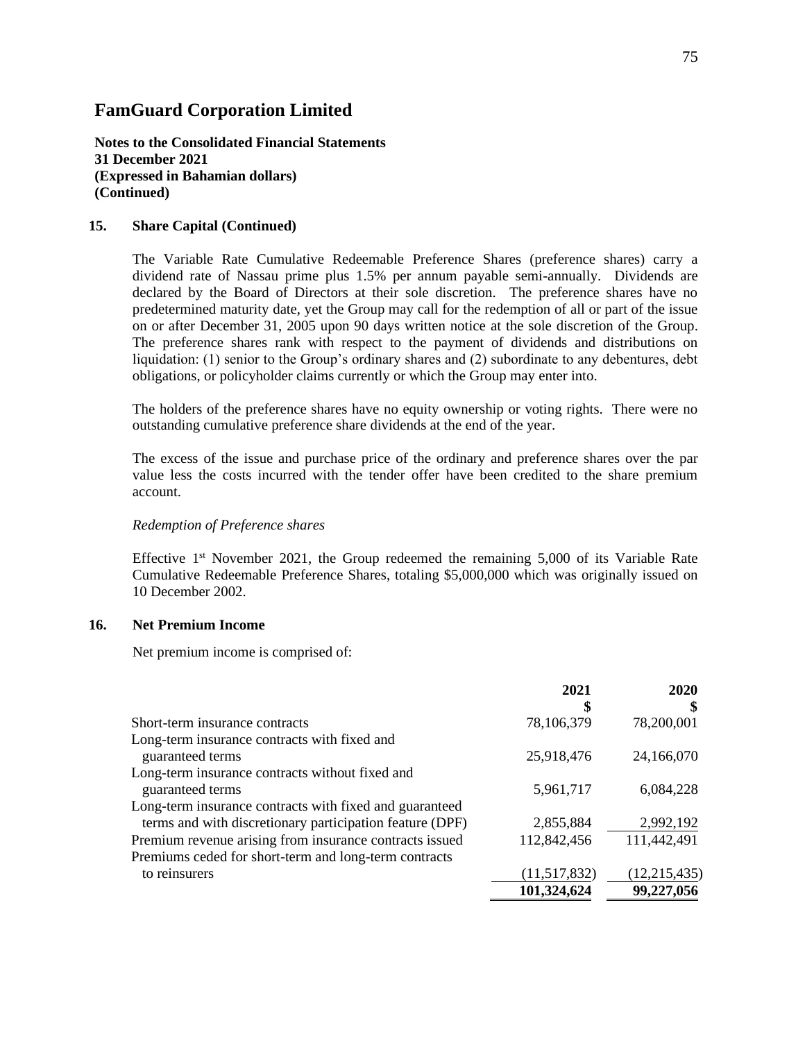# FamGuard Corporation Limited

**Notes to the Consolidated Financial Statements**
**31 December 2021**
**(Expressed in Bahamian dollars)**
**(Continued)**

## 15. Share Capital (Continued)

The Variable Rate Cumulative Redeemable Preference Shares (preference shares) carry a dividend rate of Nassau prime plus 1.5% per annum payable semi-annually. Dividends are declared by the Board of Directors at their sole discretion. The preference shares have no predetermined maturity date, yet the Group may call for the redemption of all or part of the issue on or after December 31, 2005 upon 90 days written notice at the sole discretion of the Group. The preference shares rank with respect to the payment of dividends and distributions on liquidation: (1) senior to the Group's ordinary shares and (2) subordinate to any debentures, debt obligations, or policyholder claims currently or which the Group may enter into.

The holders of the preference shares have no equity ownership or voting rights. There were no outstanding cumulative preference share dividends at the end of the year.

The excess of the issue and purchase price of the ordinary and preference shares over the par value less the costs incurred with the tender offer have been credited to the share premium account.

*Redemption of Preference shares*

Effective 1st November 2021, the Group redeemed the remaining 5,000 of its Variable Rate Cumulative Redeemable Preference Shares, totaling $5,000,000 which was originally issued on 10 December 2002.

## 16. Net Premium Income

Net premium income is comprised of:

| | 2021<br>$ | 2020<br>$ |
|---|---|---|
| Short-term insurance contracts | 78,106,379 | 78,200,001 |
| Long-term insurance contracts with fixed and guaranteed terms | 25,918,476 | 24,166,070 |
| Long-term insurance contracts without fixed and guaranteed terms | 5,961,717 | 6,084,228 |
| Long-term insurance contracts with fixed and guaranteed terms and with discretionary participation feature (DPF) | 2,855,884 | 2,992,192 |
| Premium revenue arising from insurance contracts issued | 112,842,456 | 111,442,491 |
| Premiums ceded for short-term and long-term contracts to reinsurers | (11,517,832) | (12,215,435) |
| | **101,324,624** | **99,227,056** |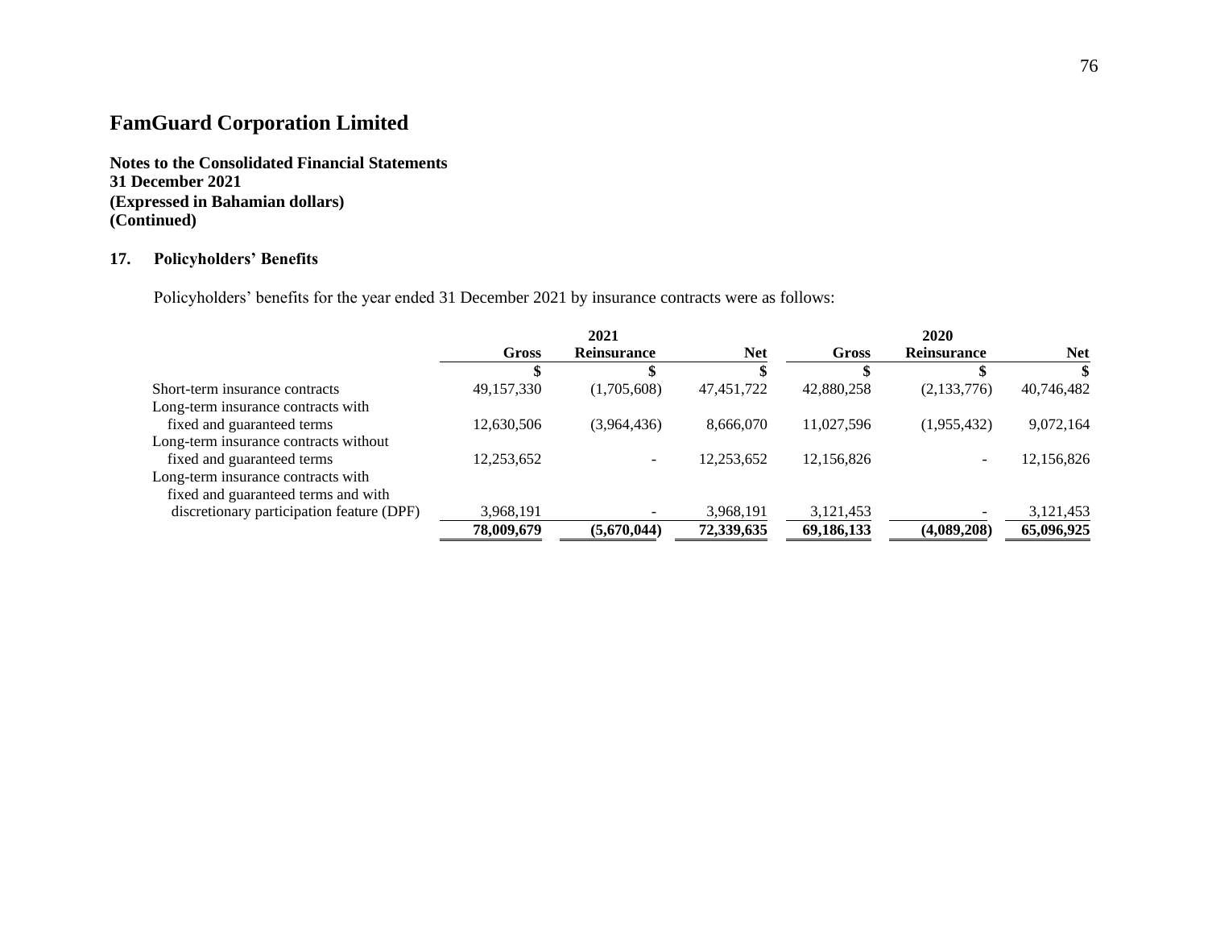# FamGuard Corporation Limited

**Notes to the Consolidated Financial Statements**
**31 December 2021**
**(Expressed in Bahamian dollars)**
**(Continued)**

## 17. Policyholders' Benefits

Policyholders' benefits for the year ended 31 December 2021 by insurance contracts were as follows:

| | 2021 | | | 2020 | | |
|---|---|---|---|---|---|---|
| | **Gross** | **Reinsurance** | **Net** | **Gross** | **Reinsurance** | **Net** |
| | **$** | **$** | **$** | **$** | **$** | **$** |
| Short-term insurance contracts | 49,157,330 | (1,705,608) | 47,451,722 | 42,880,258 | (2,133,776) | 40,746,482 |
| Long-term insurance contracts with fixed and guaranteed terms | 12,630,506 | (3,964,436) | 8,666,070 | 11,027,596 | (1,955,432) | 9,072,164 |
| Long-term insurance contracts without fixed and guaranteed terms | 12,253,652 | - | 12,253,652 | 12,156,826 | - | 12,156,826 |
| Long-term insurance contracts with fixed and guaranteed terms and with discretionary participation feature (DPF) | 3,968,191 | - | 3,968,191 | 3,121,453 | - | 3,121,453 |
| | **78,009,679** | **(5,670,044)** | **72,339,635** | **69,186,133** | **(4,089,208)** | **65,096,925** |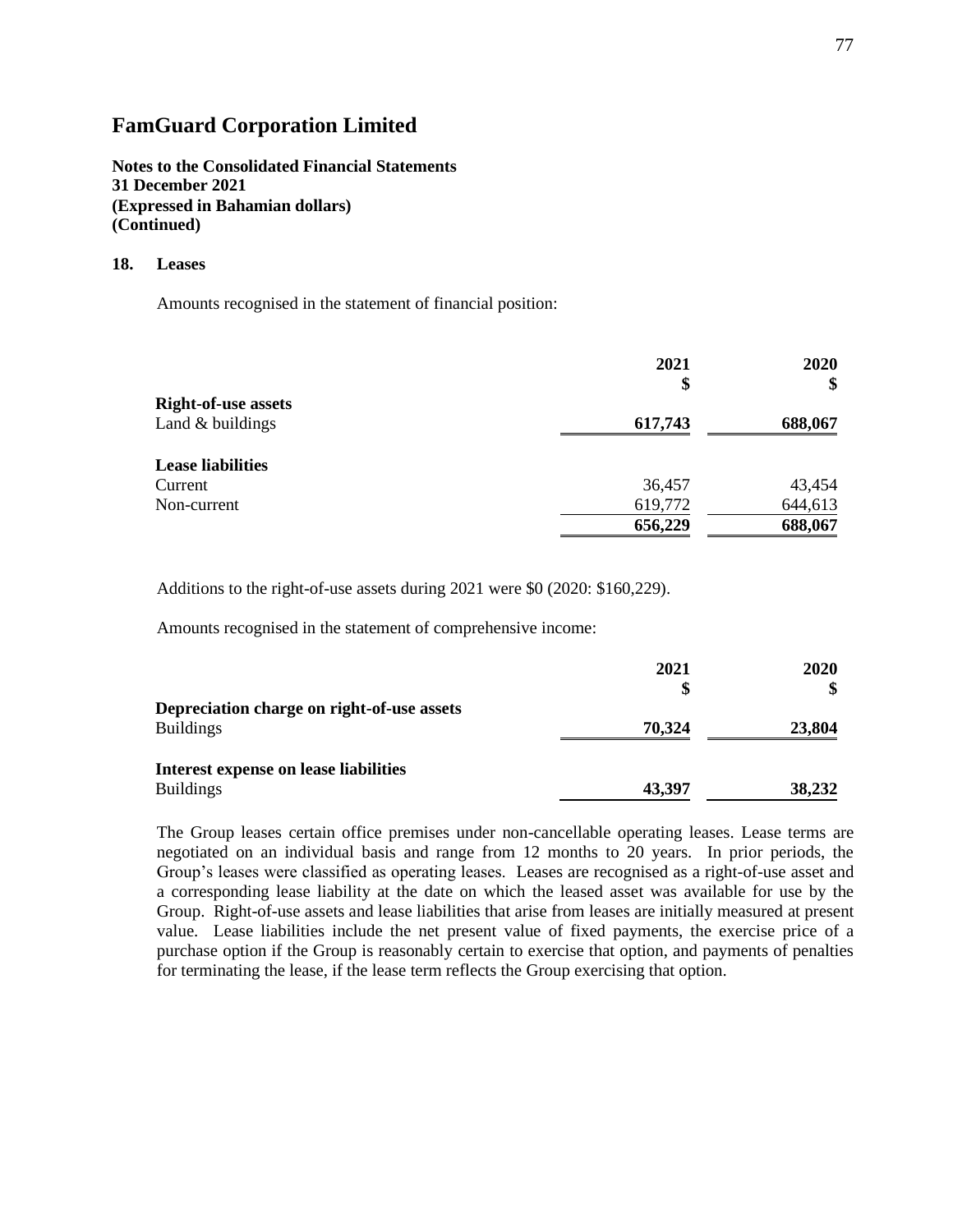# FamGuard Corporation Limited

**Notes to the Consolidated Financial Statements**
**31 December 2021**
**(Expressed in Bahamian dollars)**
**(Continued)**

## 18. Leases

Amounts recognised in the statement of financial position:

| | 2021 | 2020 |
|---|---|---|
| | $ | $ |
| **Right-of-use assets** | | |
| Land & buildings | **617,743** | **688,067** |
| **Lease liabilities** | | |
| Current | 36,457 | 43,454 |
| Non-current | 619,772 | 644,613 |
| | **656,229** | **688,067** |

Additions to the right-of-use assets during 2021 were $0 (2020: $160,229).

Amounts recognised in the statement of comprehensive income:

| | 2021 | 2020 |
|---|---|---|
| | $ | $ |
| **Depreciation charge on right-of-use assets** | | |
| Buildings | **70,324** | **23,804** |
| **Interest expense on lease liabilities** | | |
| Buildings | **43,397** | **38,232** |

The Group leases certain office premises under non-cancellable operating leases. Lease terms are negotiated on an individual basis and range from 12 months to 20 years. In prior periods, the Group's leases were classified as operating leases. Leases are recognised as a right-of-use asset and a corresponding lease liability at the date on which the leased asset was available for use by the Group. Right-of-use assets and lease liabilities that arise from leases are initially measured at present value. Lease liabilities include the net present value of fixed payments, the exercise price of a purchase option if the Group is reasonably certain to exercise that option, and payments of penalties for terminating the lease, if the lease term reflects the Group exercising that option.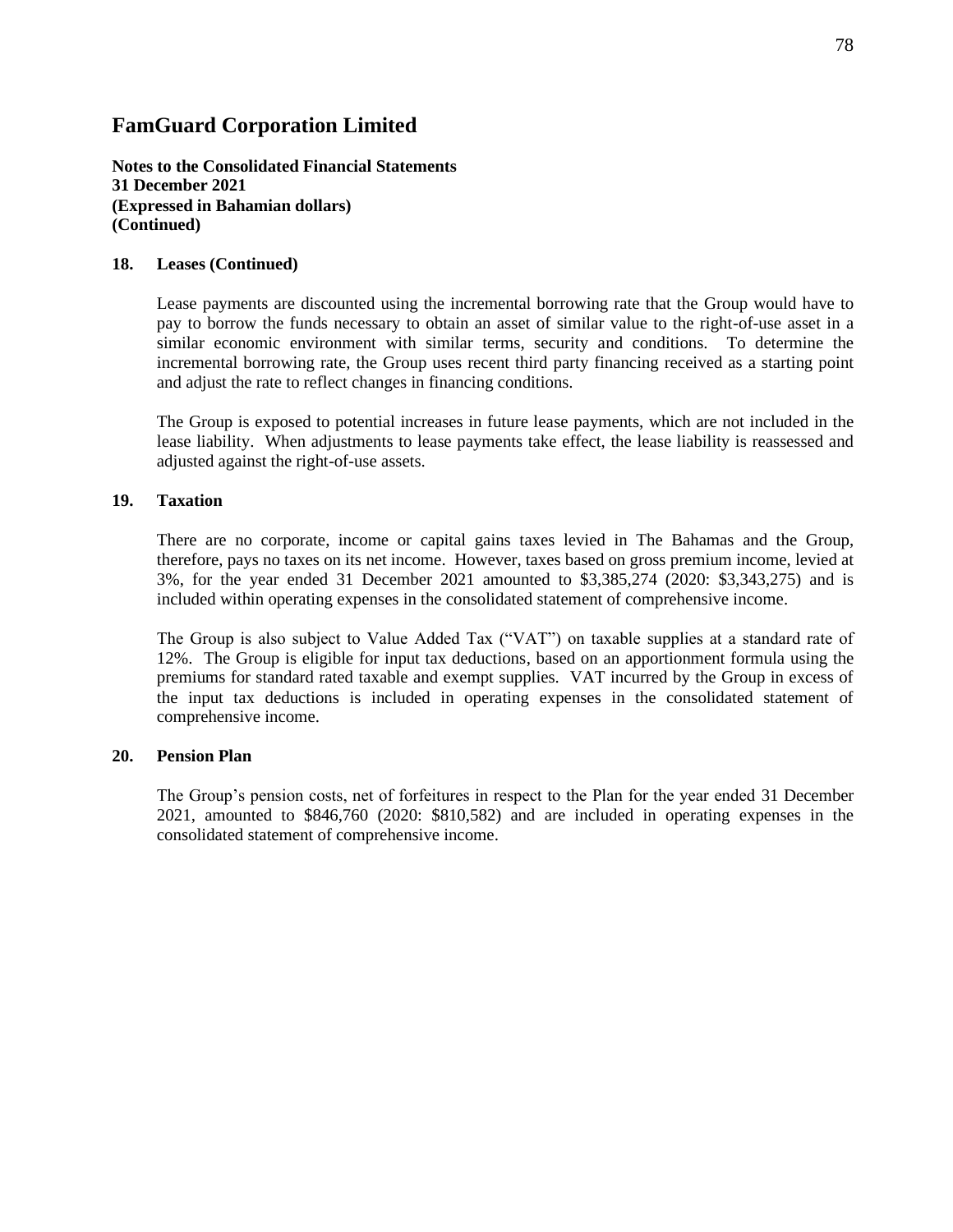# FamGuard Corporation Limited

**Notes to the Consolidated Financial Statements**
**31 December 2021**
**(Expressed in Bahamian dollars)**
**(Continued)**

## 18. Leases (Continued)

Lease payments are discounted using the incremental borrowing rate that the Group would have to pay to borrow the funds necessary to obtain an asset of similar value to the right-of-use asset in a similar economic environment with similar terms, security and conditions. To determine the incremental borrowing rate, the Group uses recent third party financing received as a starting point and adjust the rate to reflect changes in financing conditions.

The Group is exposed to potential increases in future lease payments, which are not included in the lease liability. When adjustments to lease payments take effect, the lease liability is reassessed and adjusted against the right-of-use assets.

## 19. Taxation

There are no corporate, income or capital gains taxes levied in The Bahamas and the Group, therefore, pays no taxes on its net income. However, taxes based on gross premium income, levied at 3%, for the year ended 31 December 2021 amounted to $3,385,274 (2020: $3,343,275) and is included within operating expenses in the consolidated statement of comprehensive income.

The Group is also subject to Value Added Tax ("VAT") on taxable supplies at a standard rate of 12%. The Group is eligible for input tax deductions, based on an apportionment formula using the premiums for standard rated taxable and exempt supplies. VAT incurred by the Group in excess of the input tax deductions is included in operating expenses in the consolidated statement of comprehensive income.

## 20. Pension Plan

The Group's pension costs, net of forfeitures in respect to the Plan for the year ended 31 December 2021, amounted to $846,760 (2020: $810,582) and are included in operating expenses in the consolidated statement of comprehensive income.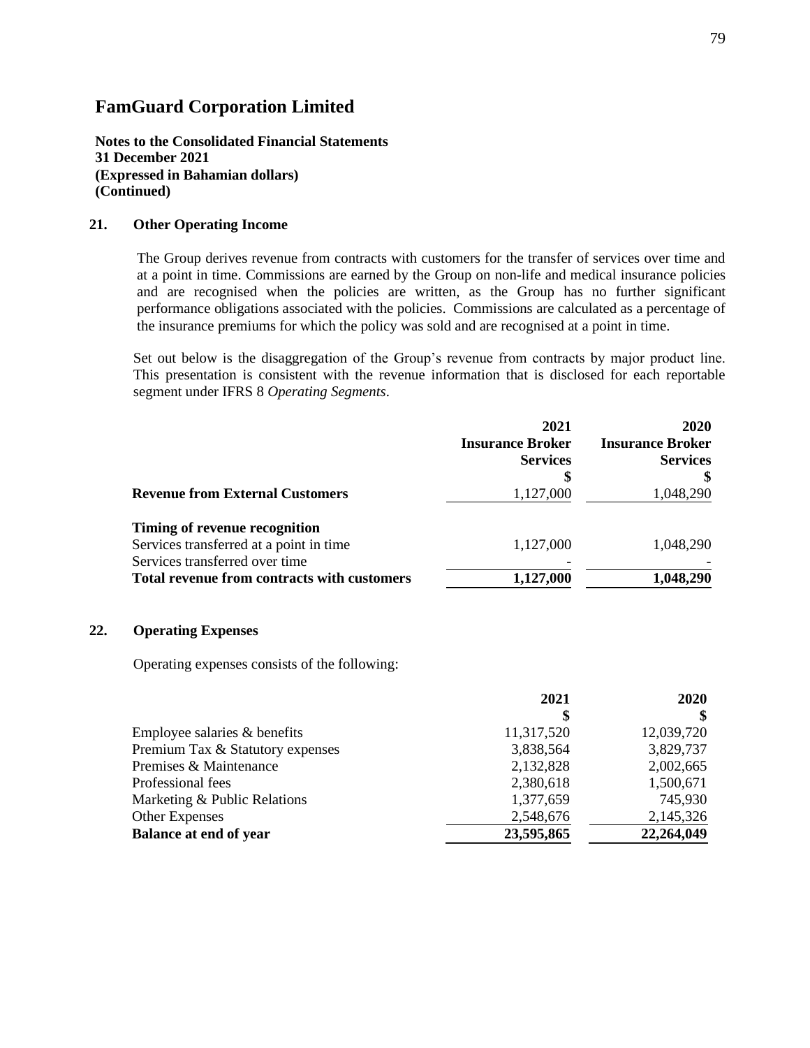# FamGuard Corporation Limited

**Notes to the Consolidated Financial Statements**
**31 December 2021**
**(Expressed in Bahamian dollars)**
**(Continued)**

## 21. Other Operating Income

The Group derives revenue from contracts with customers for the transfer of services over time and at a point in time. Commissions are earned by the Group on non-life and medical insurance policies and are recognised when the policies are written, as the Group has no further significant performance obligations associated with the policies. Commissions are calculated as a percentage of the insurance premiums for which the policy was sold and are recognised at a point in time.

Set out below is the disaggregation of the Group's revenue from contracts by major product line. This presentation is consistent with the revenue information that is disclosed for each reportable segment under IFRS 8 *Operating Segments*.

| | **2021 Insurance Broker Services** | **2020 Insurance Broker Services** |
|---|---|---|
| | **$** | **$** |
| **Revenue from External Customers** | 1,127,000 | 1,048,290 |
| **Timing of revenue recognition** | | |
| Services transferred at a point in time | 1,127,000 | 1,048,290 |
| Services transferred over time | - | - |
| **Total revenue from contracts with customers** | **1,127,000** | **1,048,290** |

## 22. Operating Expenses

Operating expenses consists of the following:

| | **2021** | **2020** |
|---|---|---|
| | **$** | **$** |
| Employee salaries & benefits | 11,317,520 | 12,039,720 |
| Premium Tax & Statutory expenses | 3,838,564 | 3,829,737 |
| Premises & Maintenance | 2,132,828 | 2,002,665 |
| Professional fees | 2,380,618 | 1,500,671 |
| Marketing & Public Relations | 1,377,659 | 745,930 |
| Other Expenses | 2,548,676 | 2,145,326 |
| **Balance at end of year** | **23,595,865** | **22,264,049** |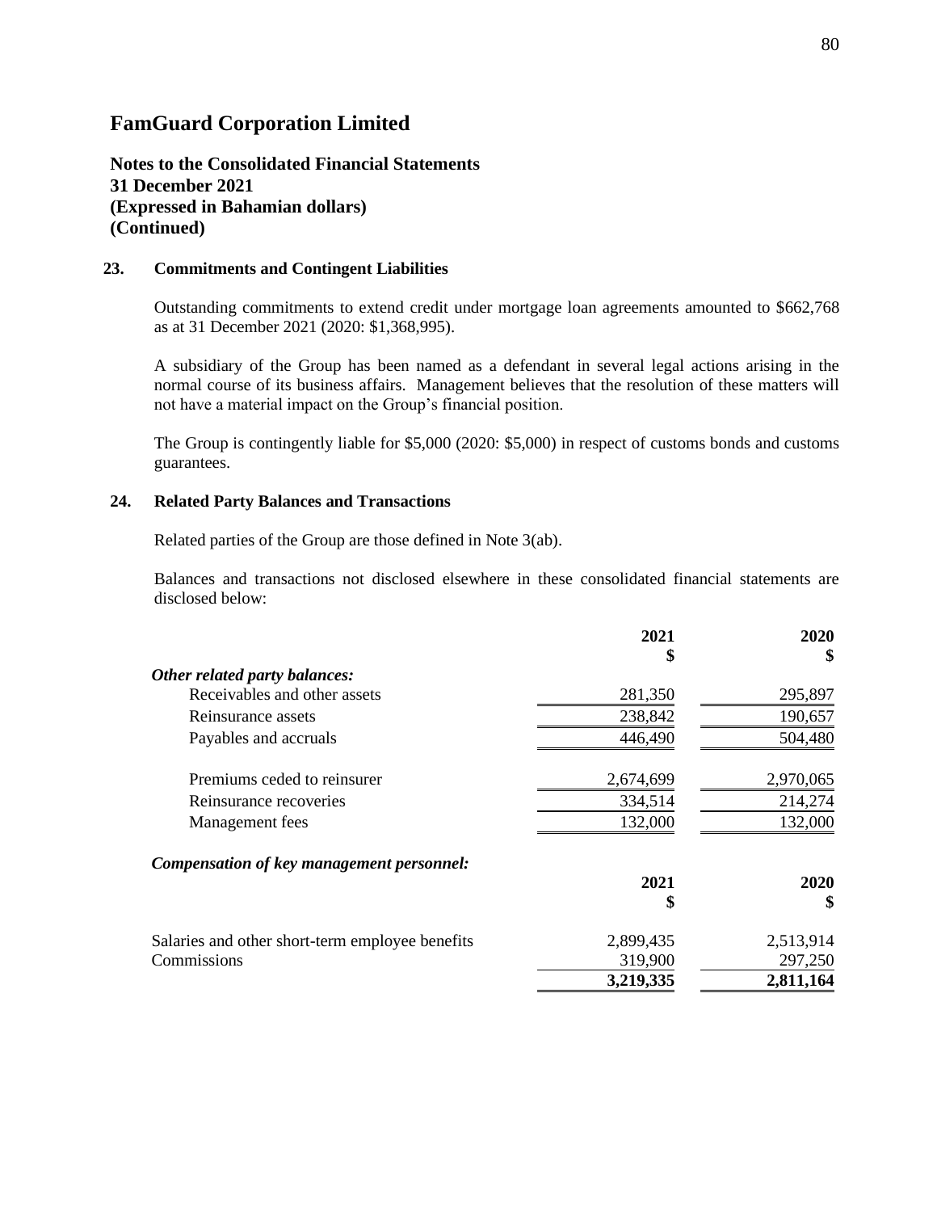# FamGuard Corporation Limited

**Notes to the Consolidated Financial Statements**
**31 December 2021**
**(Expressed in Bahamian dollars)**
**(Continued)**

## 23. Commitments and Contingent Liabilities

Outstanding commitments to extend credit under mortgage loan agreements amounted to $662,768 as at 31 December 2021 (2020: $1,368,995).

A subsidiary of the Group has been named as a defendant in several legal actions arising in the normal course of its business affairs. Management believes that the resolution of these matters will not have a material impact on the Group's financial position.

The Group is contingently liable for $5,000 (2020: $5,000) in respect of customs bonds and customs guarantees.

## 24. Related Party Balances and Transactions

Related parties of the Group are those defined in Note 3(ab).

Balances and transactions not disclosed elsewhere in these consolidated financial statements are disclosed below:

| | 2021<br>$ | 2020<br>$ |
|---|---|---|
| ***Other related party balances:*** | | |
| Receivables and other assets | 281,350 | 295,897 |
| Reinsurance assets | 238,842 | 190,657 |
| Payables and accruals | 446,490 | 504,480 |
| | | |
| Premiums ceded to reinsurer | 2,674,699 | 2,970,065 |
| Reinsurance recoveries | 334,514 | 214,274 |
| Management fees | 132,000 | 132,000 |

***Compensation of key management personnel:***

| | 2021<br>$ | 2020<br>$ |
|---|---|---|
| Salaries and other short-term employee benefits | 2,899,435 | 2,513,914 |
| Commissions | 319,900 | 297,250 |
| | **3,219,335** | **2,811,164** |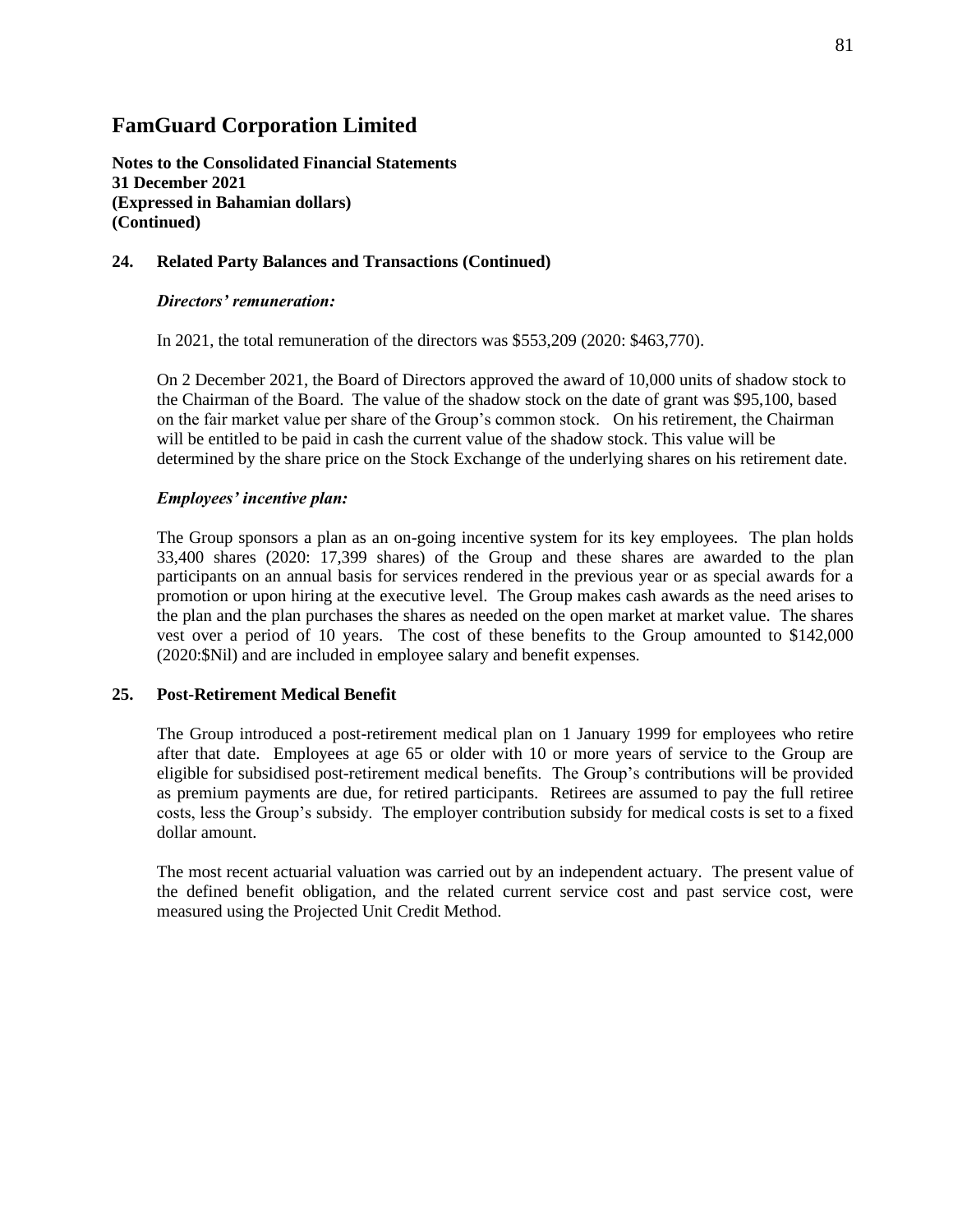# FamGuard Corporation Limited

**Notes to the Consolidated Financial Statements**
**31 December 2021**
**(Expressed in Bahamian dollars)**
**(Continued)**

## 24. Related Party Balances and Transactions (Continued)

***Directors' remuneration:***

In 2021, the total remuneration of the directors was $553,209 (2020: $463,770).

On 2 December 2021, the Board of Directors approved the award of 10,000 units of shadow stock to the Chairman of the Board. The value of the shadow stock on the date of grant was $95,100, based on the fair market value per share of the Group's common stock. On his retirement, the Chairman will be entitled to be paid in cash the current value of the shadow stock. This value will be determined by the share price on the Stock Exchange of the underlying shares on his retirement date.

***Employees' incentive plan:***

The Group sponsors a plan as an on-going incentive system for its key employees. The plan holds 33,400 shares (2020: 17,399 shares) of the Group and these shares are awarded to the plan participants on an annual basis for services rendered in the previous year or as special awards for a promotion or upon hiring at the executive level. The Group makes cash awards as the need arises to the plan and the plan purchases the shares as needed on the open market at market value. The shares vest over a period of 10 years. The cost of these benefits to the Group amounted to $142,000 (2020:$Nil) and are included in employee salary and benefit expenses.

## 25. Post-Retirement Medical Benefit

The Group introduced a post-retirement medical plan on 1 January 1999 for employees who retire after that date. Employees at age 65 or older with 10 or more years of service to the Group are eligible for subsidised post-retirement medical benefits. The Group's contributions will be provided as premium payments are due, for retired participants. Retirees are assumed to pay the full retiree costs, less the Group's subsidy. The employer contribution subsidy for medical costs is set to a fixed dollar amount.

The most recent actuarial valuation was carried out by an independent actuary. The present value of the defined benefit obligation, and the related current service cost and past service cost, were measured using the Projected Unit Credit Method.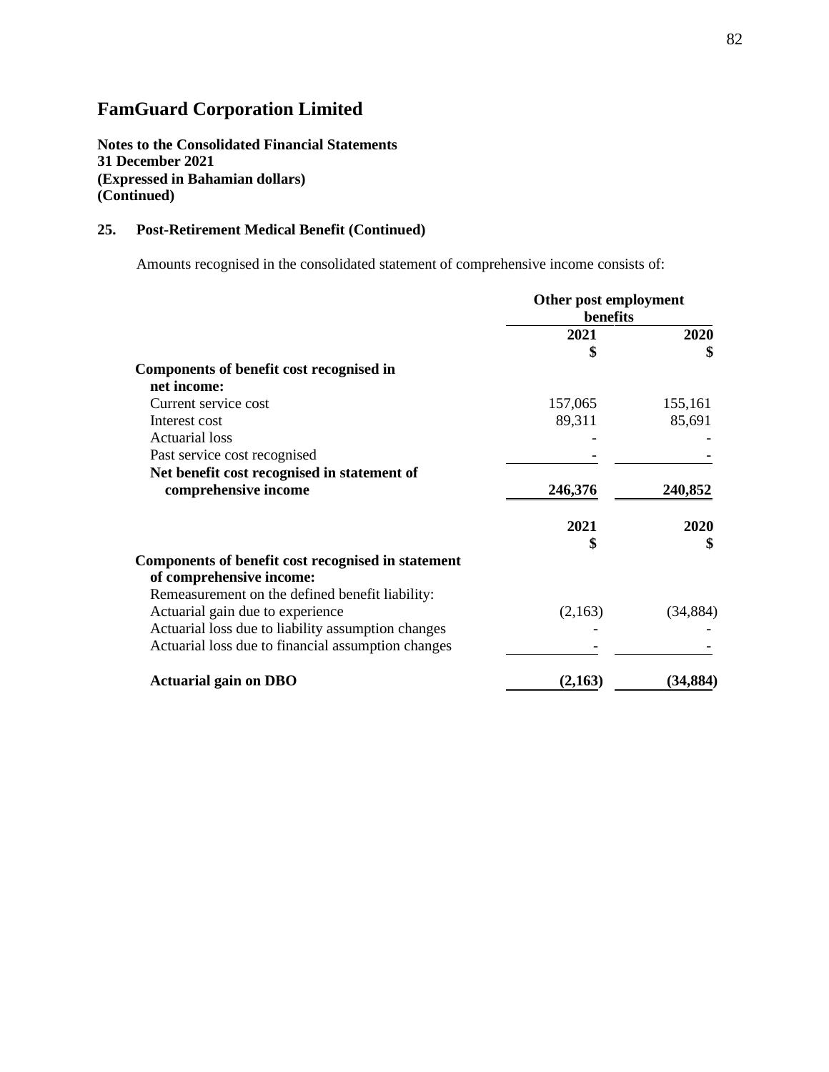# FamGuard Corporation Limited

**Notes to the Consolidated Financial Statements**
**31 December 2021**
**(Expressed in Bahamian dollars)**
**(Continued)**

## 25. Post-Retirement Medical Benefit (Continued)

Amounts recognised in the consolidated statement of comprehensive income consists of:

| | Other post employment benefits | |
|---|---|---|
| | **2021** | **2020** |
| | **\$** | **\$** |
| **Components of benefit cost recognised in net income:** | | |
| Current service cost | 157,065 | 155,161 |
| Interest cost | 89,311 | 85,691 |
| Actuarial loss | - | - |
| Past service cost recognised | - | - |
| **Net benefit cost recognised in statement of comprehensive income** | **246,376** | **240,852** |

| | **2021** | **2020** |
|---|---|---|
| | **\$** | **\$** |
| **Components of benefit cost recognised in statement of comprehensive income:** | | |
| Remeasurement on the defined benefit liability: | | |
| Actuarial gain due to experience | (2,163) | (34,884) |
| Actuarial loss due to liability assumption changes | - | - |
| Actuarial loss due to financial assumption changes | - | - |
| **Actuarial gain on DBO** | **(2,163)** | **(34,884)** |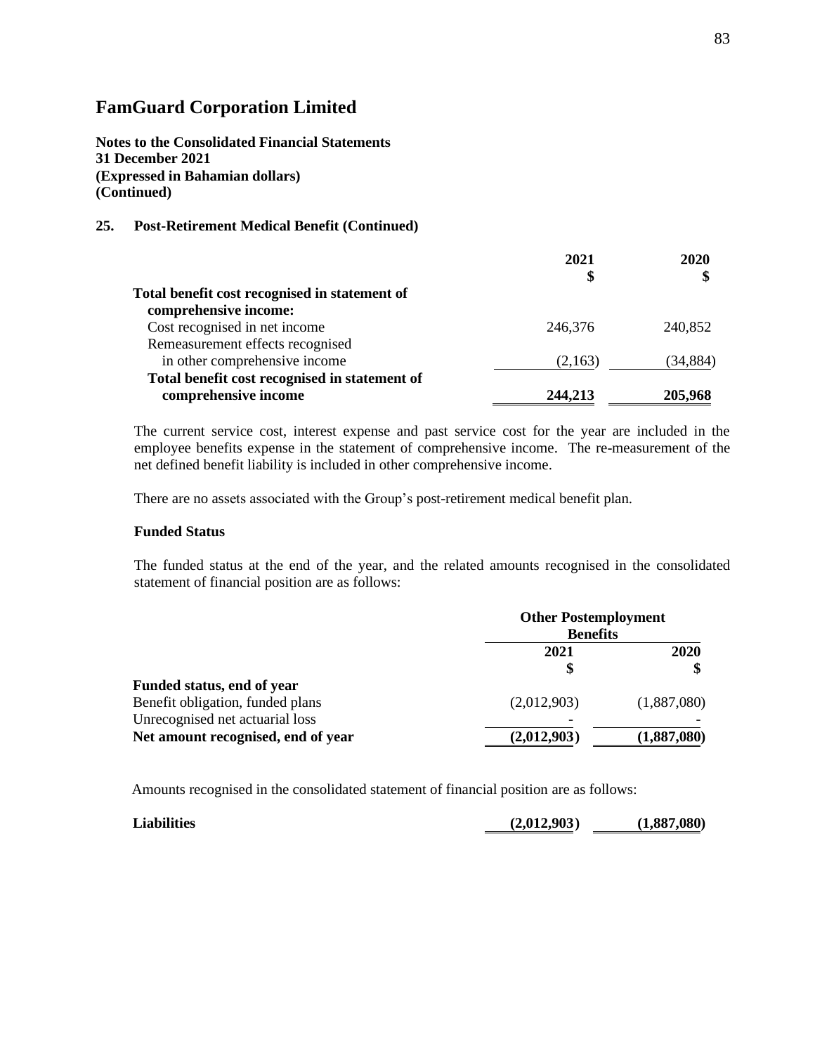# FamGuard Corporation Limited

**Notes to the Consolidated Financial Statements**
**31 December 2021**
**(Expressed in Bahamian dollars)**
**(Continued)**

## 25. Post-Retirement Medical Benefit (Continued)

| | 2021<br>$ | 2020<br>$ |
|---|---|---|
| **Total benefit cost recognised in statement of comprehensive income:** | | |
| Cost recognised in net income | 246,376 | 240,852 |
| Remeasurement effects recognised in other comprehensive income | (2,163) | (34,884) |
| **Total benefit cost recognised in statement of comprehensive income** | **244,213** | **205,968** |

The current service cost, interest expense and past service cost for the year are included in the employee benefits expense in the statement of comprehensive income. The re-measurement of the net defined benefit liability is included in other comprehensive income.

There are no assets associated with the Group's post-retirement medical benefit plan.

### Funded Status

The funded status at the end of the year, and the related amounts recognised in the consolidated statement of financial position are as follows:

| | **Other Postemployment Benefits** | |
|---|---|---|
| | **2021**<br>**$** | **2020**<br>**$** |
| **Funded status, end of year** | | |
| Benefit obligation, funded plans | (2,012,903) | (1,887,080) |
| Unrecognised net actuarial loss | - | - |
| **Net amount recognised, end of year** | **(2,012,903)** | **(1,887,080)** |

Amounts recognised in the consolidated statement of financial position are as follows:

| | | |
|---|---|---|
| **Liabilities** | **(2,012,903)** | **(1,887,080)** |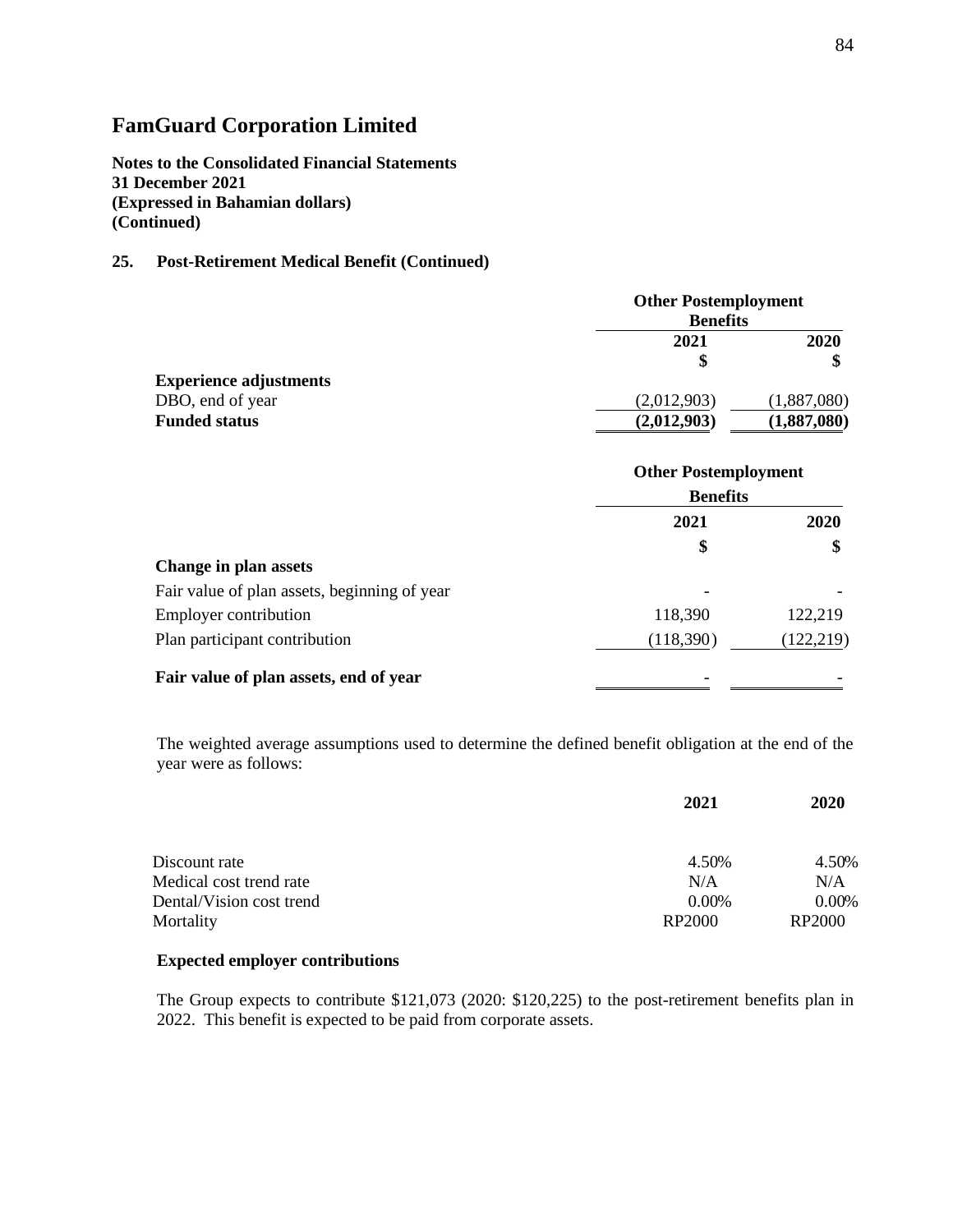# FamGuard Corporation Limited

**Notes to the Consolidated Financial Statements**
**31 December 2021**
**(Expressed in Bahamian dollars)**
**(Continued)**

## 25. Post-Retirement Medical Benefit (Continued)

| | Other Postemployment Benefits | |
|---|---|---|
| | **2021** | **2020** |
| | **$** | **$** |
| **Experience adjustments** | | |
| DBO, end of year | (2,012,903) | (1,887,080) |
| **Funded status** | **(2,012,903)** | **(1,887,080)** |

| | Other Postemployment Benefits | |
|---|---|---|
| | **2021** | **2020** |
| | **$** | **$** |
| **Change in plan assets** | | |
| Fair value of plan assets, beginning of year | - | - |
| Employer contribution | 118,390 | 122,219 |
| Plan participant contribution | (118,390) | (122,219) |
| **Fair value of plan assets, end of year** | - | - |

The weighted average assumptions used to determine the defined benefit obligation at the end of the year were as follows:

| | **2021** | **2020** |
|---|---|---|
| Discount rate | 4.50% | 4.50% |
| Medical cost trend rate | N/A | N/A |
| Dental/Vision cost trend | 0.00% | 0.00% |
| Mortality | RP2000 | RP2000 |

**Expected employer contributions**

The Group expects to contribute $121,073 (2020: $120,225) to the post-retirement benefits plan in 2022. This benefit is expected to be paid from corporate assets.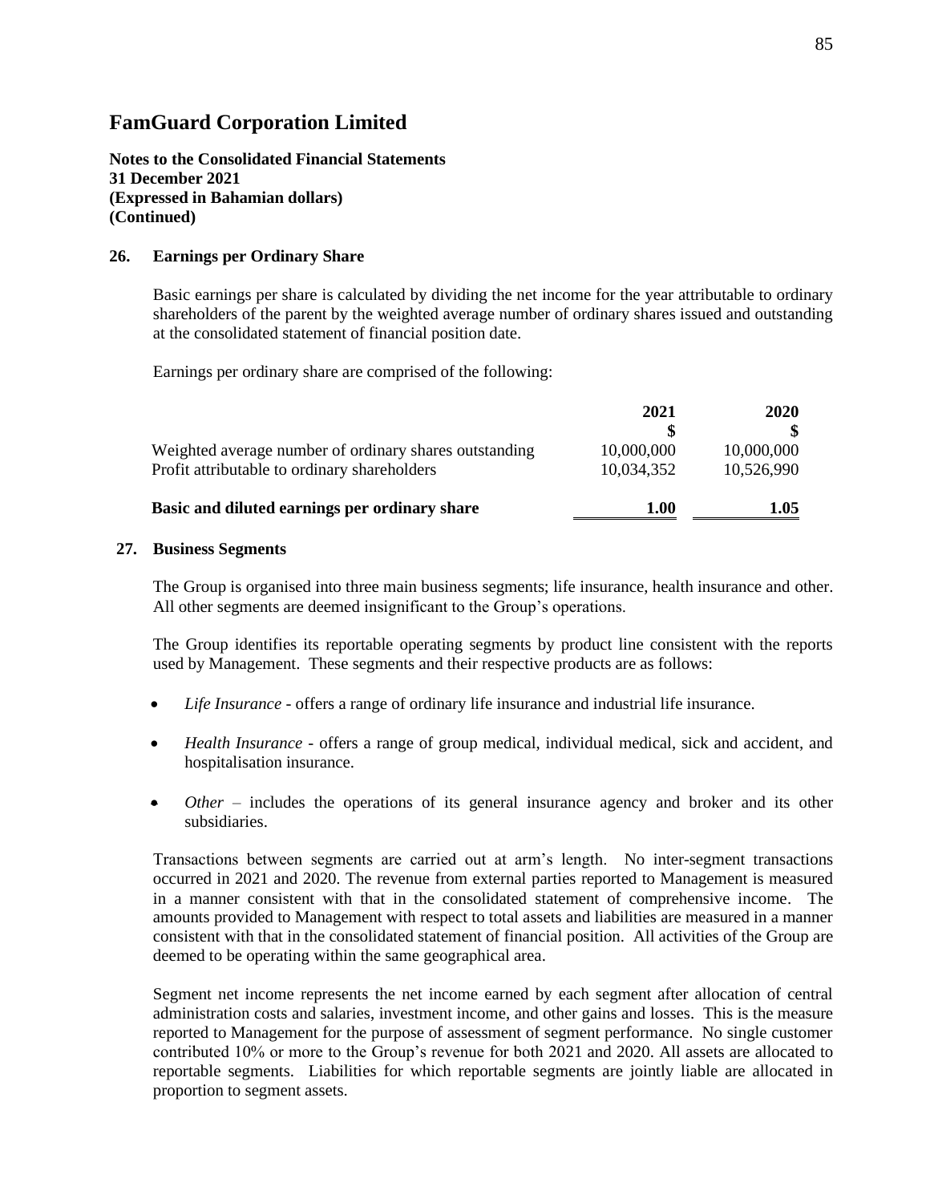# FamGuard Corporation Limited

**Notes to the Consolidated Financial Statements**
**31 December 2021**
**(Expressed in Bahamian dollars)**
**(Continued)**

## 26. Earnings per Ordinary Share

Basic earnings per share is calculated by dividing the net income for the year attributable to ordinary shareholders of the parent by the weighted average number of ordinary shares issued and outstanding at the consolidated statement of financial position date.

Earnings per ordinary share are comprised of the following:

| | 2021 | 2020 |
|---|---|---|
| | $ | $ |
| Weighted average number of ordinary shares outstanding | 10,000,000 | 10,000,000 |
| Profit attributable to ordinary shareholders | 10,034,352 | 10,526,990 |
| **Basic and diluted earnings per ordinary share** | **1.00** | **1.05** |

## 27. Business Segments

The Group is organised into three main business segments; life insurance, health insurance and other. All other segments are deemed insignificant to the Group's operations.

The Group identifies its reportable operating segments by product line consistent with the reports used by Management. These segments and their respective products are as follows:

- *Life Insurance* - offers a range of ordinary life insurance and industrial life insurance.
- *Health Insurance* - offers a range of group medical, individual medical, sick and accident, and hospitalisation insurance.
- *Other* – includes the operations of its general insurance agency and broker and its other subsidiaries.

Transactions between segments are carried out at arm's length. No inter-segment transactions occurred in 2021 and 2020. The revenue from external parties reported to Management is measured in a manner consistent with that in the consolidated statement of comprehensive income. The amounts provided to Management with respect to total assets and liabilities are measured in a manner consistent with that in the consolidated statement of financial position. All activities of the Group are deemed to be operating within the same geographical area.

Segment net income represents the net income earned by each segment after allocation of central administration costs and salaries, investment income, and other gains and losses. This is the measure reported to Management for the purpose of assessment of segment performance. No single customer contributed 10% or more to the Group's revenue for both 2021 and 2020. All assets are allocated to reportable segments. Liabilities for which reportable segments are jointly liable are allocated in proportion to segment assets.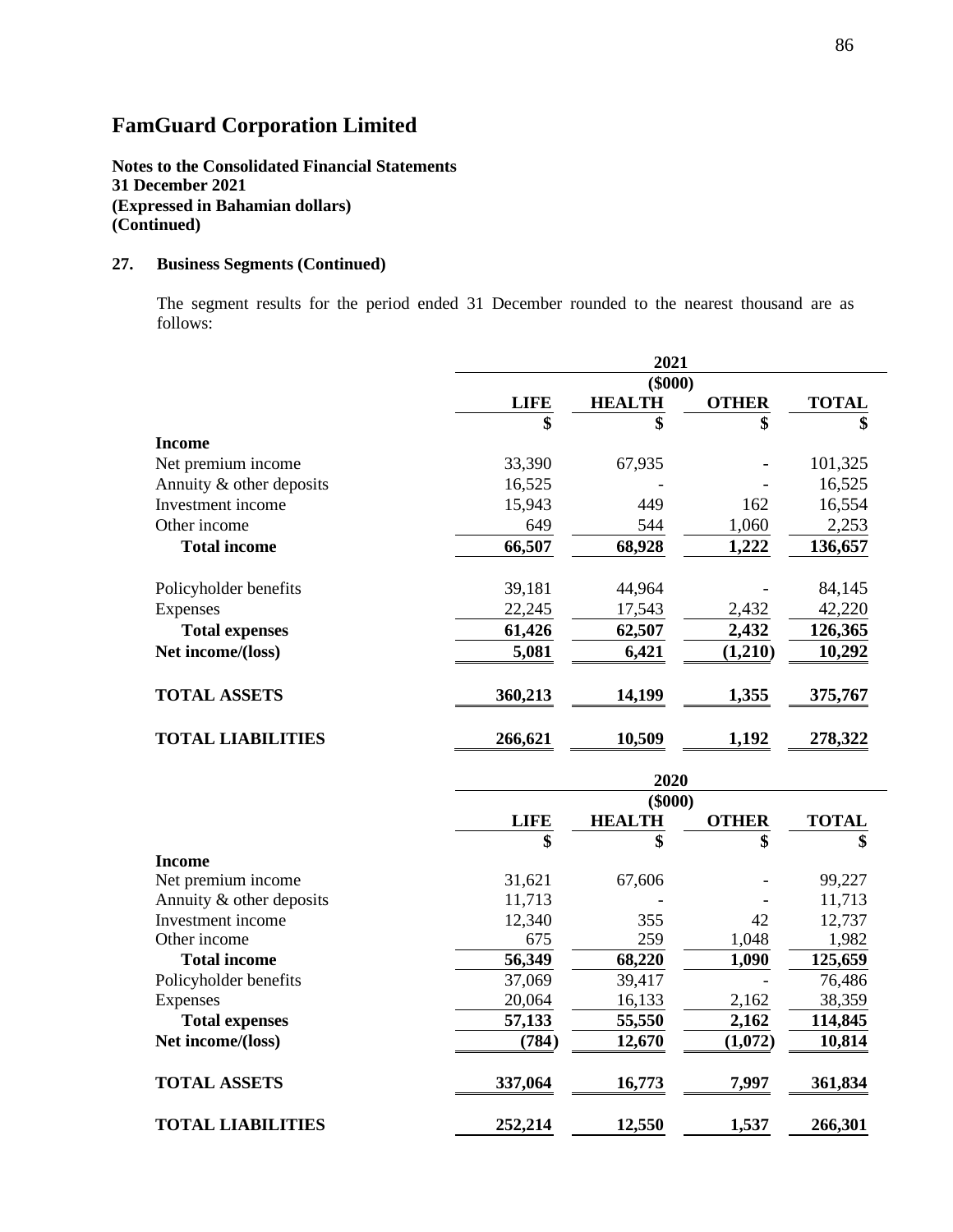## FamGuard Corporation Limited

**Notes to the Consolidated Financial Statements**
**31 December 2021**
**(Expressed in Bahamian dollars)**
**(Continued)**

### 27. Business Segments (Continued)

The segment results for the period ended 31 December rounded to the nearest thousand are as follows:

| | 2021 ($000) | | | |
|---|---|---|---|---|
| | **LIFE** | **HEALTH** | **OTHER** | **TOTAL** |
| | **$** | **$** | **$** | **$** |
| **Income** | | | | |
| Net premium income | 33,390 | 67,935 | - | 101,325 |
| Annuity & other deposits | 16,525 | - | - | 16,525 |
| Investment income | 15,943 | 449 | 162 | 16,554 |
| Other income | 649 | 544 | 1,060 | 2,253 |
| **Total income** | **66,507** | **68,928** | **1,222** | **136,657** |
| Policyholder benefits | 39,181 | 44,964 | - | 84,145 |
| Expenses | 22,245 | 17,543 | 2,432 | 42,220 |
| **Total expenses** | **61,426** | **62,507** | **2,432** | **126,365** |
| **Net income/(loss)** | **5,081** | **6,421** | **(1,210)** | **10,292** |
| **TOTAL ASSETS** | **360,213** | **14,199** | **1,355** | **375,767** |
| **TOTAL LIABILITIES** | **266,621** | **10,509** | **1,192** | **278,322** |

| | 2020 ($000) | | | |
|---|---|---|---|---|
| | **LIFE** | **HEALTH** | **OTHER** | **TOTAL** |
| | **$** | **$** | **$** | **$** |
| **Income** | | | | |
| Net premium income | 31,621 | 67,606 | - | 99,227 |
| Annuity & other deposits | 11,713 | - | - | 11,713 |
| Investment income | 12,340 | 355 | 42 | 12,737 |
| Other income | 675 | 259 | 1,048 | 1,982 |
| **Total income** | **56,349** | **68,220** | **1,090** | **125,659** |
| Policyholder benefits | 37,069 | 39,417 | - | 76,486 |
| Expenses | 20,064 | 16,133 | 2,162 | 38,359 |
| **Total expenses** | **57,133** | **55,550** | **2,162** | **114,845** |
| **Net income/(loss)** | **(784)** | **12,670** | **(1,072)** | **10,814** |
| **TOTAL ASSETS** | **337,064** | **16,773** | **7,997** | **361,834** |
| **TOTAL LIABILITIES** | **252,214** | **12,550** | **1,537** | **266,301** |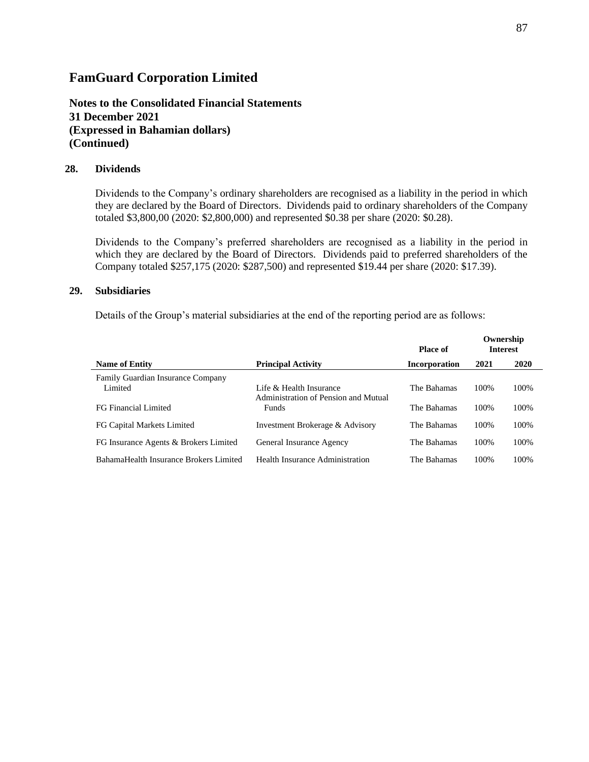# FamGuard Corporation Limited

## Notes to the Consolidated Financial Statements
## 31 December 2021
## (Expressed in Bahamian dollars)
## (Continued)

### 28. Dividends

Dividends to the Company's ordinary shareholders are recognised as a liability in the period in which they are declared by the Board of Directors. Dividends paid to ordinary shareholders of the Company totaled $3,800,00 (2020: $2,800,000) and represented $0.38 per share (2020: $0.28).

Dividends to the Company's preferred shareholders are recognised as a liability in the period in which they are declared by the Board of Directors. Dividends paid to preferred shareholders of the Company totaled $257,175 (2020: $287,500) and represented $19.44 per share (2020: $17.39).

### 29. Subsidiaries

Details of the Group's material subsidiaries at the end of the reporting period are as follows:

| Name of Entity | Principal Activity | Place of Incorporation | Ownership Interest 2021 | Ownership Interest 2020 |
|---|---|---|---|---|
| Family Guardian Insurance Company Limited | Life & Health Insurance | The Bahamas | 100% | 100% |
| FG Financial Limited | Administration of Pension and Mutual Funds | The Bahamas | 100% | 100% |
| FG Capital Markets Limited | Investment Brokerage & Advisory | The Bahamas | 100% | 100% |
| FG Insurance Agents & Brokers Limited | General Insurance Agency | The Bahamas | 100% | 100% |
| BahamaHealth Insurance Brokers Limited | Health Insurance Administration | The Bahamas | 100% | 100% |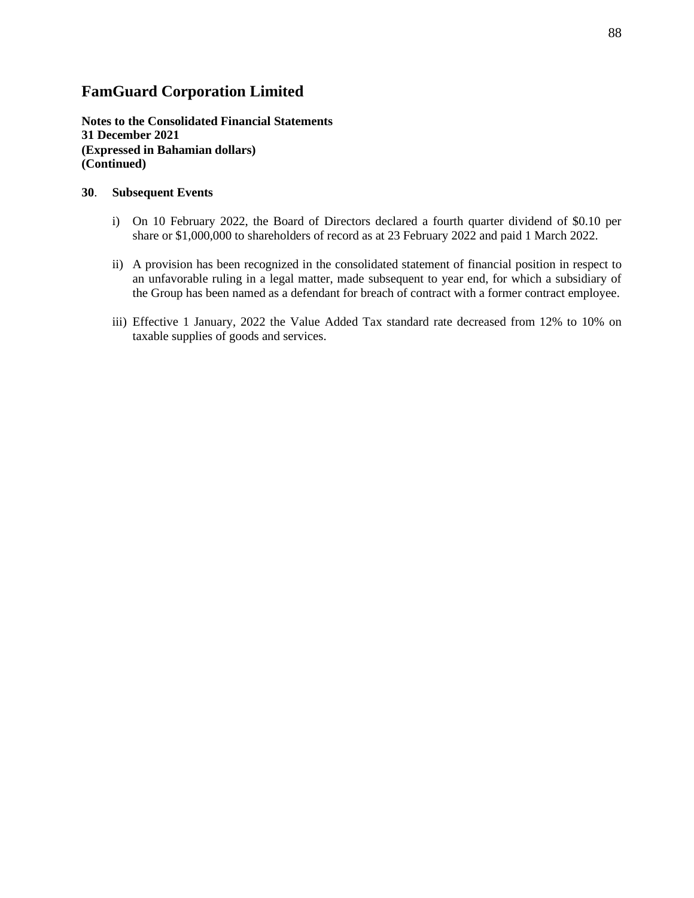# FamGuard Corporation Limited

**Notes to the Consolidated Financial Statements**
**31 December 2021**
**(Expressed in Bahamian dollars)**
**(Continued)**

## 30. Subsequent Events

i) On 10 February 2022, the Board of Directors declared a fourth quarter dividend of $0.10 per share or $1,000,000 to shareholders of record as at 23 February 2022 and paid 1 March 2022.

ii) A provision has been recognized in the consolidated statement of financial position in respect to an unfavorable ruling in a legal matter, made subsequent to year end, for which a subsidiary of the Group has been named as a defendant for breach of contract with a former contract employee.

iii) Effective 1 January, 2022 the Value Added Tax standard rate decreased from 12% to 10% on taxable supplies of goods and services.